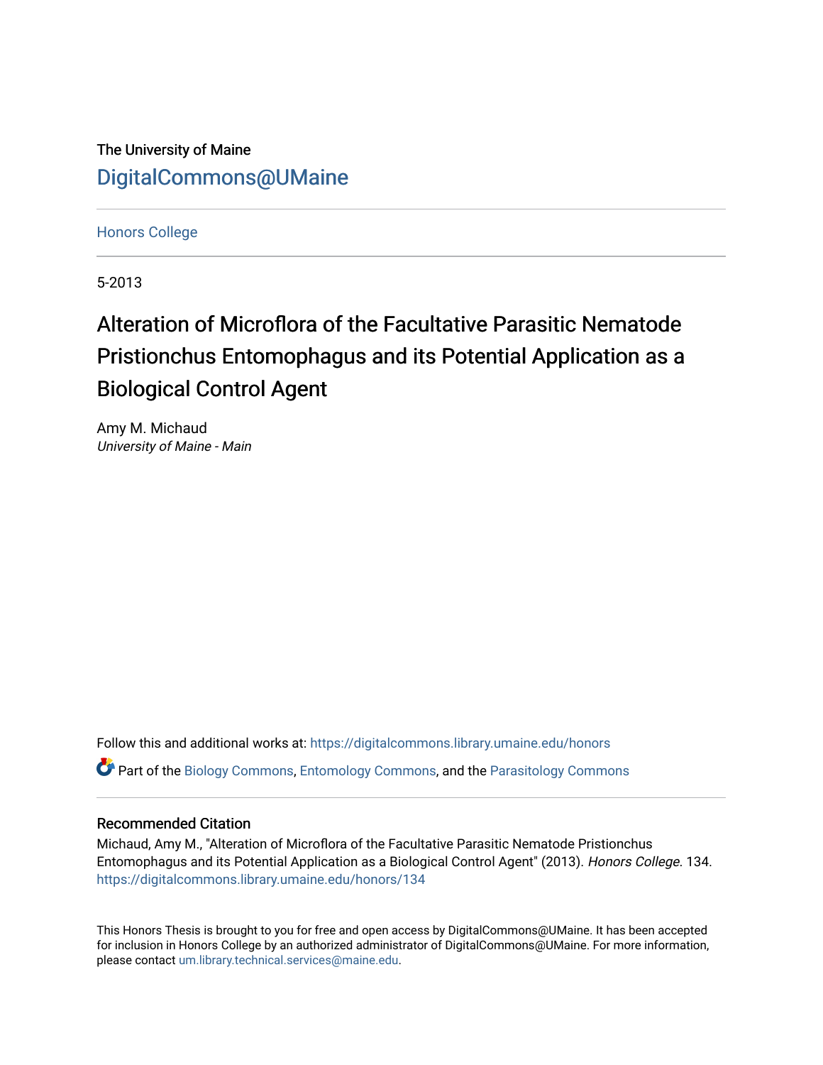The University of Maine

DigitalCommons@UMaine

Honors College

5-2013

# Alteration of Microflora of the Facultative Parasitic Nematode Pristionchus Entomophagus and its Potential Application as a Biological Control Agent

Amy M. Michaud
*University of Maine - Main*

Follow this and additional works at: https://digitalcommons.library.umaine.edu/honors

Part of the Biology Commons, Entomology Commons, and the Parasitology Commons

## Recommended Citation

Michaud, Amy M., "Alteration of Microflora of the Facultative Parasitic Nematode Pristionchus Entomophagus and its Potential Application as a Biological Control Agent" (2013). *Honors College*. 134.
https://digitalcommons.library.umaine.edu/honors/134

This Honors Thesis is brought to you for free and open access by DigitalCommons@UMaine. It has been accepted for inclusion in Honors College by an authorized administrator of DigitalCommons@UMaine. For more information, please contact um.library.technical.services@maine.edu.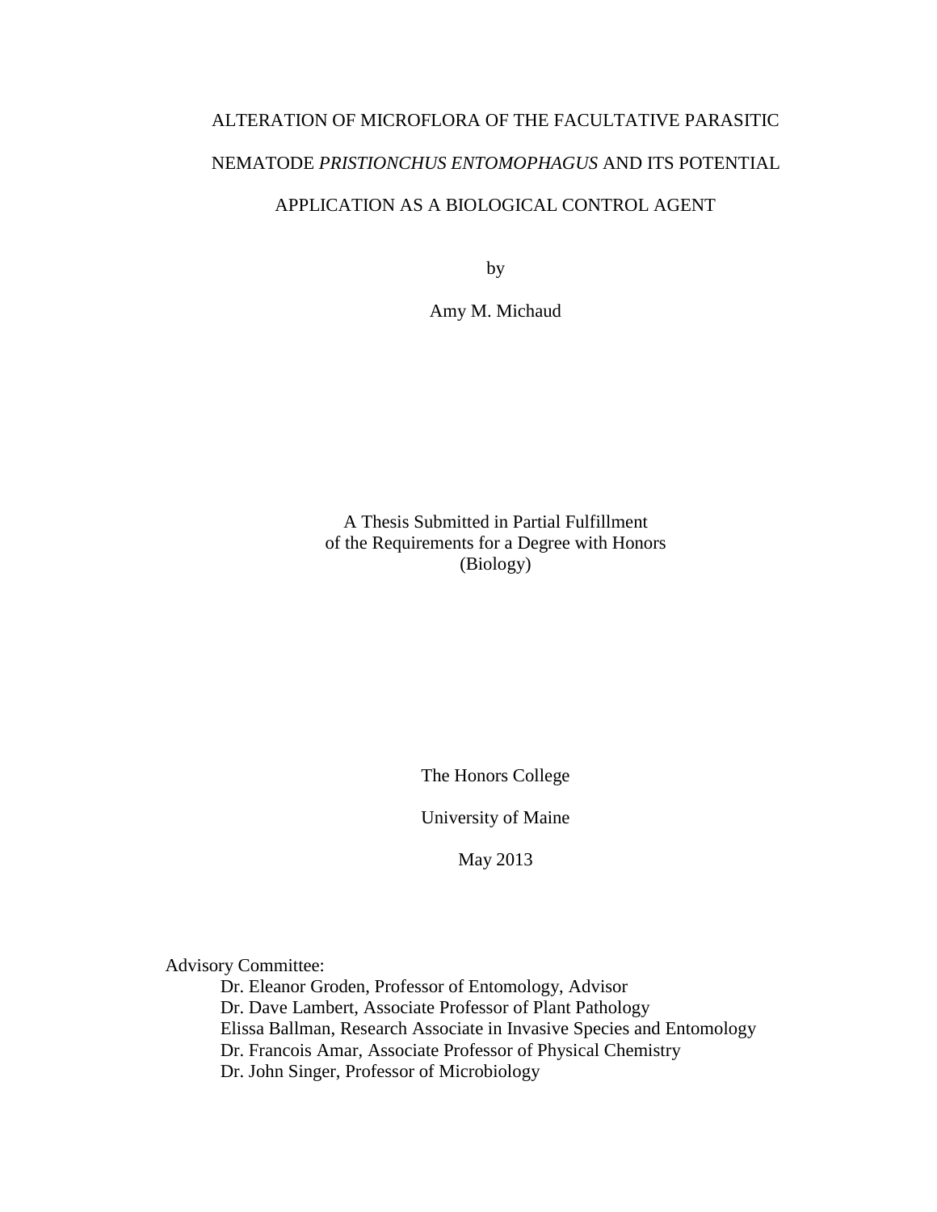# ALTERATION OF MICROFLORA OF THE FACULTATIVE PARASITIC NEMATODE *PRISTIONCHUS ENTOMOPHAGUS* AND ITS POTENTIAL APPLICATION AS A BIOLOGICAL CONTROL AGENT

by

Amy M. Michaud

A Thesis Submitted in Partial Fulfillment
of the Requirements for a Degree with Honors
(Biology)

The Honors College

University of Maine

May 2013

Advisory Committee:

Dr. Eleanor Groden, Professor of Entomology, Advisor
Dr. Dave Lambert, Associate Professor of Plant Pathology
Elissa Ballman, Research Associate in Invasive Species and Entomology
Dr. Francois Amar, Associate Professor of Physical Chemistry
Dr. John Singer, Professor of Microbiology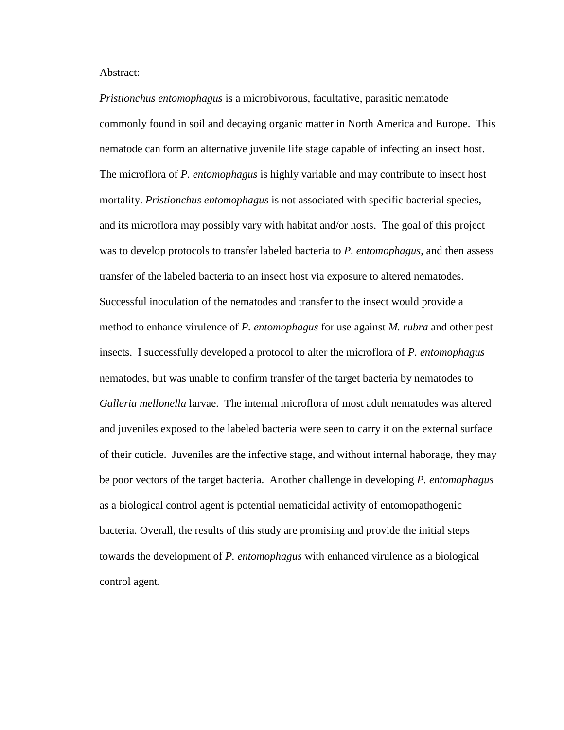Abstract:

*Pristionchus entomophagus* is a microbivorous, facultative, parasitic nematode commonly found in soil and decaying organic matter in North America and Europe. This nematode can form an alternative juvenile life stage capable of infecting an insect host. The microflora of *P. entomophagus* is highly variable and may contribute to insect host mortality. *Pristionchus entomophagus* is not associated with specific bacterial species, and its microflora may possibly vary with habitat and/or hosts. The goal of this project was to develop protocols to transfer labeled bacteria to *P. entomophagus*, and then assess transfer of the labeled bacteria to an insect host via exposure to altered nematodes. Successful inoculation of the nematodes and transfer to the insect would provide a method to enhance virulence of *P. entomophagus* for use against *M. rubra* and other pest insects. I successfully developed a protocol to alter the microflora of *P. entomophagus* nematodes, but was unable to confirm transfer of the target bacteria by nematodes to *Galleria mellonella* larvae. The internal microflora of most adult nematodes was altered and juveniles exposed to the labeled bacteria were seen to carry it on the external surface of their cuticle. Juveniles are the infective stage, and without internal haborage, they may be poor vectors of the target bacteria. Another challenge in developing *P. entomophagus* as a biological control agent is potential nematicidal activity of entomopathogenic bacteria. Overall, the results of this study are promising and provide the initial steps towards the development of *P. entomophagus* with enhanced virulence as a biological control agent.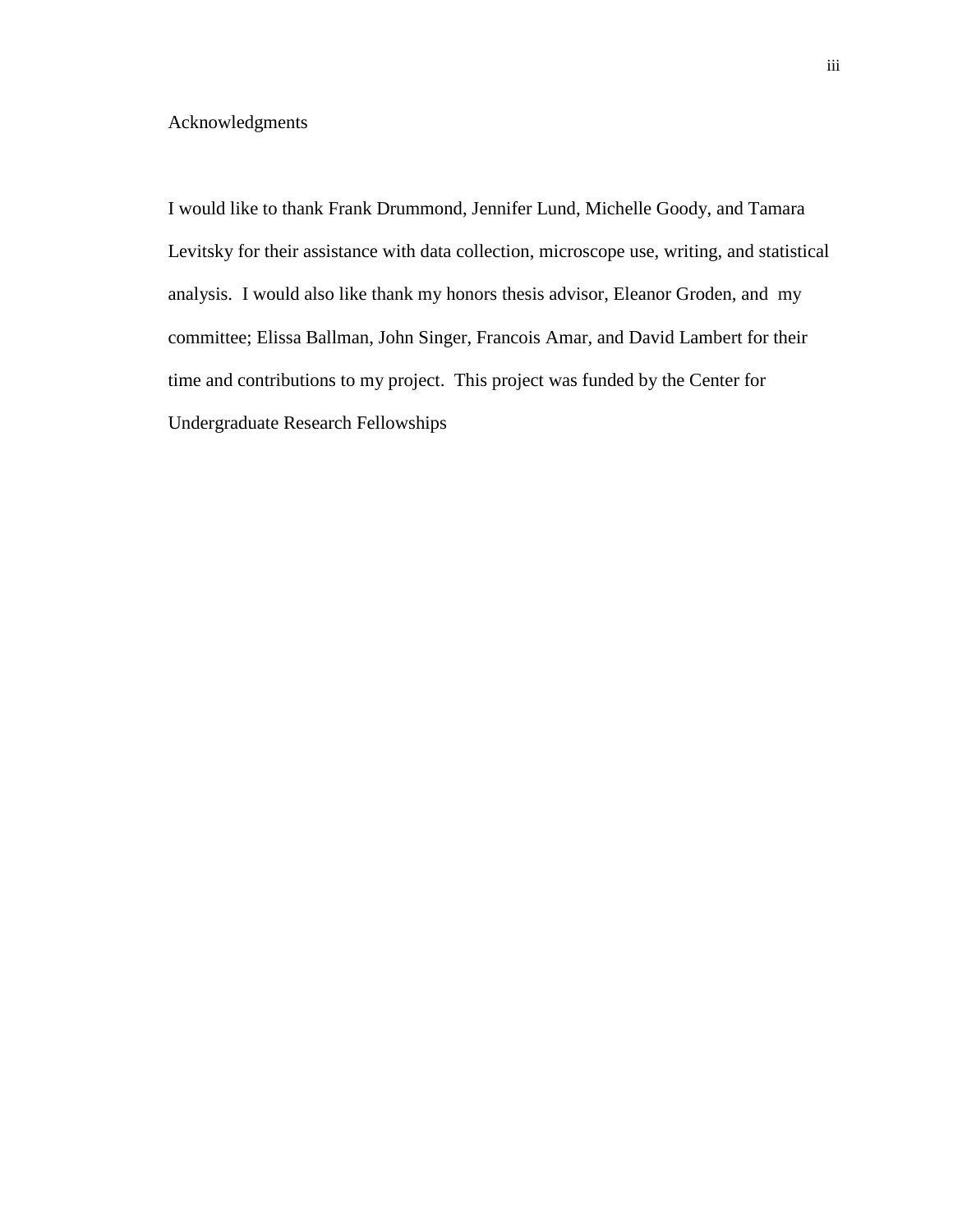# Acknowledgments

I would like to thank Frank Drummond, Jennifer Lund, Michelle Goody, and Tamara Levitsky for their assistance with data collection, microscope use, writing, and statistical analysis. I would also like thank my honors thesis advisor, Eleanor Groden, and my committee; Elissa Ballman, John Singer, Francois Amar, and David Lambert for their time and contributions to my project. This project was funded by the Center for Undergraduate Research Fellowships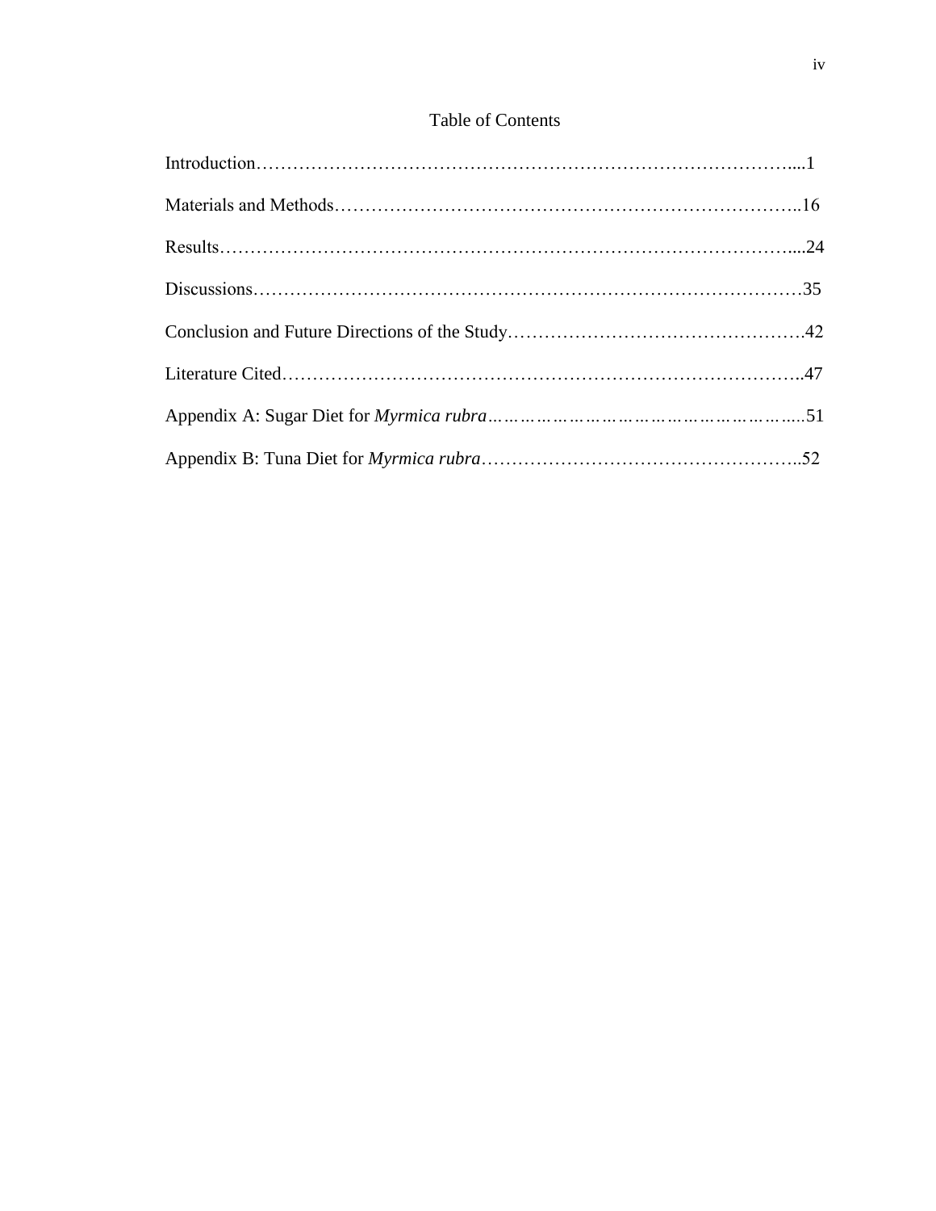# Table of Contents

Introduction………………………………………………………………………………....1

Materials and Methods…………………………………………………………………..16

Results……………………………………………………………………………………....24

Discussions………………………………………………………………………………35

Conclusion and Future Directions of the Study………………………………………….42

Literature Cited…………………………………………………………………………..47

Appendix A: Sugar Diet for *Myrmica rubra*……………………………………………….51

Appendix B: Tuna Diet for *Myrmica rubra*……………………………………………..52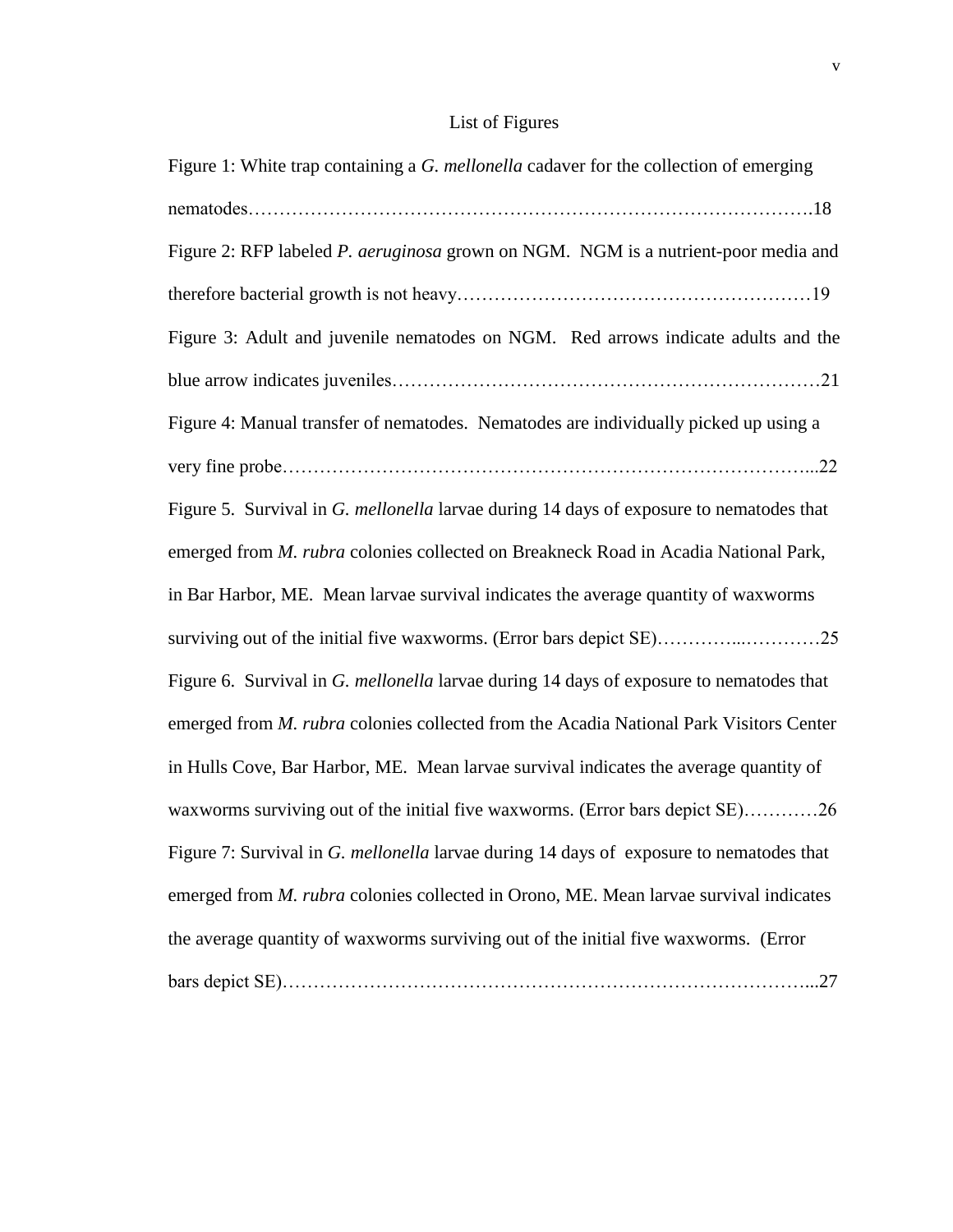# List of Figures

Figure 1: White trap containing a *G. mellonella* cadaver for the collection of emerging nematodes……………………………………………………………………………….18

Figure 2: RFP labeled *P. aeruginosa* grown on NGM. NGM is a nutrient-poor media and therefore bacterial growth is not heavy…………………………………………………19

Figure 3: Adult and juvenile nematodes on NGM. Red arrows indicate adults and the blue arrow indicates juveniles……………………………………………………………21

Figure 4: Manual transfer of nematodes. Nematodes are individually picked up using a very fine probe…………………………………………………………………………...22

Figure 5. Survival in *G. mellonella* larvae during 14 days of exposure to nematodes that emerged from *M. rubra* colonies collected on Breakneck Road in Acadia National Park, in Bar Harbor, ME. Mean larvae survival indicates the average quantity of waxworms surviving out of the initial five waxworms. (Error bars depict SE)…………...…………25

Figure 6. Survival in *G. mellonella* larvae during 14 days of exposure to nematodes that emerged from *M. rubra* colonies collected from the Acadia National Park Visitors Center in Hulls Cove, Bar Harbor, ME. Mean larvae survival indicates the average quantity of waxworms surviving out of the initial five waxworms. (Error bars depict SE)…………26

Figure 7: Survival in *G. mellonella* larvae during 14 days of exposure to nematodes that emerged from *M. rubra* colonies collected in Orono, ME. Mean larvae survival indicates the average quantity of waxworms surviving out of the initial five waxworms. (Error bars depict SE)…………………………………………………………………………...27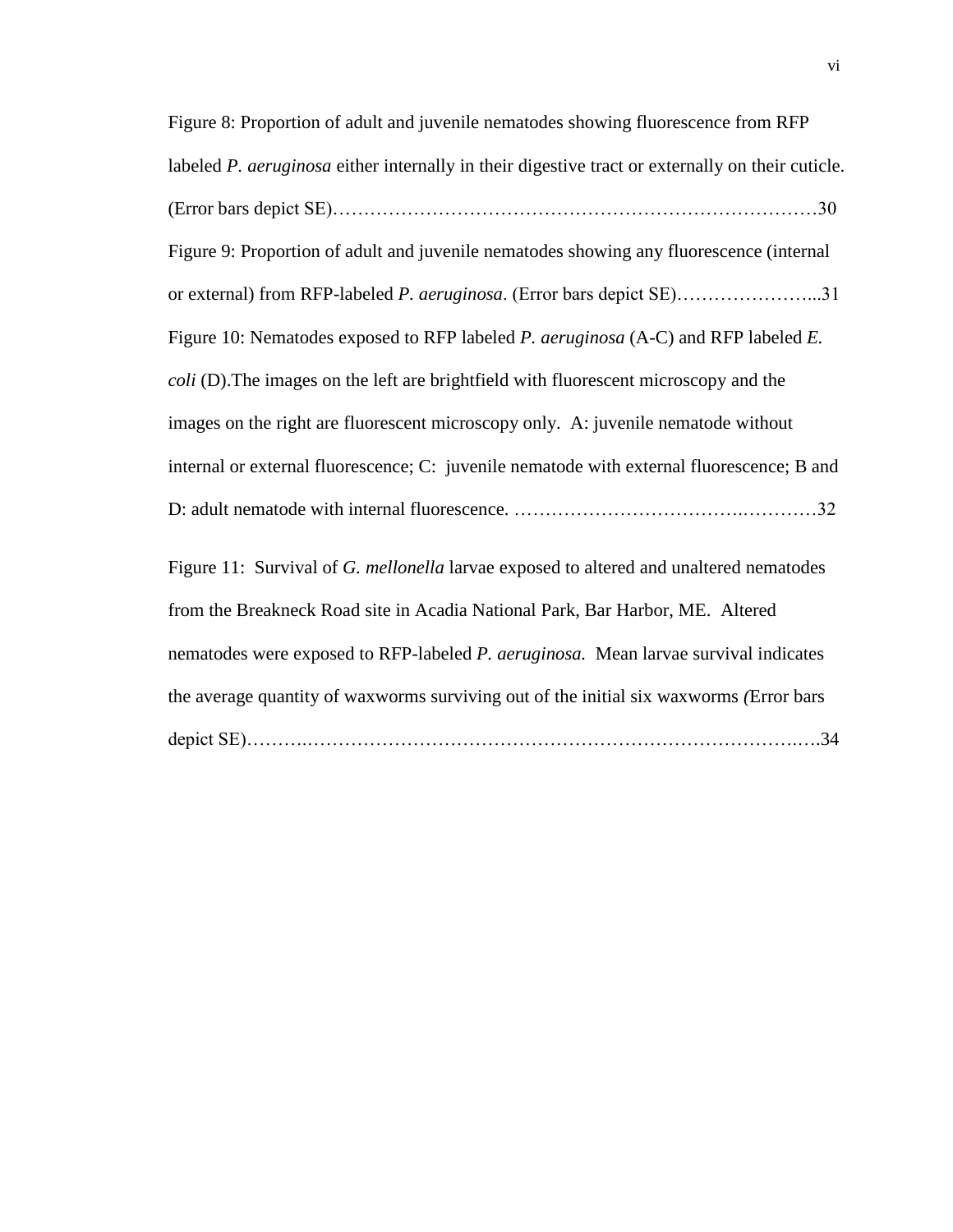Figure 8: Proportion of adult and juvenile nematodes showing fluorescence from RFP labeled *P. aeruginosa* either internally in their digestive tract or externally on their cuticle. (Error bars depict SE)……………………………………………………………………30

Figure 9: Proportion of adult and juvenile nematodes showing any fluorescence (internal or external) from RFP-labeled *P. aeruginosa*. (Error bars depict SE)…………………...31

Figure 10: Nematodes exposed to RFP labeled *P. aeruginosa* (A-C) and RFP labeled *E. coli* (D).The images on the left are brightfield with fluorescent microscopy and the images on the right are fluorescent microscopy only. A: juvenile nematode without internal or external fluorescence; C: juvenile nematode with external fluorescence; B and D: adult nematode with internal fluorescence. ……………………………….…………32

Figure 11: Survival of *G. mellonella* larvae exposed to altered and unaltered nematodes from the Breakneck Road site in Acadia National Park, Bar Harbor, ME. Altered nematodes were exposed to RFP-labeled *P. aeruginosa.* Mean larvae survival indicates the average quantity of waxworms surviving out of the initial six waxworms *(*Error bars depict SE)……….……………………………………………………………………….….34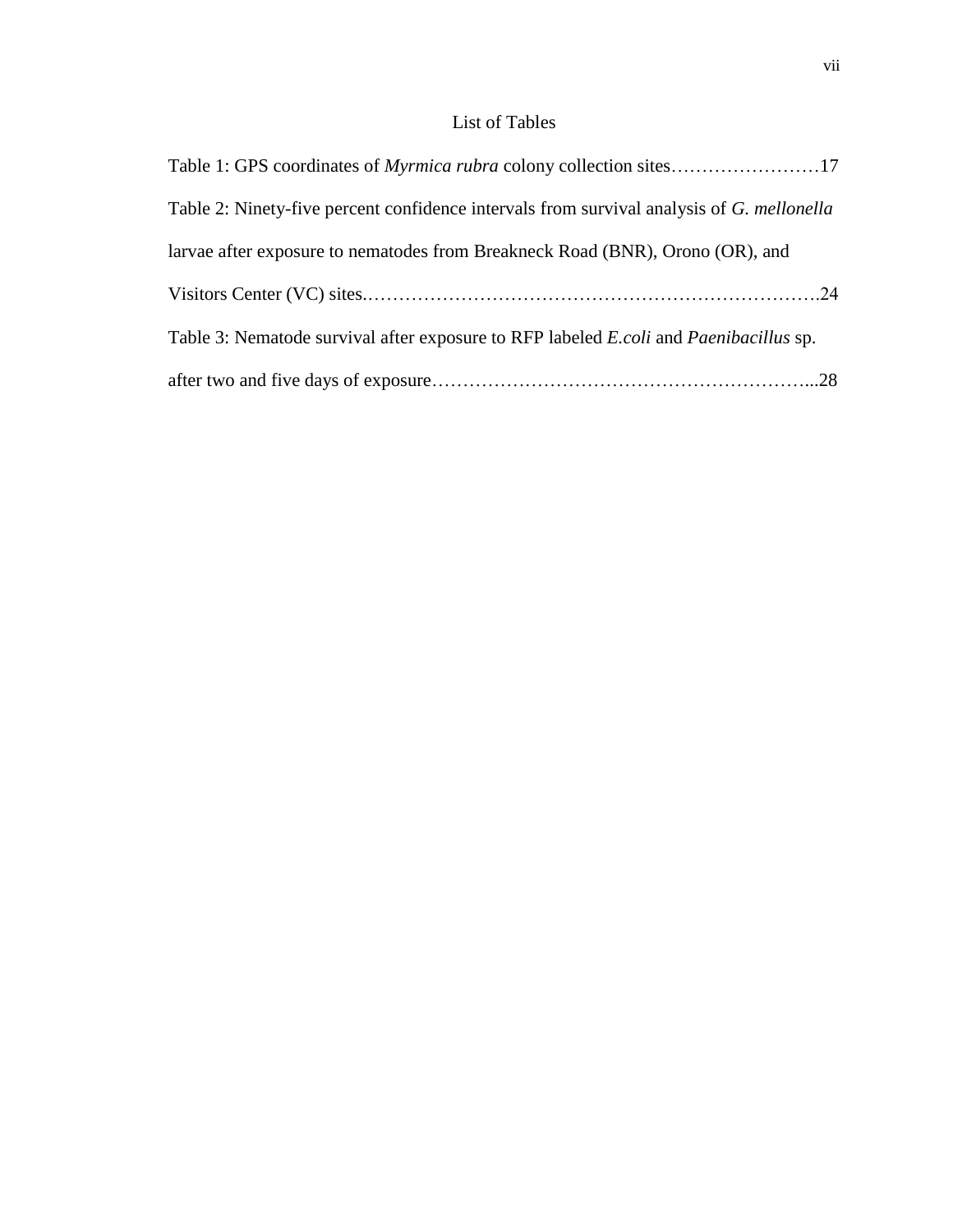# List of Tables

Table 1: GPS coordinates of *Myrmica rubra* colony collection sites……………………17

Table 2: Ninety-five percent confidence intervals from survival analysis of *G. mellonella* larvae after exposure to nematodes from Breakneck Road (BNR), Orono (OR), and Visitors Center (VC) sites.………………………………………………………………24

Table 3: Nematode survival after exposure to RFP labeled *E.coli* and *Paenibacillus* sp. after two and five days of exposure……………………………………………………...28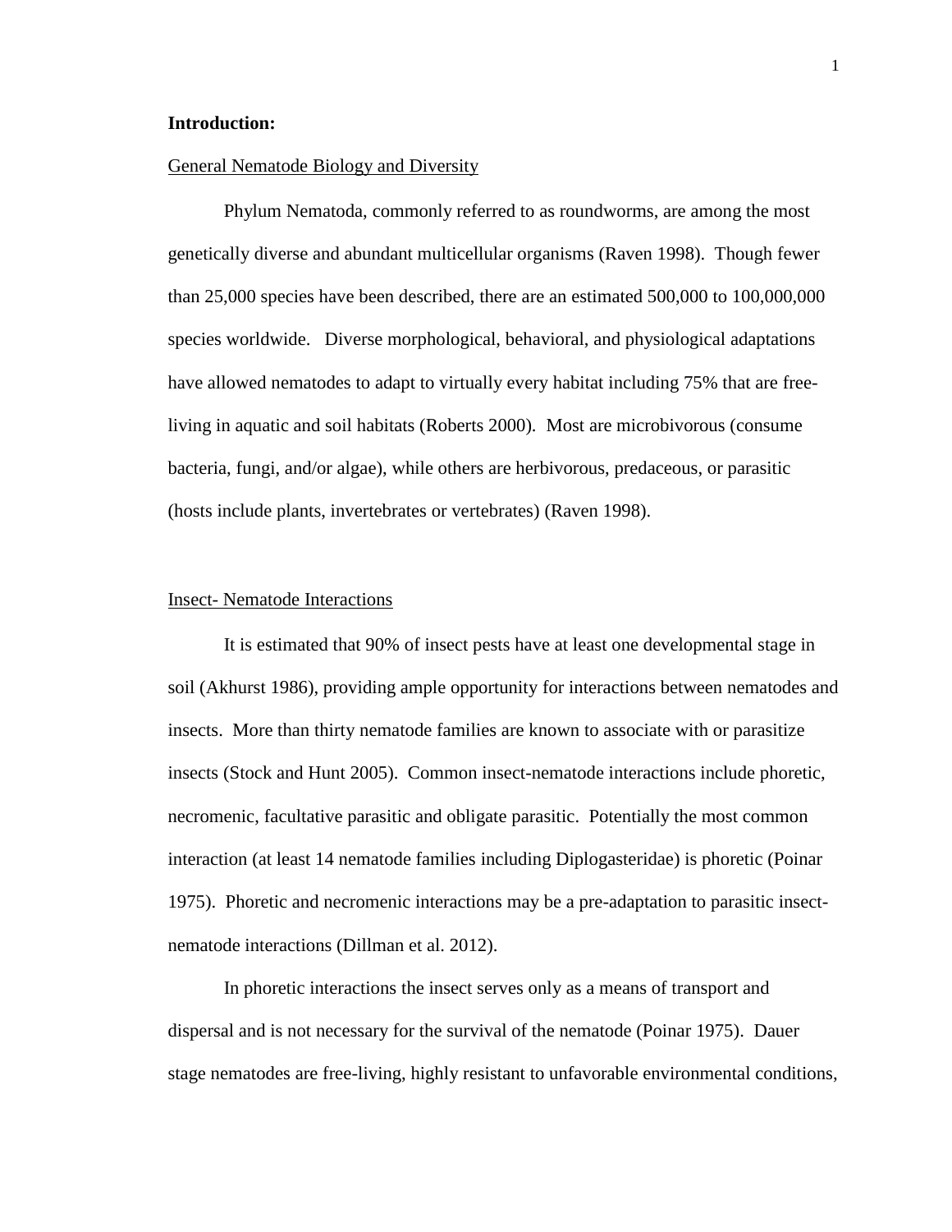**Introduction:**

General Nematode Biology and Diversity

Phylum Nematoda, commonly referred to as roundworms, are among the most genetically diverse and abundant multicellular organisms (Raven 1998). Though fewer than 25,000 species have been described, there are an estimated 500,000 to 100,000,000 species worldwide. Diverse morphological, behavioral, and physiological adaptations have allowed nematodes to adapt to virtually every habitat including 75% that are free-living in aquatic and soil habitats (Roberts 2000). Most are microbivorous (consume bacteria, fungi, and/or algae), while others are herbivorous, predaceous, or parasitic (hosts include plants, invertebrates or vertebrates) (Raven 1998).

Insect- Nematode Interactions

It is estimated that 90% of insect pests have at least one developmental stage in soil (Akhurst 1986), providing ample opportunity for interactions between nematodes and insects. More than thirty nematode families are known to associate with or parasitize insects (Stock and Hunt 2005). Common insect-nematode interactions include phoretic, necromenic, facultative parasitic and obligate parasitic. Potentially the most common interaction (at least 14 nematode families including Diplogasteridae) is phoretic (Poinar 1975). Phoretic and necromenic interactions may be a pre-adaptation to parasitic insect-nematode interactions (Dillman et al. 2012).

In phoretic interactions the insect serves only as a means of transport and dispersal and is not necessary for the survival of the nematode (Poinar 1975). Dauer stage nematodes are free-living, highly resistant to unfavorable environmental conditions,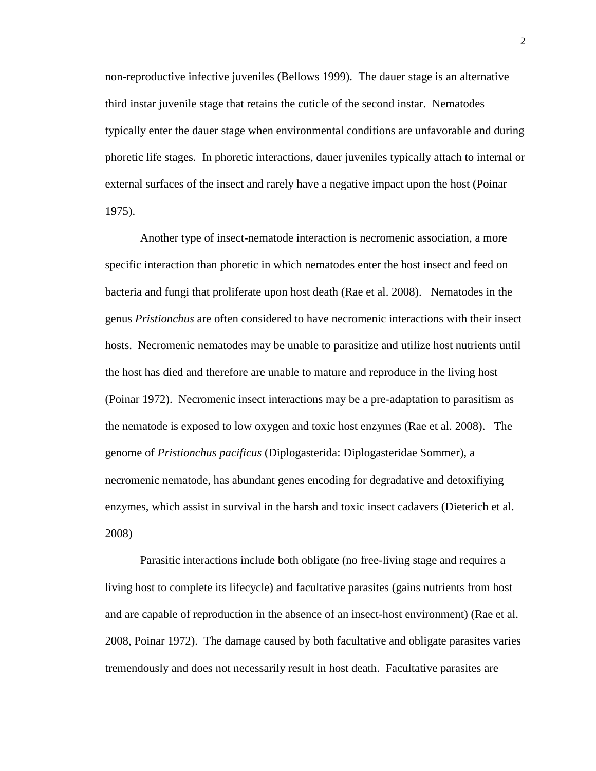non-reproductive infective juveniles (Bellows 1999). The dauer stage is an alternative third instar juvenile stage that retains the cuticle of the second instar. Nematodes typically enter the dauer stage when environmental conditions are unfavorable and during phoretic life stages. In phoretic interactions, dauer juveniles typically attach to internal or external surfaces of the insect and rarely have a negative impact upon the host (Poinar 1975).

Another type of insect-nematode interaction is necromenic association, a more specific interaction than phoretic in which nematodes enter the host insect and feed on bacteria and fungi that proliferate upon host death (Rae et al. 2008). Nematodes in the genus *Pristionchus* are often considered to have necromenic interactions with their insect hosts. Necromenic nematodes may be unable to parasitize and utilize host nutrients until the host has died and therefore are unable to mature and reproduce in the living host (Poinar 1972). Necromenic insect interactions may be a pre-adaptation to parasitism as the nematode is exposed to low oxygen and toxic host enzymes (Rae et al. 2008). The genome of *Pristionchus pacificus* (Diplogasterida: Diplogasteridae Sommer), a necromenic nematode, has abundant genes encoding for degradative and detoxifiying enzymes, which assist in survival in the harsh and toxic insect cadavers (Dieterich et al. 2008)

Parasitic interactions include both obligate (no free-living stage and requires a living host to complete its lifecycle) and facultative parasites (gains nutrients from host and are capable of reproduction in the absence of an insect-host environment) (Rae et al. 2008, Poinar 1972). The damage caused by both facultative and obligate parasites varies tremendously and does not necessarily result in host death. Facultative parasites are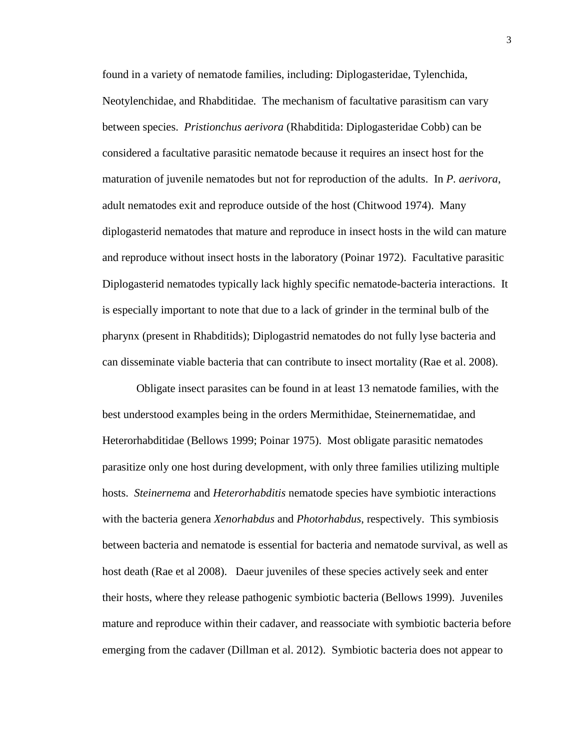found in a variety of nematode families, including: Diplogasteridae, Tylenchida, Neotylenchidae, and Rhabditidae. The mechanism of facultative parasitism can vary between species. *Pristionchus aerivora* (Rhabditida: Diplogasteridae Cobb) can be considered a facultative parasitic nematode because it requires an insect host for the maturation of juvenile nematodes but not for reproduction of the adults. In *P. aerivora*, adult nematodes exit and reproduce outside of the host (Chitwood 1974). Many diplogasterid nematodes that mature and reproduce in insect hosts in the wild can mature and reproduce without insect hosts in the laboratory (Poinar 1972). Facultative parasitic Diplogasterid nematodes typically lack highly specific nematode-bacteria interactions. It is especially important to note that due to a lack of grinder in the terminal bulb of the pharynx (present in Rhabditids); Diplogastrid nematodes do not fully lyse bacteria and can disseminate viable bacteria that can contribute to insect mortality (Rae et al. 2008).

Obligate insect parasites can be found in at least 13 nematode families, with the best understood examples being in the orders Mermithidae, Steinernematidae, and Heterorhabditidae (Bellows 1999; Poinar 1975). Most obligate parasitic nematodes parasitize only one host during development, with only three families utilizing multiple hosts. *Steinernema* and *Heterorhabditis* nematode species have symbiotic interactions with the bacteria genera *Xenorhabdus* and *Photorhabdus*, respectively. This symbiosis between bacteria and nematode is essential for bacteria and nematode survival, as well as host death (Rae et al 2008). Daeur juveniles of these species actively seek and enter their hosts, where they release pathogenic symbiotic bacteria (Bellows 1999). Juveniles mature and reproduce within their cadaver, and reassociate with symbiotic bacteria before emerging from the cadaver (Dillman et al. 2012). Symbiotic bacteria does not appear to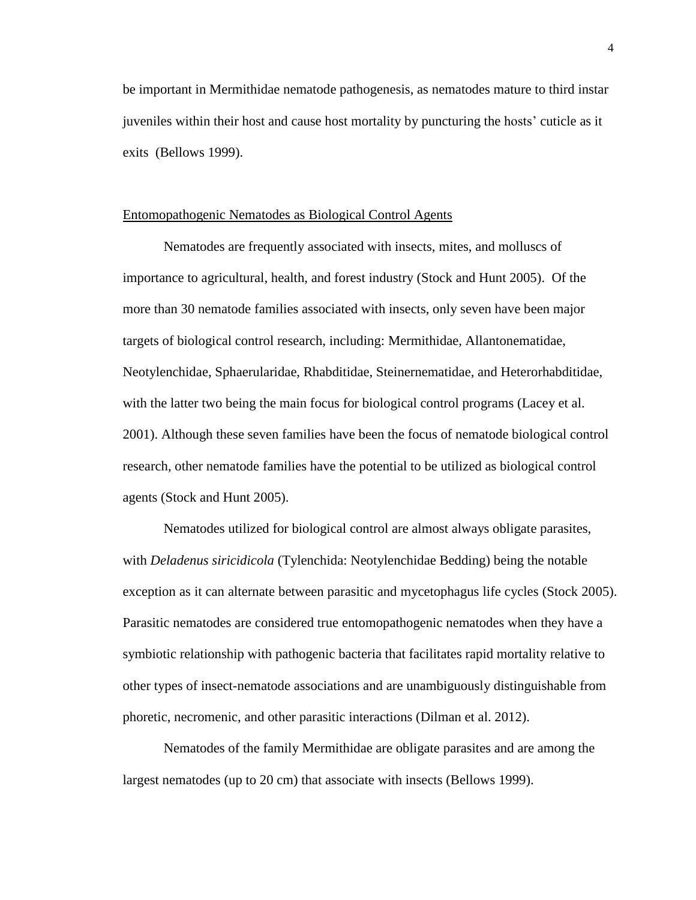be important in Mermithidae nematode pathogenesis, as nematodes mature to third instar juveniles within their host and cause host mortality by puncturing the hosts' cuticle as it exits (Bellows 1999).

## Entomopathogenic Nematodes as Biological Control Agents

Nematodes are frequently associated with insects, mites, and molluscs of importance to agricultural, health, and forest industry (Stock and Hunt 2005). Of the more than 30 nematode families associated with insects, only seven have been major targets of biological control research, including: Mermithidae, Allantonematidae, Neotylenchidae, Sphaerularidae, Rhabditidae, Steinernematidae, and Heterorhabditidae, with the latter two being the main focus for biological control programs (Lacey et al. 2001). Although these seven families have been the focus of nematode biological control research, other nematode families have the potential to be utilized as biological control agents (Stock and Hunt 2005).

Nematodes utilized for biological control are almost always obligate parasites, with *Deladenus siricidicola* (Tylenchida: Neotylenchidae Bedding) being the notable exception as it can alternate between parasitic and mycetophagus life cycles (Stock 2005). Parasitic nematodes are considered true entomopathogenic nematodes when they have a symbiotic relationship with pathogenic bacteria that facilitates rapid mortality relative to other types of insect-nematode associations and are unambiguously distinguishable from phoretic, necromenic, and other parasitic interactions (Dilman et al. 2012).

Nematodes of the family Mermithidae are obligate parasites and are among the largest nematodes (up to 20 cm) that associate with insects (Bellows 1999).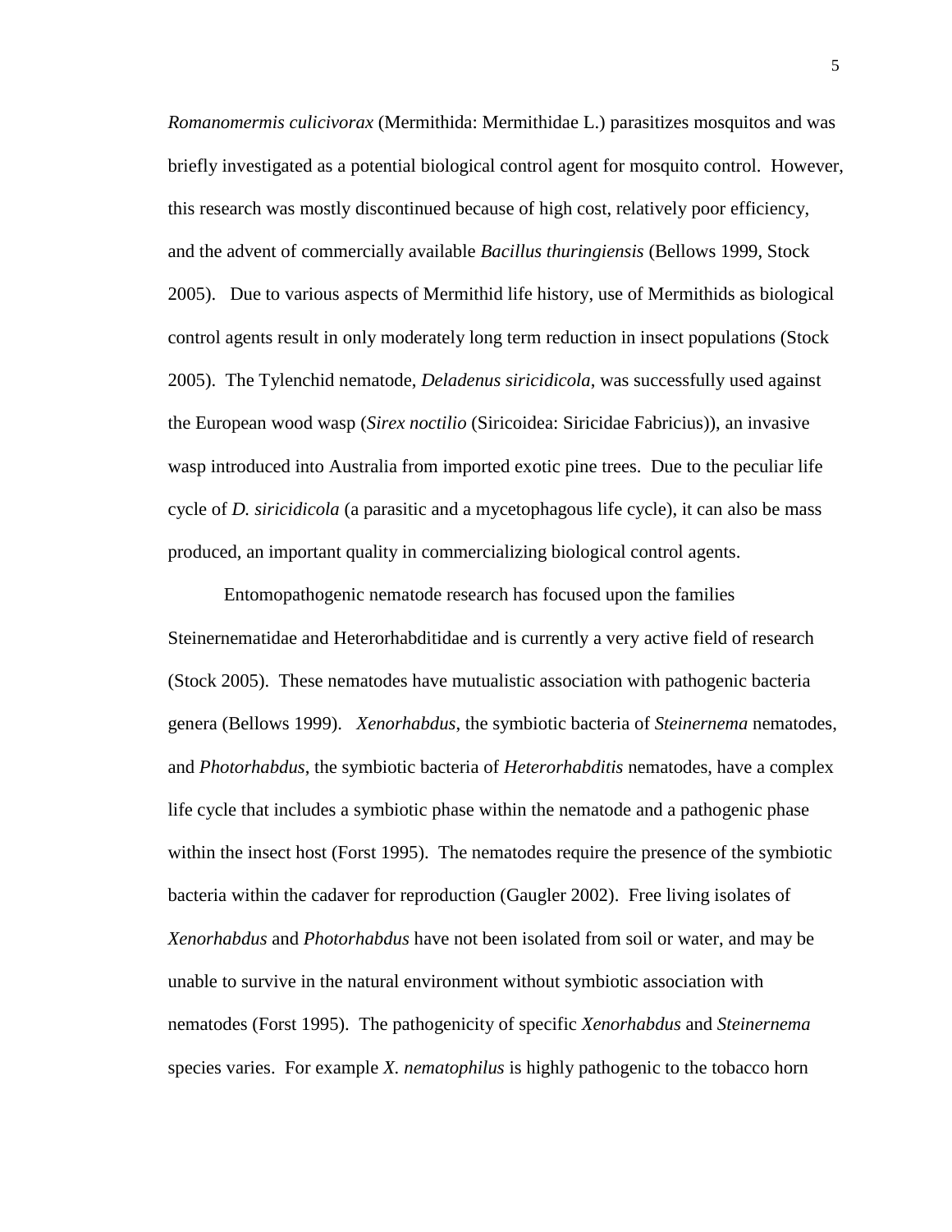*Romanomermis culicivorax* (Mermithida: Mermithidae L.) parasitizes mosquitos and was briefly investigated as a potential biological control agent for mosquito control. However, this research was mostly discontinued because of high cost, relatively poor efficiency, and the advent of commercially available *Bacillus thuringiensis* (Bellows 1999, Stock 2005). Due to various aspects of Mermithid life history, use of Mermithids as biological control agents result in only moderately long term reduction in insect populations (Stock 2005). The Tylenchid nematode, *Deladenus siricidicola*, was successfully used against the European wood wasp (*Sirex noctilio* (Siricoidea: Siricidae Fabricius)), an invasive wasp introduced into Australia from imported exotic pine trees. Due to the peculiar life cycle of *D. siricidicola* (a parasitic and a mycetophagous life cycle), it can also be mass produced, an important quality in commercializing biological control agents.

Entomopathogenic nematode research has focused upon the families Steinernematidae and Heterorhabditidae and is currently a very active field of research (Stock 2005). These nematodes have mutualistic association with pathogenic bacteria genera (Bellows 1999). *Xenorhabdus*, the symbiotic bacteria of *Steinernema* nematodes, and *Photorhabdus*, the symbiotic bacteria of *Heterorhabditis* nematodes, have a complex life cycle that includes a symbiotic phase within the nematode and a pathogenic phase within the insect host (Forst 1995). The nematodes require the presence of the symbiotic bacteria within the cadaver for reproduction (Gaugler 2002). Free living isolates of *Xenorhabdus* and *Photorhabdus* have not been isolated from soil or water, and may be unable to survive in the natural environment without symbiotic association with nematodes (Forst 1995). The pathogenicity of specific *Xenorhabdus* and *Steinernema* species varies. For example *X. nematophilus* is highly pathogenic to the tobacco horn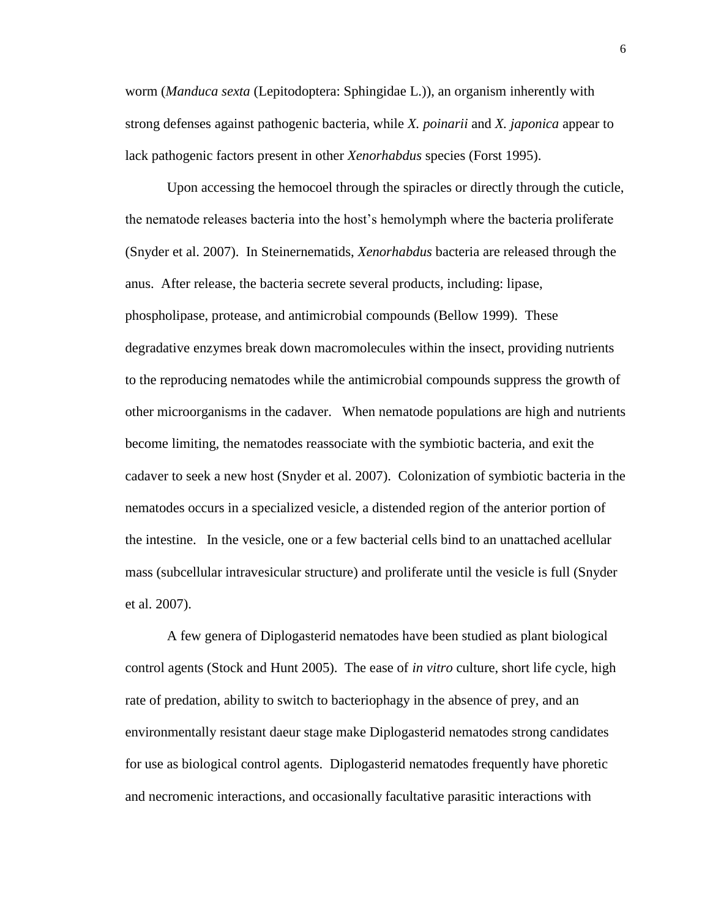worm (*Manduca sexta* (Lepitodoptera: Sphingidae L.)), an organism inherently with strong defenses against pathogenic bacteria, while *X. poinarii* and *X. japonica* appear to lack pathogenic factors present in other *Xenorhabdus* species (Forst 1995).

Upon accessing the hemocoel through the spiracles or directly through the cuticle, the nematode releases bacteria into the host's hemolymph where the bacteria proliferate (Snyder et al. 2007). In Steinernematids, *Xenorhabdus* bacteria are released through the anus. After release, the bacteria secrete several products, including: lipase, phospholipase, protease, and antimicrobial compounds (Bellow 1999). These degradative enzymes break down macromolecules within the insect, providing nutrients to the reproducing nematodes while the antimicrobial compounds suppress the growth of other microorganisms in the cadaver. When nematode populations are high and nutrients become limiting, the nematodes reassociate with the symbiotic bacteria, and exit the cadaver to seek a new host (Snyder et al. 2007). Colonization of symbiotic bacteria in the nematodes occurs in a specialized vesicle, a distended region of the anterior portion of the intestine. In the vesicle, one or a few bacterial cells bind to an unattached acellular mass (subcellular intravesicular structure) and proliferate until the vesicle is full (Snyder et al. 2007).

A few genera of Diplogasterid nematodes have been studied as plant biological control agents (Stock and Hunt 2005). The ease of *in vitro* culture, short life cycle, high rate of predation, ability to switch to bacteriophagy in the absence of prey, and an environmentally resistant daeur stage make Diplogasterid nematodes strong candidates for use as biological control agents. Diplogasterid nematodes frequently have phoretic and necromenic interactions, and occasionally facultative parasitic interactions with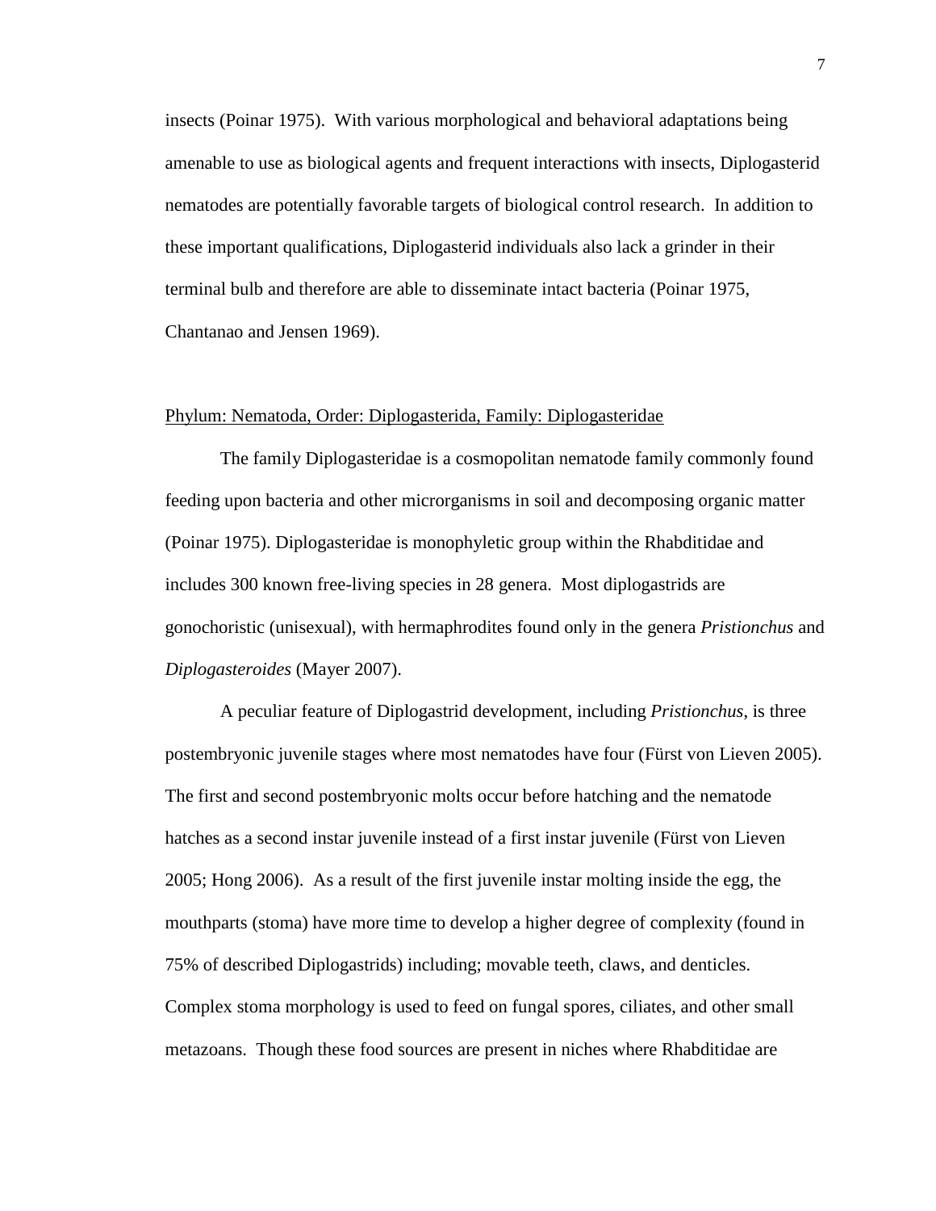insects (Poinar 1975). With various morphological and behavioral adaptations being amenable to use as biological agents and frequent interactions with insects, Diplogasterid nematodes are potentially favorable targets of biological control research. In addition to these important qualifications, Diplogasterid individuals also lack a grinder in their terminal bulb and therefore are able to disseminate intact bacteria (Poinar 1975, Chantanao and Jensen 1969).

<u>Phylum: Nematoda, Order: Diplogasterida, Family: Diplogasteridae</u>

The family Diplogasteridae is a cosmopolitan nematode family commonly found feeding upon bacteria and other micrорrganisms in soil and decomposing organic matter (Poinar 1975). Diplogasteridae is monophyletic group within the Rhabditidae and includes 300 known free-living species in 28 genera. Most diplogastrids are gonochoristic (unisexual), with hermaphrodites found only in the genera *Pristionchus* and *Diplogasteroides* (Mayer 2007).

A peculiar feature of Diplogastrid development, including *Pristionchus*, is three postembryonic juvenile stages where most nematodes have four (Fürst von Lieven 2005). The first and second postembryonic molts occur before hatching and the nematode hatches as a second instar juvenile instead of a first instar juvenile (Fürst von Lieven 2005; Hong 2006). As a result of the first juvenile instar molting inside the egg, the mouthparts (stoma) have more time to develop a higher degree of complexity (found in 75% of described Diplogastrids) including; movable teeth, claws, and denticles. Complex stoma morphology is used to feed on fungal spores, ciliates, and other small metazoans. Though these food sources are present in niches where Rhabditidae are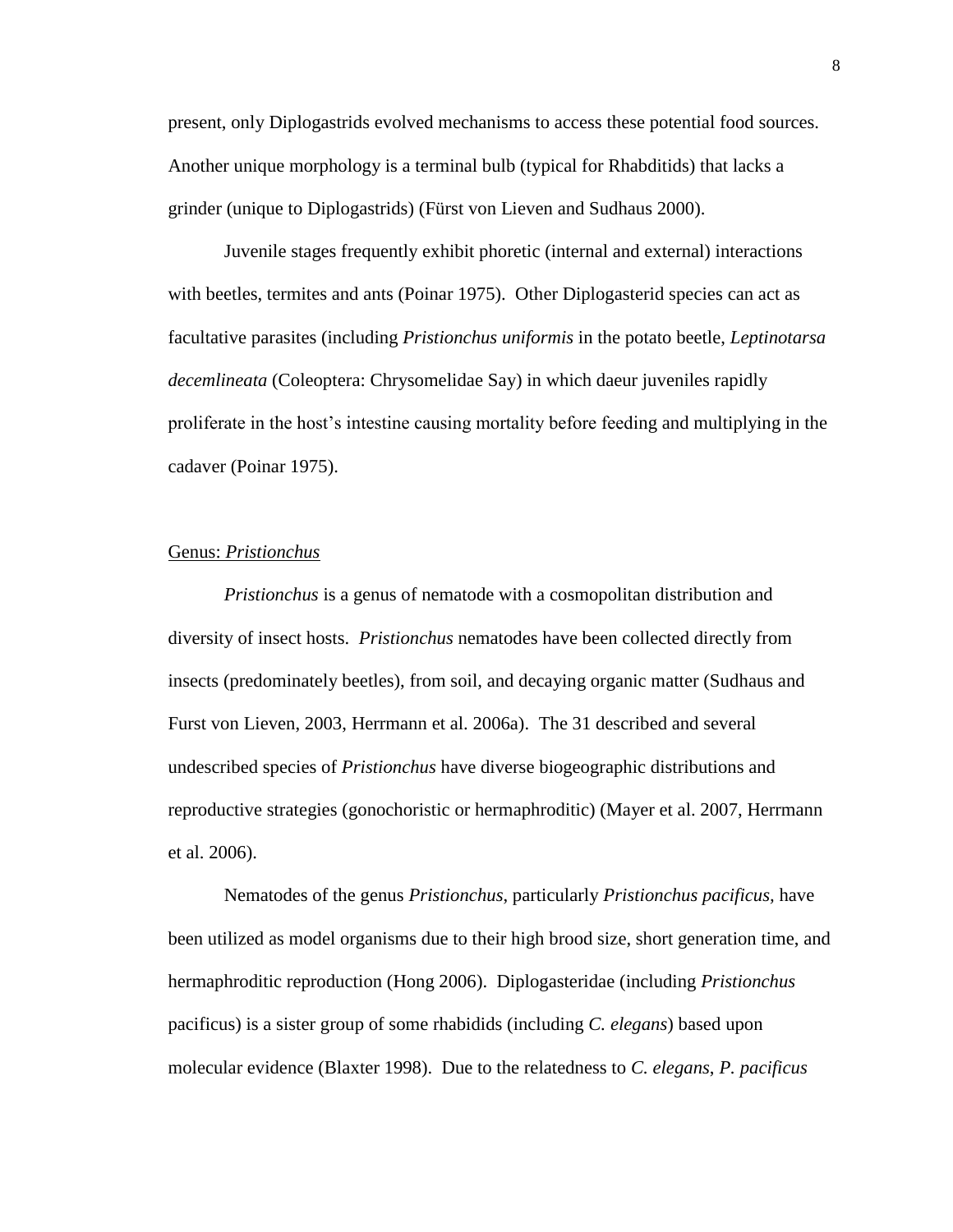present, only Diplogastrids evolved mechanisms to access these potential food sources. Another unique morphology is a terminal bulb (typical for Rhabditids) that lacks a grinder (unique to Diplogastrids) (Fürst von Lieven and Sudhaus 2000).

Juvenile stages frequently exhibit phoretic (internal and external) interactions with beetles, termites and ants (Poinar 1975). Other Diplogasterid species can act as facultative parasites (including *Pristionchus uniformis* in the potato beetle, *Leptinotarsa decemlineata* (Coleoptera: Chrysomelidae Say) in which daeur juveniles rapidly proliferate in the host's intestine causing mortality before feeding and multiplying in the cadaver (Poinar 1975).

## Genus: *Pristionchus*

*Pristionchus* is a genus of nematode with a cosmopolitan distribution and diversity of insect hosts. *Pristionchus* nematodes have been collected directly from insects (predominately beetles), from soil, and decaying organic matter (Sudhaus and Furst von Lieven, 2003, Herrmann et al. 2006a). The 31 described and several undescribed species of *Pristionchus* have diverse biogeographic distributions and reproductive strategies (gonochoristic or hermaphroditic) (Mayer et al. 2007, Herrmann et al. 2006).

Nematodes of the genus *Pristionchus*, particularly *Pristionchus pacificus*, have been utilized as model organisms due to their high brood size, short generation time, and hermaphroditic reproduction (Hong 2006). Diplogasteridae (including *Pristionchus* pacificus) is a sister group of some rhabidids (including *C. elegans*) based upon molecular evidence (Blaxter 1998). Due to the relatedness to *C. elegans*, *P. pacificus*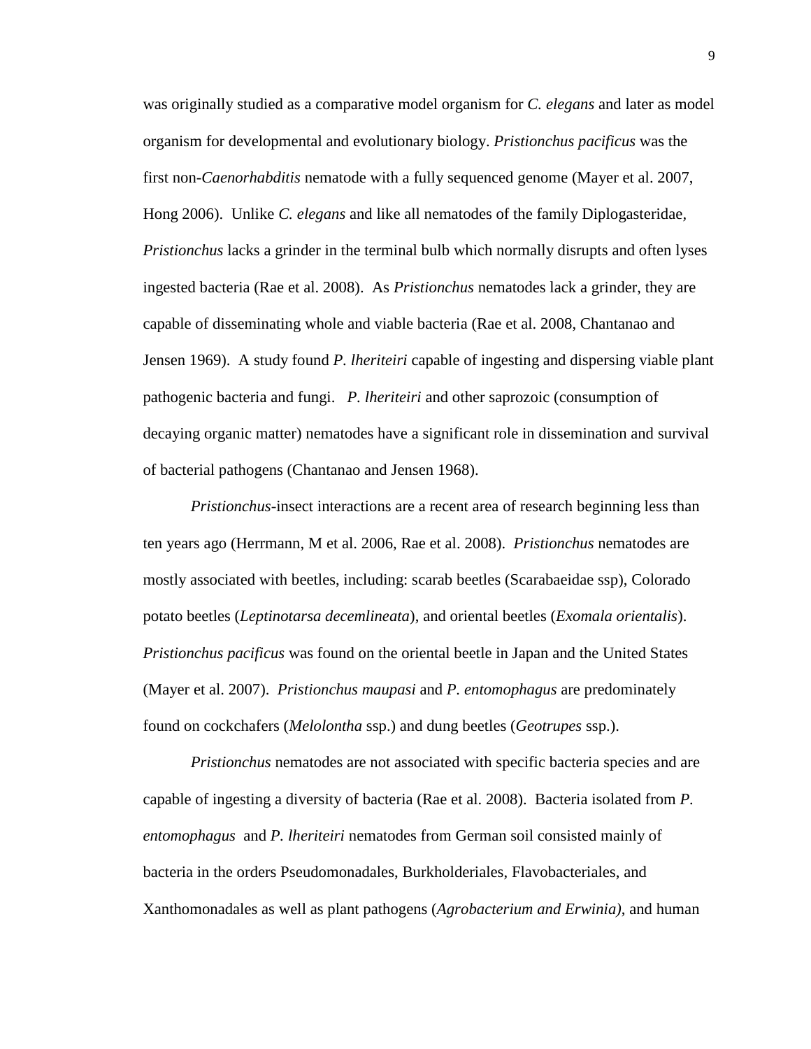was originally studied as a comparative model organism for *C. elegans* and later as model organism for developmental and evolutionary biology. *Pristionchus pacificus* was the first non-*Caenorhabditis* nematode with a fully sequenced genome (Mayer et al. 2007, Hong 2006). Unlike *C. elegans* and like all nematodes of the family Diplogasteridae, *Pristionchus* lacks a grinder in the terminal bulb which normally disrupts and often lyses ingested bacteria (Rae et al. 2008). As *Pristionchus* nematodes lack a grinder, they are capable of disseminating whole and viable bacteria (Rae et al. 2008, Chantanao and Jensen 1969). A study found *P. lheriteiri* capable of ingesting and dispersing viable plant pathogenic bacteria and fungi. *P. lheriteiri* and other saprozoic (consumption of decaying organic matter) nematodes have a significant role in dissemination and survival of bacterial pathogens (Chantanao and Jensen 1968).

*Pristionchus*-insect interactions are a recent area of research beginning less than ten years ago (Herrmann, M et al. 2006, Rae et al. 2008). *Pristionchus* nematodes are mostly associated with beetles, including: scarab beetles (Scarabaeidae ssp), Colorado potato beetles (*Leptinotarsa decemlineata*), and oriental beetles (*Exomala orientalis*). *Pristionchus pacificus* was found on the oriental beetle in Japan and the United States (Mayer et al. 2007). *Pristionchus maupasi* and *P. entomophagus* are predominately found on cockchafers (*Melolontha* ssp.) and dung beetles (*Geotrupes* ssp.).

*Pristionchus* nematodes are not associated with specific bacteria species and are capable of ingesting a diversity of bacteria (Rae et al. 2008). Bacteria isolated from *P. entomophagus* and *P. lheriteiri* nematodes from German soil consisted mainly of bacteria in the orders Pseudomonadales, Burkholderiales, Flavobacteriales, and Xanthomonadales as well as plant pathogens (*Agrobacterium and Erwinia)*, and human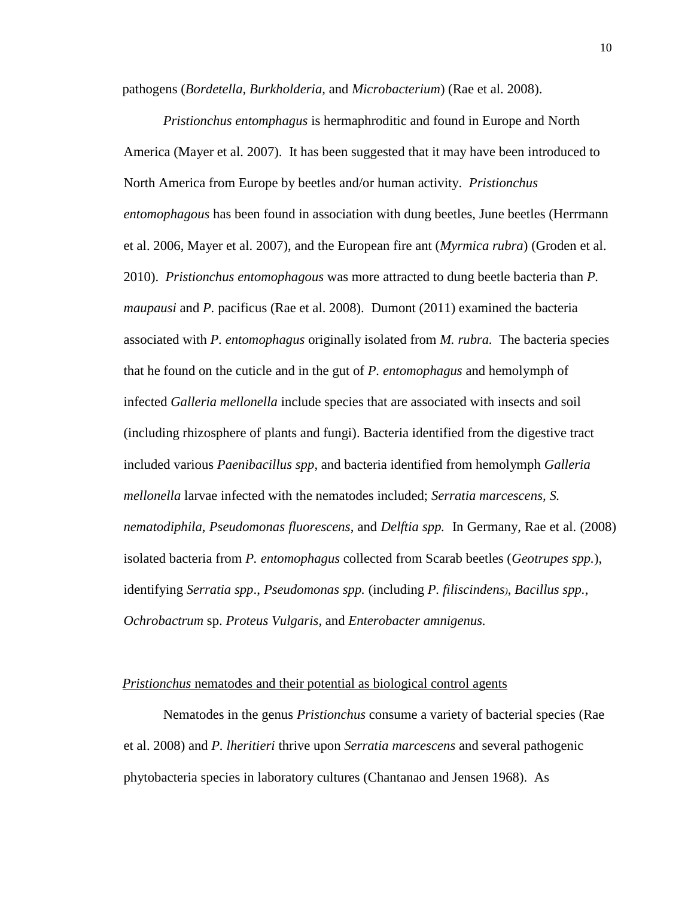pathogens (*Bordetella, Burkholderia,* and *Microbacterium*) (Rae et al. 2008).

*Pristionchus entomphagus* is hermaphroditic and found in Europe and North America (Mayer et al. 2007). It has been suggested that it may have been introduced to North America from Europe by beetles and/or human activity. *Pristionchus entomophagous* has been found in association with dung beetles, June beetles (Herrmann et al. 2006, Mayer et al. 2007), and the European fire ant (*Myrmica rubra*) (Groden et al. 2010). *Pristionchus entomophagous* was more attracted to dung beetle bacteria than *P. maupausi* and *P.* pacificus (Rae et al. 2008). Dumont (2011) examined the bacteria associated with *P. entomophagus* originally isolated from *M. rubra.* The bacteria species that he found on the cuticle and in the gut of *P. entomophagus* and hemolymph of infected *Galleria mellonella* include species that are associated with insects and soil (including rhizosphere of plants and fungi). Bacteria identified from the digestive tract included various *Paenibacillus spp,* and bacteria identified from hemolymph *Galleria mellonella* larvae infected with the nematodes included; *Serratia marcescens, S. nematodiphila*, *Pseudomonas fluorescens,* and *Delftia spp.* In Germany, Rae et al. (2008) isolated bacteria from *P. entomophagus* collected from Scarab beetles (*Geotrupes spp.*), identifying *Serratia spp*., *Pseudomonas spp.* (including *P. filiscindens), Bacillus spp.*, *Ochrobactrum* sp. *Proteus Vulgaris*, and *Enterobacter amnigenus.*

*Pristionchus* nematodes and their potential as biological control agents

Nematodes in the genus *Pristionchus* consume a variety of bacterial species (Rae et al. 2008) and *P. lheritieri* thrive upon *Serratia marcescens* and several pathogenic phytobacteria species in laboratory cultures (Chantanao and Jensen 1968). As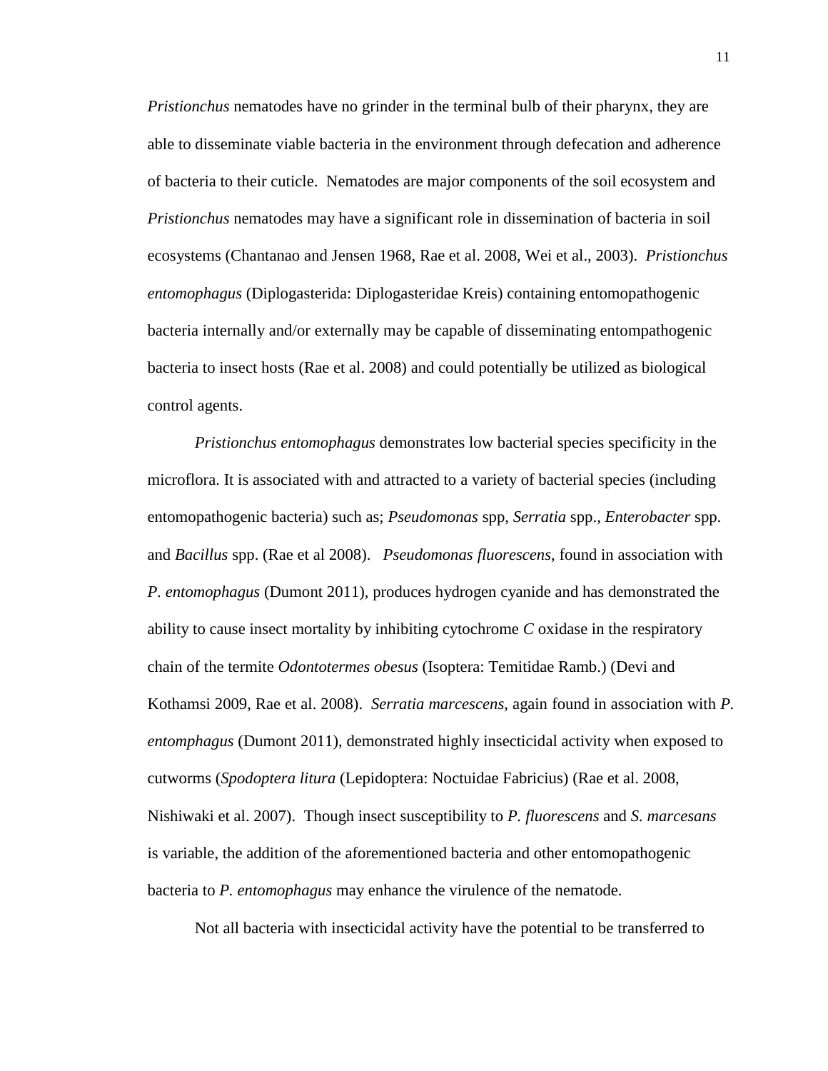*Pristionchus* nematodes have no grinder in the terminal bulb of their pharynx, they are able to disseminate viable bacteria in the environment through defecation and adherence of bacteria to their cuticle. Nematodes are major components of the soil ecosystem and *Pristionchus* nematodes may have a significant role in dissemination of bacteria in soil ecosystems (Chantanao and Jensen 1968, Rae et al. 2008, Wei et al., 2003). *Pristionchus entomophagus* (Diplogasterida: Diplogasteridae Kreis) containing entomopathogenic bacteria internally and/or externally may be capable of disseminating entompathogenic bacteria to insect hosts (Rae et al. 2008) and could potentially be utilized as biological control agents.

*Pristionchus entomophagus* demonstrates low bacterial species specificity in the microflora. It is associated with and attracted to a variety of bacterial species (including entomopathogenic bacteria) such as; *Pseudomonas* spp, *Serratia* spp., *Enterobacter* spp. and *Bacillus* spp. (Rae et al 2008). *Pseudomonas fluorescens*, found in association with *P. entomophagus* (Dumont 2011), produces hydrogen cyanide and has demonstrated the ability to cause insect mortality by inhibiting cytochrome *C* oxidase in the respiratory chain of the termite *Odontotermes obesus* (Isoptera: Temitidae Ramb.) (Devi and Kothamsi 2009, Rae et al. 2008). *Serratia marcescens*, again found in association with *P. entomphagus* (Dumont 2011), demonstrated highly insecticidal activity when exposed to cutworms (*Spodoptera litura* (Lepidoptera: Noctuidae Fabricius) (Rae et al. 2008, Nishiwaki et al. 2007). Though insect susceptibility to *P. fluorescens* and *S. marcesans* is variable, the addition of the aforementioned bacteria and other entomopathogenic bacteria to *P. entomophagus* may enhance the virulence of the nematode.

Not all bacteria with insecticidal activity have the potential to be transferred to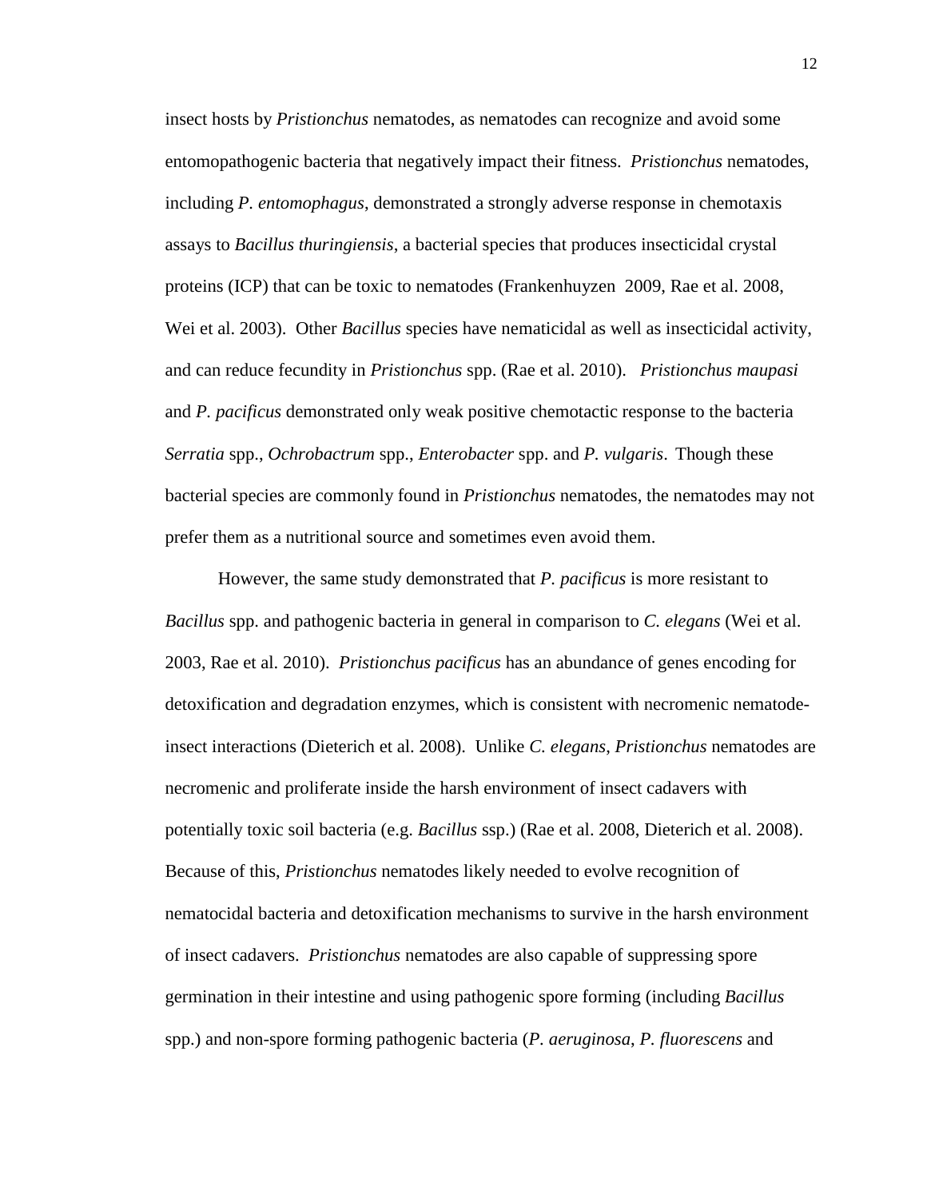insect hosts by *Pristionchus* nematodes, as nematodes can recognize and avoid some entomopathogenic bacteria that negatively impact their fitness. *Pristionchus* nematodes, including *P. entomophagus*, demonstrated a strongly adverse response in chemotaxis assays to *Bacillus thuringiensis*, a bacterial species that produces insecticidal crystal proteins (ICP) that can be toxic to nematodes (Frankenhuyzen 2009, Rae et al. 2008, Wei et al. 2003). Other *Bacillus* species have nematicidal as well as insecticidal activity, and can reduce fecundity in *Pristionchus* spp. (Rae et al. 2010). *Pristionchus maupasi* and *P. pacificus* demonstrated only weak positive chemotactic response to the bacteria *Serratia* spp., *Ochrobactrum* spp., *Enterobacter* spp. and *P. vulgaris*. Though these bacterial species are commonly found in *Pristionchus* nematodes, the nematodes may not prefer them as a nutritional source and sometimes even avoid them.

However, the same study demonstrated that *P. pacificus* is more resistant to *Bacillus* spp. and pathogenic bacteria in general in comparison to *C. elegans* (Wei et al. 2003, Rae et al. 2010). *Pristionchus pacificus* has an abundance of genes encoding for detoxification and degradation enzymes, which is consistent with necromenic nematode-insect interactions (Dieterich et al. 2008). Unlike *C. elegans*, *Pristionchus* nematodes are necromenic and proliferate inside the harsh environment of insect cadavers with potentially toxic soil bacteria (e.g. *Bacillus* ssp.) (Rae et al. 2008, Dieterich et al. 2008). Because of this, *Pristionchus* nematodes likely needed to evolve recognition of nematocidal bacteria and detoxification mechanisms to survive in the harsh environment of insect cadavers. *Pristionchus* nematodes are also capable of suppressing spore germination in their intestine and using pathogenic spore forming (including *Bacillus* spp.) and non-spore forming pathogenic bacteria (*P. aeruginosa*, *P. fluorescens* and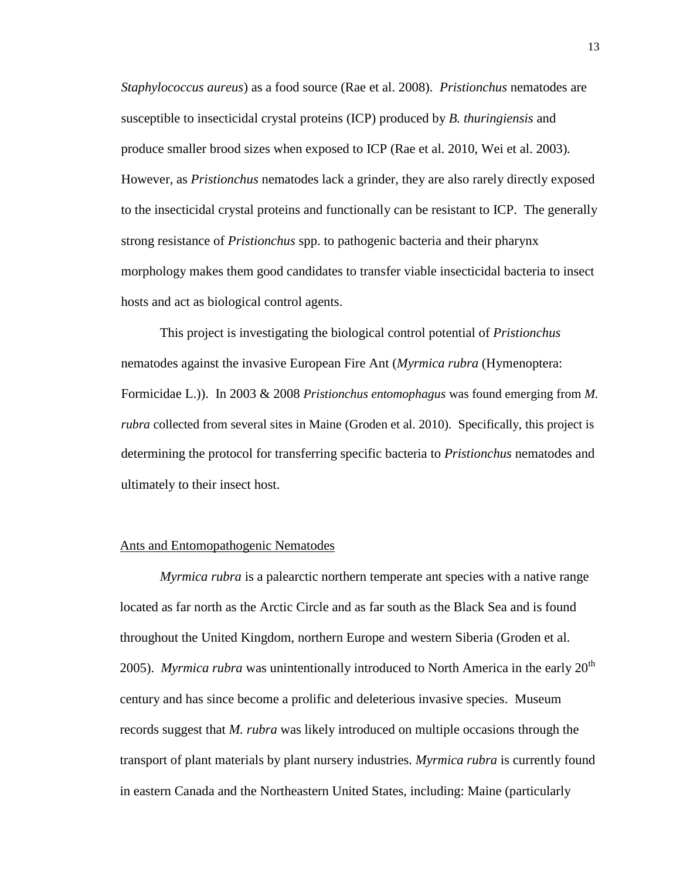*Staphylococcus aureus*) as a food source (Rae et al. 2008). *Pristionchus* nematodes are susceptible to insecticidal crystal proteins (ICP) produced by *B. thuringiensis* and produce smaller brood sizes when exposed to ICP (Rae et al. 2010, Wei et al. 2003). However, as *Pristionchus* nematodes lack a grinder, they are also rarely directly exposed to the insecticidal crystal proteins and functionally can be resistant to ICP. The generally strong resistance of *Pristionchus* spp. to pathogenic bacteria and their pharynx morphology makes them good candidates to transfer viable insecticidal bacteria to insect hosts and act as biological control agents.

This project is investigating the biological control potential of *Pristionchus* nematodes against the invasive European Fire Ant (*Myrmica rubra* (Hymenoptera: Formicidae L.)). In 2003 & 2008 *Pristionchus entomophagus* was found emerging from *M. rubra* collected from several sites in Maine (Groden et al. 2010). Specifically, this project is determining the protocol for transferring specific bacteria to *Pristionchus* nematodes and ultimately to their insect host.

## Ants and Entomopathogenic Nematodes

*Myrmica rubra* is a palearctic northern temperate ant species with a native range located as far north as the Arctic Circle and as far south as the Black Sea and is found throughout the United Kingdom, northern Europe and western Siberia (Groden et al. 2005). *Myrmica rubra* was unintentionally introduced to North America in the early 20th century and has since become a prolific and deleterious invasive species. Museum records suggest that *M. rubra* was likely introduced on multiple occasions through the transport of plant materials by plant nursery industries. *Myrmica rubra* is currently found in eastern Canada and the Northeastern United States, including: Maine (particularly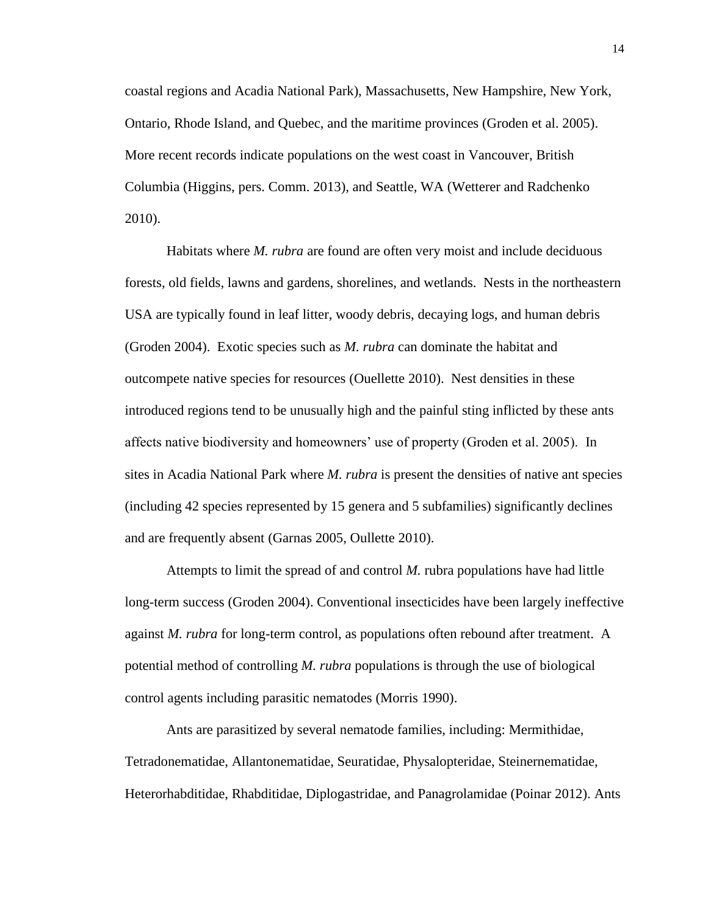coastal regions and Acadia National Park), Massachusetts, New Hampshire, New York, Ontario, Rhode Island, and Quebec, and the maritime provinces (Groden et al. 2005). More recent records indicate populations on the west coast in Vancouver, British Columbia (Higgins, pers. Comm. 2013), and Seattle, WA (Wetterer and Radchenko 2010).

Habitats where *M. rubra* are found are often very moist and include deciduous forests, old fields, lawns and gardens, shorelines, and wetlands. Nests in the northeastern USA are typically found in leaf litter, woody debris, decaying logs, and human debris (Groden 2004). Exotic species such as *M. rubra* can dominate the habitat and outcompete native species for resources (Ouellette 2010). Nest densities in these introduced regions tend to be unusually high and the painful sting inflicted by these ants affects native biodiversity and homeowners' use of property (Groden et al. 2005). In sites in Acadia National Park where *M. rubra* is present the densities of native ant species (including 42 species represented by 15 genera and 5 subfamilies) significantly declines and are frequently absent (Garnas 2005, Oullette 2010).

Attempts to limit the spread of and control *M.* rubra populations have had little long-term success (Groden 2004). Conventional insecticides have been largely ineffective against *M. rubra* for long-term control, as populations often rebound after treatment. A potential method of controlling *M. rubra* populations is through the use of biological control agents including parasitic nematodes (Morris 1990).

Ants are parasitized by several nematode families, including: Mermithidae, Tetradonematidae, Allantonematidae, Seuratidae, Physalopteridae, Steinernematidae, Heterorhabditidae, Rhabditidae, Diplogastridae, and Panagrolamidae (Poinar 2012). Ants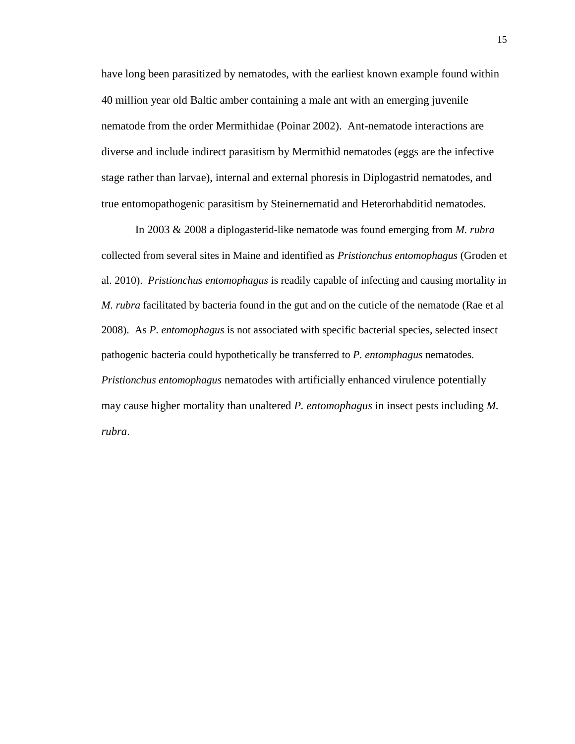have long been parasitized by nematodes, with the earliest known example found within 40 million year old Baltic amber containing a male ant with an emerging juvenile nematode from the order Mermithidae (Poinar 2002). Ant-nematode interactions are diverse and include indirect parasitism by Mermithid nematodes (eggs are the infective stage rather than larvae), internal and external phoresis in Diplogastrid nematodes, and true entomopathogenic parasitism by Steinernematid and Heterorhabditid nematodes.

In 2003 & 2008 a diplogasterid-like nematode was found emerging from *M. rubra* collected from several sites in Maine and identified as *Pristionchus entomophagus* (Groden et al. 2010). *Pristionchus entomophagus* is readily capable of infecting and causing mortality in *M. rubra* facilitated by bacteria found in the gut and on the cuticle of the nematode (Rae et al 2008). As *P. entomophagus* is not associated with specific bacterial species, selected insect pathogenic bacteria could hypothetically be transferred to *P. entomphagus* nematodes. *Pristionchus entomophagus* nematodes with artificially enhanced virulence potentially may cause higher mortality than unaltered *P. entomophagus* in insect pests including *M. rubra*.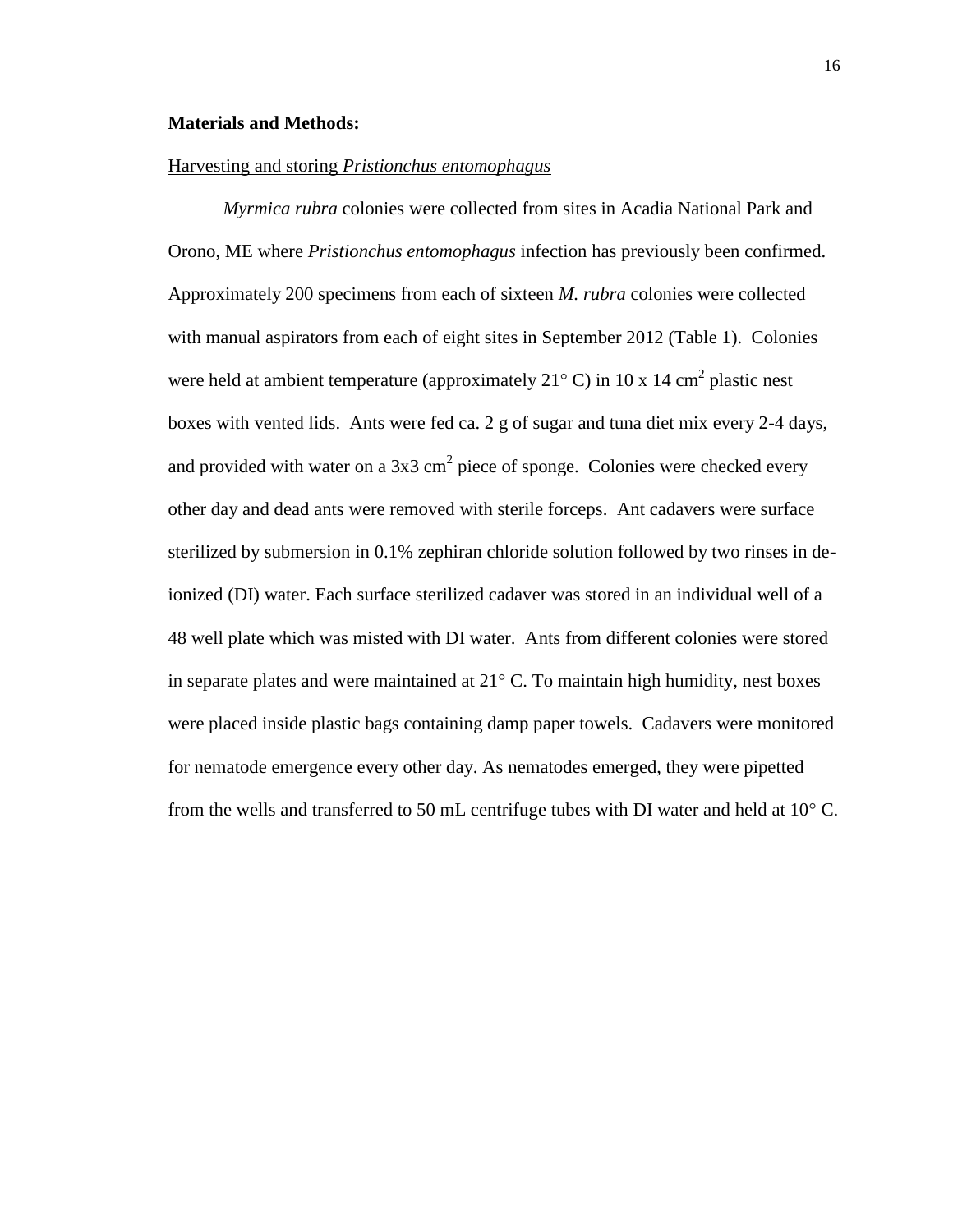**Materials and Methods:**

Harvesting and storing *Pristionchus entomophagus*

*Myrmica rubra* colonies were collected from sites in Acadia National Park and Orono, ME where *Pristionchus entomophagus* infection has previously been confirmed. Approximately 200 specimens from each of sixteen *M. rubra* colonies were collected with manual aspirators from each of eight sites in September 2012 (Table 1). Colonies were held at ambient temperature (approximately 21° C) in 10 x 14 $cm^2$ plastic nest boxes with vented lids. Ants were fed ca. 2 g of sugar and tuna diet mix every 2-4 days, and provided with water on a 3x3 $cm^2$ piece of sponge. Colonies were checked every other day and dead ants were removed with sterile forceps. Ant cadavers were surface sterilized by submersion in 0.1% zephiran chloride solution followed by two rinses in de-ionized (DI) water. Each surface sterilized cadaver was stored in an individual well of a 48 well plate which was misted with DI water. Ants from different colonies were stored in separate plates and were maintained at 21° C. To maintain high humidity, nest boxes were placed inside plastic bags containing damp paper towels. Cadavers were monitored for nematode emergence every other day. As nematodes emerged, they were pipetted from the wells and transferred to 50 mL centrifuge tubes with DI water and held at 10° C.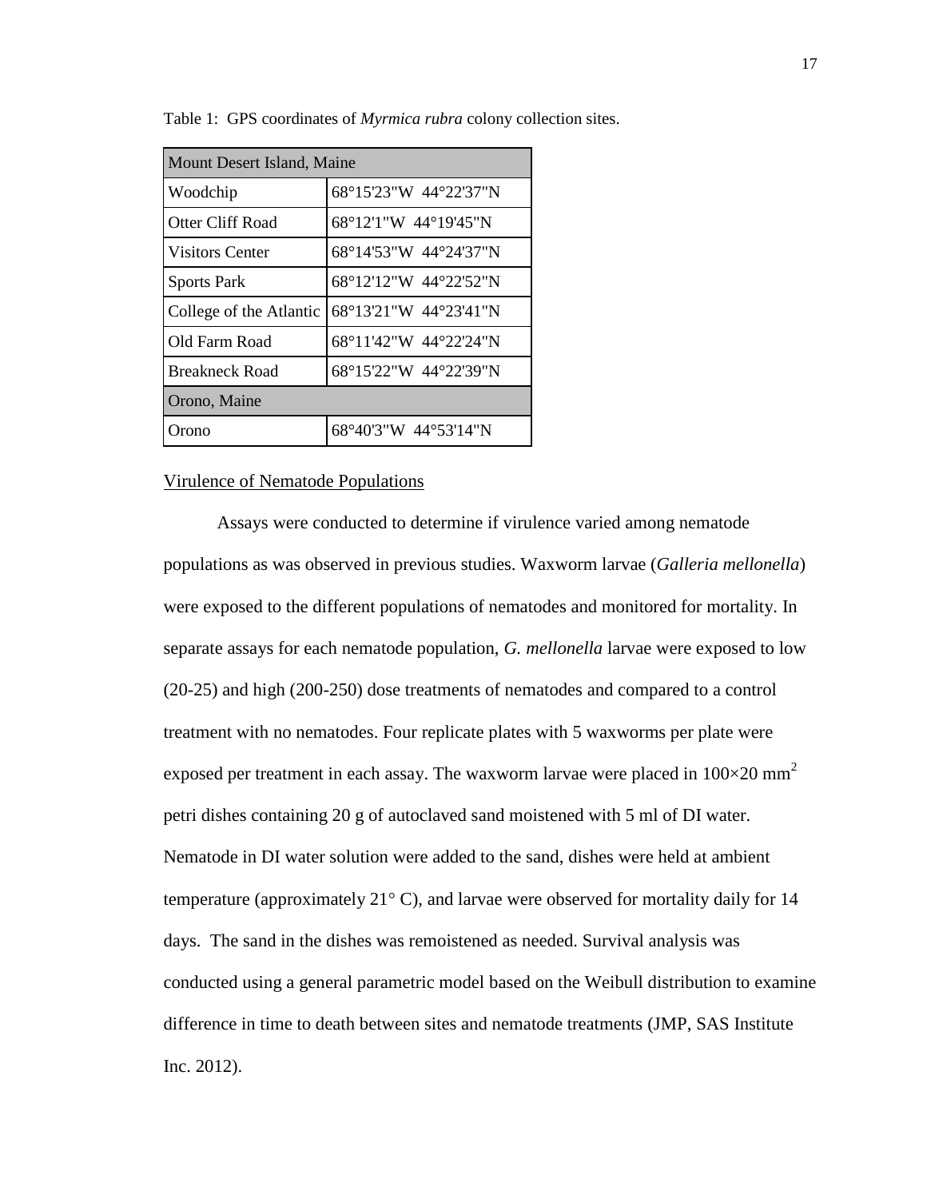Table 1: GPS coordinates of *Myrmica rubra* colony collection sites.

| Mount Desert Island, Maine | |
|---|---|
| Woodchip | 68°15'23"W 44°22'37"N |
| Otter Cliff Road | 68°12'1"W 44°19'45"N |
| Visitors Center | 68°14'53"W 44°24'37"N |
| Sports Park | 68°12'12"W 44°22'52"N |
| College of the Atlantic | 68°13'21"W 44°23'41"N |
| Old Farm Road | 68°11'42"W 44°22'24"N |
| Breakneck Road | 68°15'22"W 44°22'39"N |
| **Orono, Maine** | |
| Orono | 68°40'3"W 44°53'14"N |

## Virulence of Nematode Populations

Assays were conducted to determine if virulence varied among nematode populations as was observed in previous studies. Waxworm larvae (*Galleria mellonella*) were exposed to the different populations of nematodes and monitored for mortality. In separate assays for each nematode population, *G. mellonella* larvae were exposed to low (20-25) and high (200-250) dose treatments of nematodes and compared to a control treatment with no nematodes. Four replicate plates with 5 waxworms per plate were exposed per treatment in each assay. The waxworm larvae were placed in $100 \times 20\ mm^2$ petri dishes containing 20 g of autoclaved sand moistened with 5 ml of DI water. Nematode in DI water solution were added to the sand, dishes were held at ambient temperature (approximately 21° C), and larvae were observed for mortality daily for 14 days. The sand in the dishes was remoistened as needed. Survival analysis was conducted using a general parametric model based on the Weibull distribution to examine difference in time to death between sites and nematode treatments (JMP, SAS Institute Inc. 2012).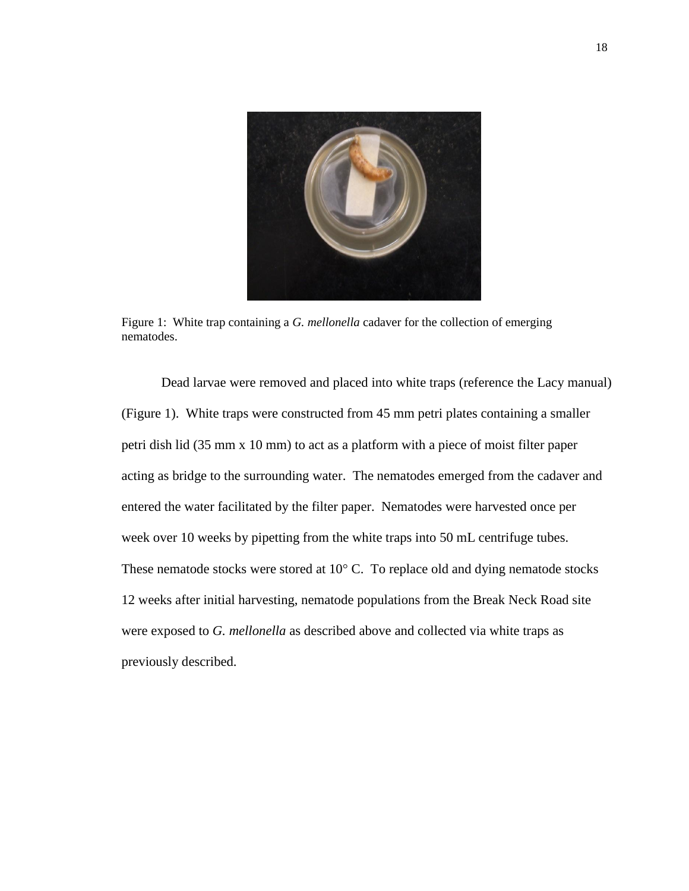Figure 1: White trap containing a *G. mellonella* cadaver for the collection of emerging nematodes.

Dead larvae were removed and placed into white traps (reference the Lacy manual) (Figure 1). White traps were constructed from 45 mm petri plates containing a smaller petri dish lid (35 mm x 10 mm) to act as a platform with a piece of moist filter paper acting as bridge to the surrounding water. The nematodes emerged from the cadaver and entered the water facilitated by the filter paper. Nematodes were harvested once per week over 10 weeks by pipetting from the white traps into 50 mL centrifuge tubes. These nematode stocks were stored at 10° C. To replace old and dying nematode stocks 12 weeks after initial harvesting, nematode populations from the Break Neck Road site were exposed to *G. mellonella* as described above and collected via white traps as previously described.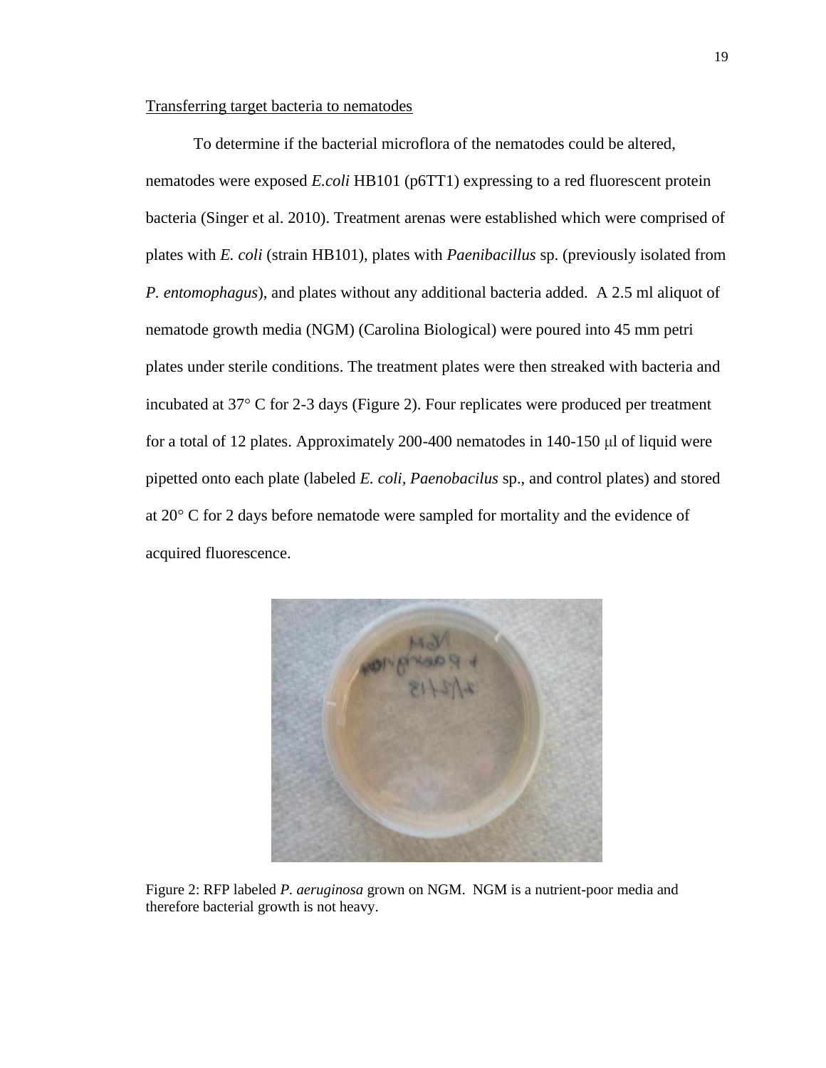Transferring target bacteria to nematodes

To determine if the bacterial microflora of the nematodes could be altered, nematodes were exposed *E.coli* HB101 (p6TT1) expressing to a red fluorescent protein bacteria (Singer et al. 2010). Treatment arenas were established which were comprised of plates with *E. coli* (strain HB101), plates with *Paenibacillus* sp. (previously isolated from *P. entomophagus*), and plates without any additional bacteria added. A 2.5 ml aliquot of nematode growth media (NGM) (Carolina Biological) were poured into 45 mm petri plates under sterile conditions. The treatment plates were then streaked with bacteria and incubated at 37° C for 2-3 days (Figure 2). Four replicates were produced per treatment for a total of 12 plates. Approximately 200-400 nematodes in 140-150 μl of liquid were pipetted onto each plate (labeled *E. coli*, *Paenobacilus* sp., and control plates) and stored at 20° C for 2 days before nematode were sampled for mortality and the evidence of acquired fluorescence.

Figure 2: RFP labeled *P. aeruginosa* grown on NGM. NGM is a nutrient-poor media and therefore bacterial growth is not heavy.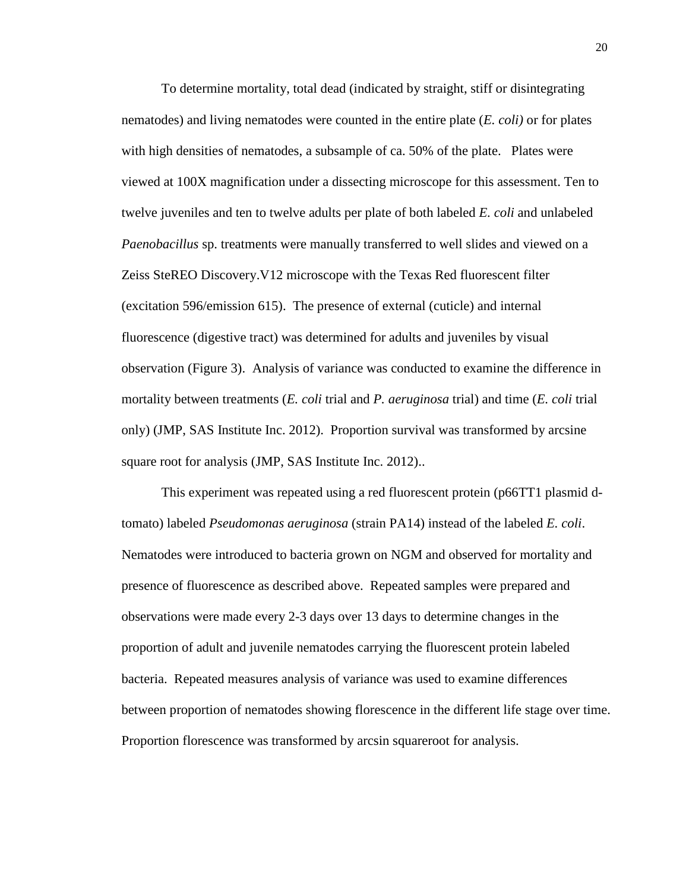To determine mortality, total dead (indicated by straight, stiff or disintegrating nematodes) and living nematodes were counted in the entire plate (*E. coli)* or for plates with high densities of nematodes, a subsample of ca. 50% of the plate. Plates were viewed at 100X magnification under a dissecting microscope for this assessment. Ten to twelve juveniles and ten to twelve adults per plate of both labeled *E. coli* and unlabeled *Paenobacillus* sp. treatments were manually transferred to well slides and viewed on a Zeiss SteREO Discovery.V12 microscope with the Texas Red fluorescent filter (excitation 596/emission 615). The presence of external (cuticle) and internal fluorescence (digestive tract) was determined for adults and juveniles by visual observation (Figure 3). Analysis of variance was conducted to examine the difference in mortality between treatments (*E. coli* trial and *P. aeruginosa* trial) and time (*E. coli* trial only) (JMP, SAS Institute Inc. 2012). Proportion survival was transformed by arcsine square root for analysis (JMP, SAS Institute Inc. 2012)..

This experiment was repeated using a red fluorescent protein (p66TT1 plasmid d-tomato) labeled *Pseudomonas aeruginosa* (strain PA14) instead of the labeled *E. coli*. Nematodes were introduced to bacteria grown on NGM and observed for mortality and presence of fluorescence as described above. Repeated samples were prepared and observations were made every 2-3 days over 13 days to determine changes in the proportion of adult and juvenile nematodes carrying the fluorescent protein labeled bacteria. Repeated measures analysis of variance was used to examine differences between proportion of nematodes showing florescence in the different life stage over time. Proportion florescence was transformed by arcsin squareroot for analysis.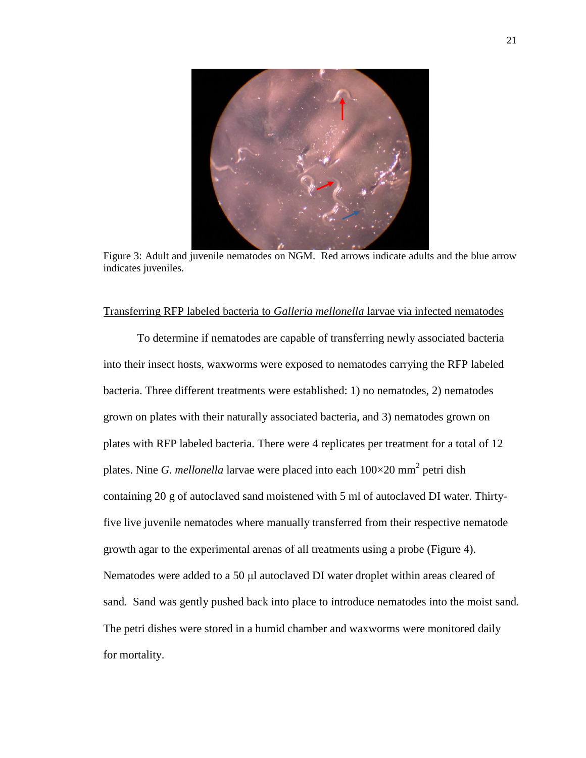Figure 3: Adult and juvenile nematodes on NGM. Red arrows indicate adults and the blue arrow indicates juveniles.

Transferring RFP labeled bacteria to *Galleria mellonella* larvae via infected nematodes

To determine if nematodes are capable of transferring newly associated bacteria into their insect hosts, waxworms were exposed to nematodes carrying the RFP labeled bacteria. Three different treatments were established: 1) no nematodes, 2) nematodes grown on plates with their naturally associated bacteria, and 3) nematodes grown on plates with RFP labeled bacteria. There were 4 replicates per treatment for a total of 12 plates. Nine *G. mellonella* larvae were placed into each 100×20 $mm^2$ petri dish containing 20 g of autoclaved sand moistened with 5 ml of autoclaved DI water. Thirty-five live juvenile nematodes where manually transferred from their respective nematode growth agar to the experimental arenas of all treatments using a probe (Figure 4). Nematodes were added to a 50 μl autoclaved DI water droplet within areas cleared of sand. Sand was gently pushed back into place to introduce nematodes into the moist sand. The petri dishes were stored in a humid chamber and waxworms were monitored daily for mortality.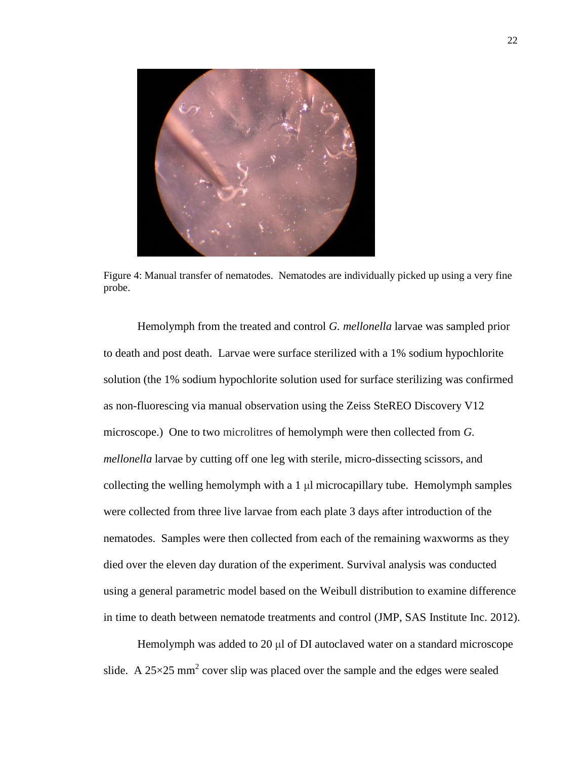Figure 4: Manual transfer of nematodes. Nematodes are individually picked up using a very fine probe.

Hemolymph from the treated and control *G. mellonella* larvae was sampled prior to death and post death. Larvae were surface sterilized with a 1% sodium hypochlorite solution (the 1% sodium hypochlorite solution used for surface sterilizing was confirmed as non-fluorescing via manual observation using the Zeiss SteREO Discovery V12 microscope.) One to two microlitres of hemolymph were then collected from *G. mellonella* larvae by cutting off one leg with sterile, micro-dissecting scissors, and collecting the welling hemolymph with a 1 μl microcapillary tube. Hemolymph samples were collected from three live larvae from each plate 3 days after introduction of the nematodes. Samples were then collected from each of the remaining waxworms as they died over the eleven day duration of the experiment. Survival analysis was conducted using a general parametric model based on the Weibull distribution to examine difference in time to death between nematode treatments and control (JMP, SAS Institute Inc. 2012).

Hemolymph was added to 20 μl of DI autoclaved water on a standard microscope slide. A 25×25 $mm^2$ cover slip was placed over the sample and the edges were sealed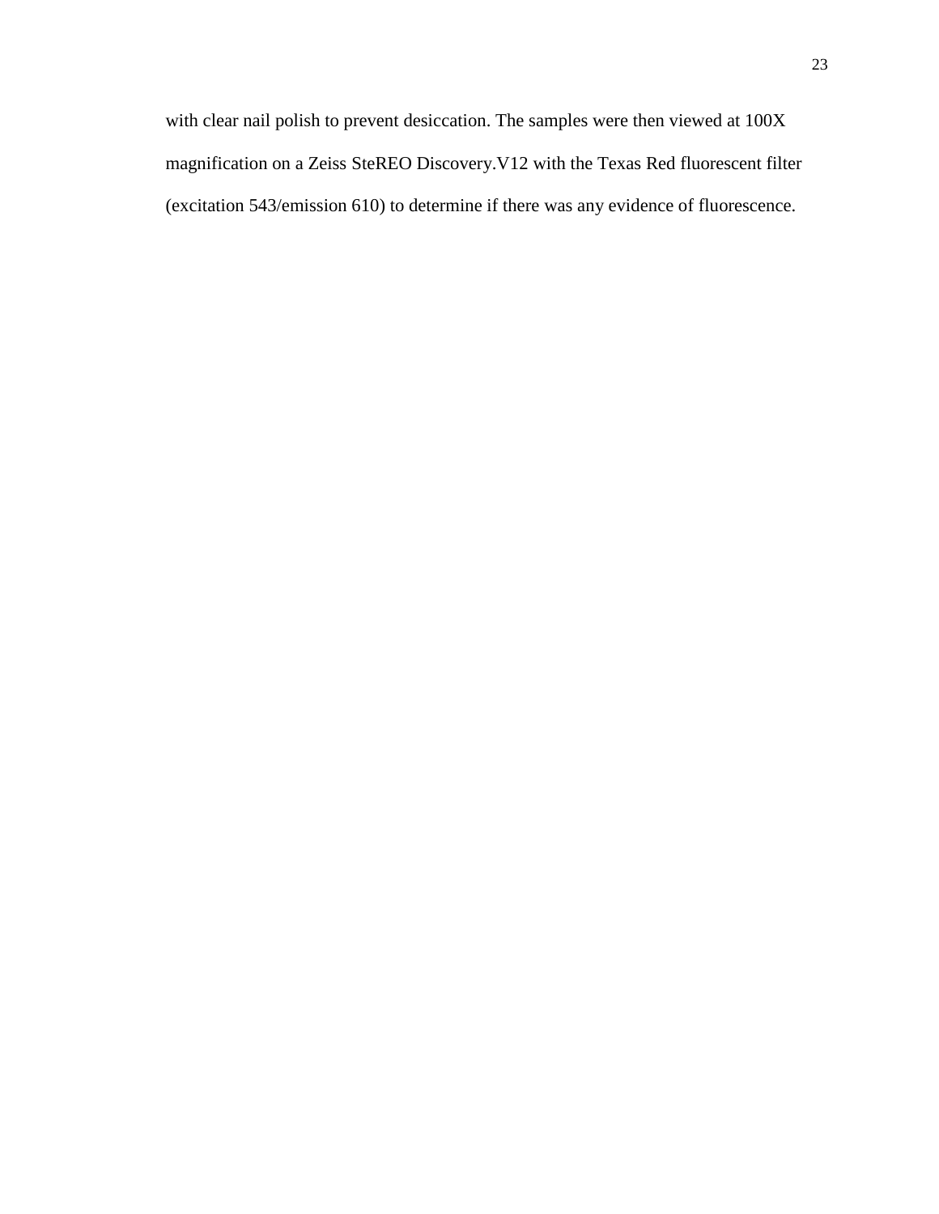with clear nail polish to prevent desiccation. The samples were then viewed at 100X magnification on a Zeiss SteREO Discovery.V12 with the Texas Red fluorescent filter (excitation 543/emission 610) to determine if there was any evidence of fluorescence.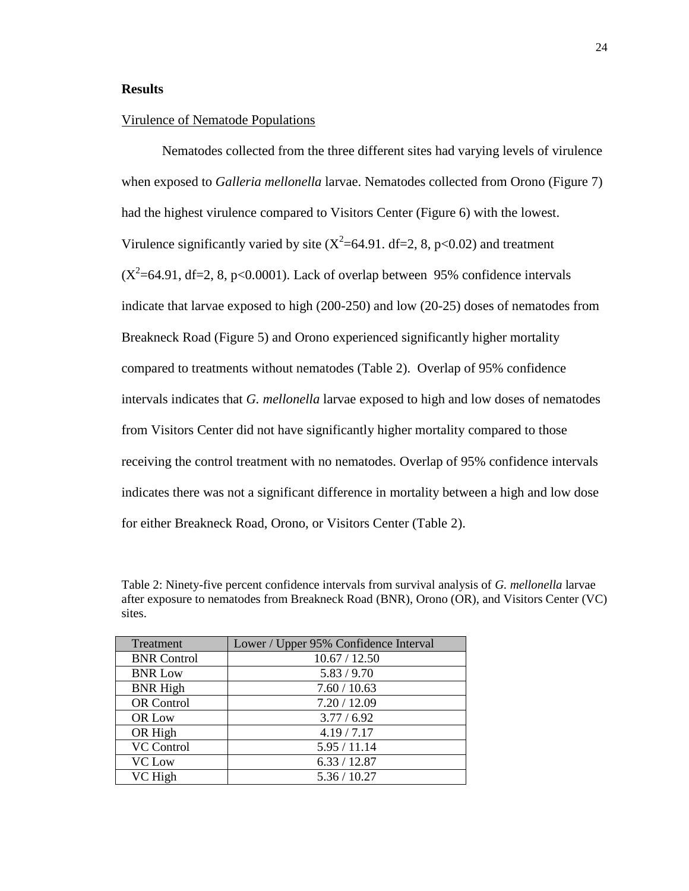## Results

### Virulence of Nematode Populations

Nematodes collected from the three different sites had varying levels of virulence when exposed to *Galleria mellonella* larvae. Nematodes collected from Orono (Figure 7) had the highest virulence compared to Visitors Center (Figure 6) with the lowest. Virulence significantly varied by site ($X^2$=64.91. df=2, 8, p<0.02) and treatment ($X^2$=64.91, df=2, 8, p<0.0001). Lack of overlap between 95% confidence intervals indicate that larvae exposed to high (200-250) and low (20-25) doses of nematodes from Breakneck Road (Figure 5) and Orono experienced significantly higher mortality compared to treatments without nematodes (Table 2). Overlap of 95% confidence intervals indicates that *G. mellonella* larvae exposed to high and low doses of nematodes from Visitors Center did not have significantly higher mortality compared to those receiving the control treatment with no nematodes. Overlap of 95% confidence intervals indicates there was not a significant difference in mortality between a high and low dose for either Breakneck Road, Orono, or Visitors Center (Table 2).

Table 2: Ninety-five percent confidence intervals from survival analysis of *G. mellonella* larvae after exposure to nematodes from Breakneck Road (BNR), Orono (OR), and Visitors Center (VC) sites.

| Treatment | Lower / Upper 95% Confidence Interval |
|---|---|
| BNR Control | 10.67 / 12.50 |
| BNR Low | 5.83 / 9.70 |
| BNR High | 7.60 / 10.63 |
| OR Control | 7.20 / 12.09 |
| OR Low | 3.77 / 6.92 |
| OR High | 4.19 / 7.17 |
| VC Control | 5.95 / 11.14 |
| VC Low | 6.33 / 12.87 |
| VC High | 5.36 / 10.27 |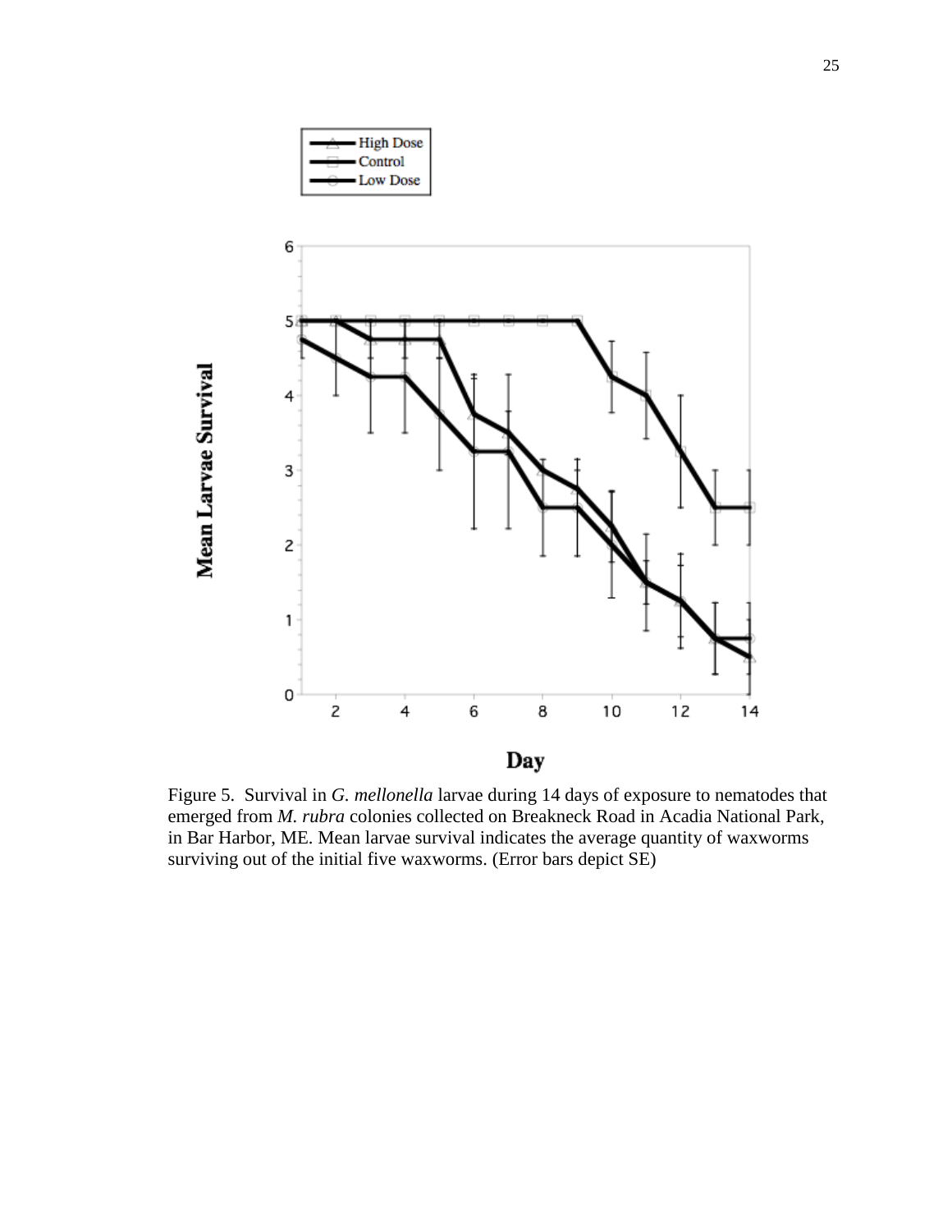Figure 5. Survival in *G. mellonella* larvae during 14 days of exposure to nematodes that emerged from *M. rubra* colonies collected on Breakneck Road in Acadia National Park, in Bar Harbor, ME. Mean larvae survival indicates the average quantity of waxworms surviving out of the initial five waxworms. (Error bars depict SE)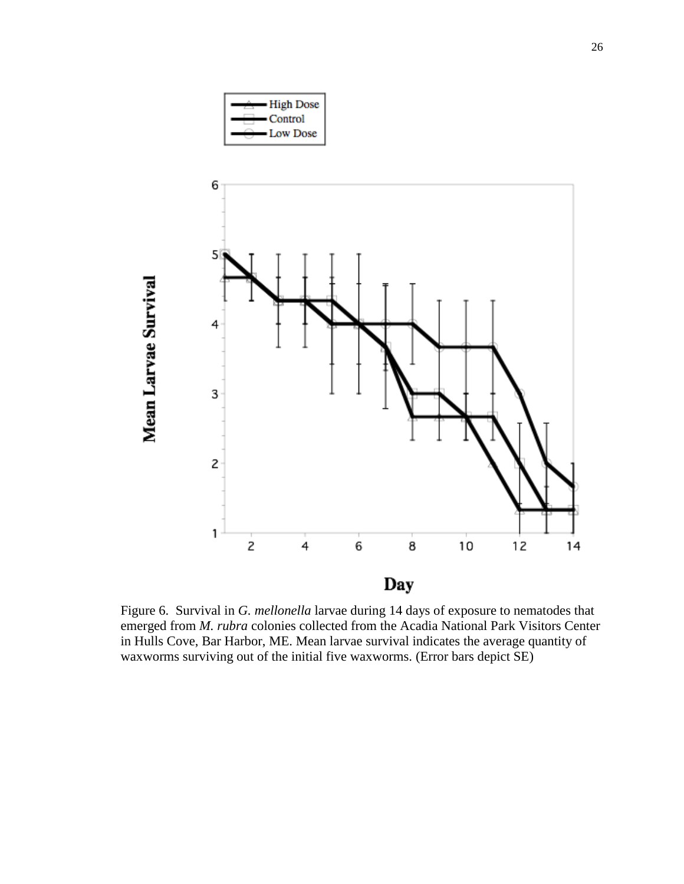Figure 6. Survival in *G. mellonella* larvae during 14 days of exposure to nematodes that emerged from *M. rubra* colonies collected from the Acadia National Park Visitors Center in Hulls Cove, Bar Harbor, ME. Mean larvae survival indicates the average quantity of waxworms surviving out of the initial five waxworms. (Error bars depict SE)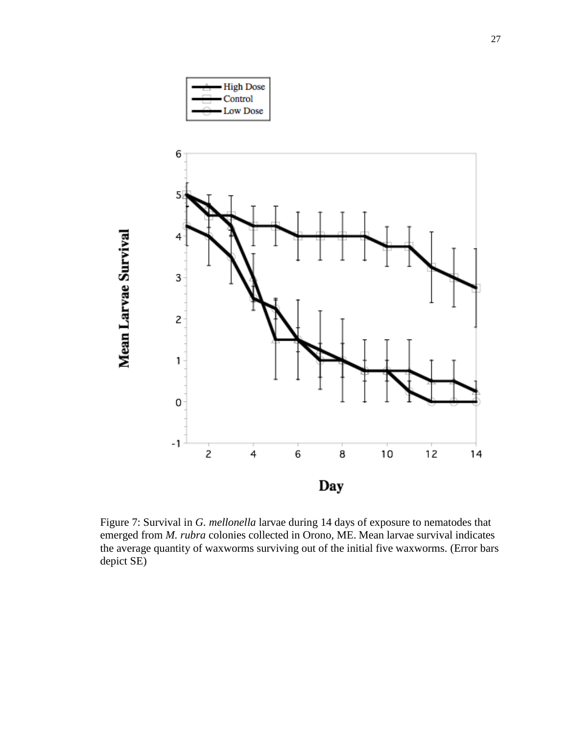Figure 7: Survival in *G. mellonella* larvae during 14 days of exposure to nematodes that emerged from *M. rubra* colonies collected in Orono, ME. Mean larvae survival indicates the average quantity of waxworms surviving out of the initial five waxworms. (Error bars depict SE)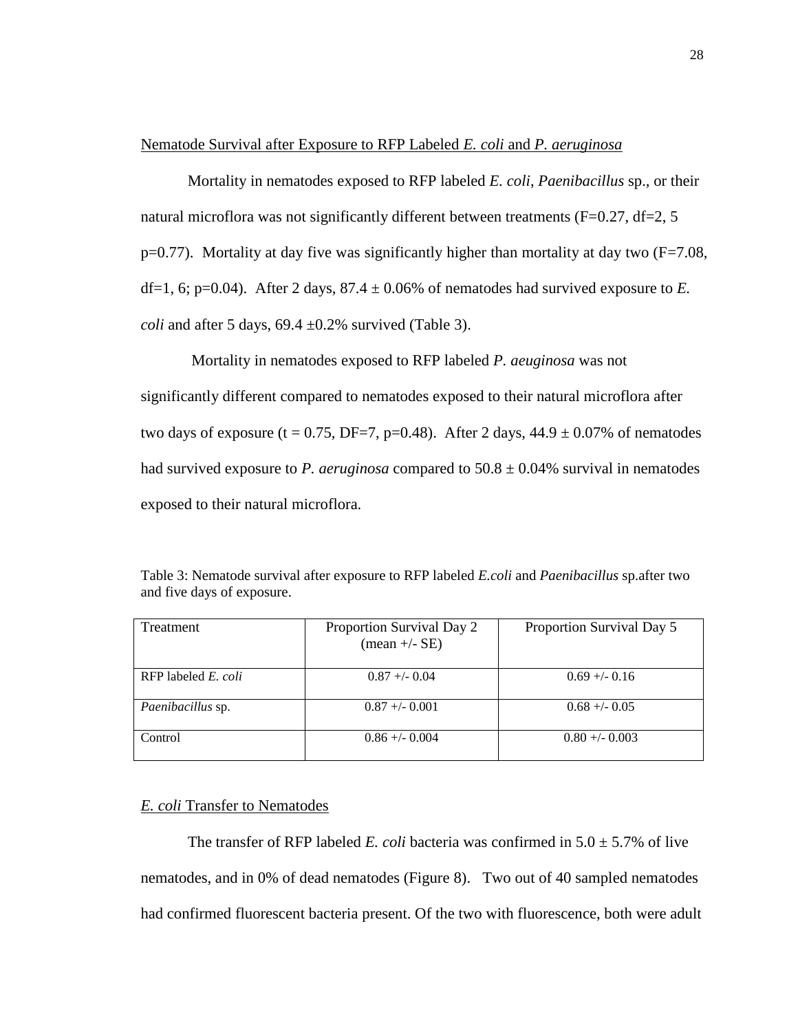<u>Nematode Survival after Exposure to RFP Labeled *E. coli* and *P. aeruginosa*</u>

Mortality in nematodes exposed to RFP labeled *E. coli*, *Paenibacillus* sp., or their natural microflora was not significantly different between treatments (F=0.27, df=2, 5 p=0.77). Mortality at day five was significantly higher than mortality at day two (F=7.08, df=1, 6; p=0.04). After 2 days, 87.4 ± 0.06% of nematodes had survived exposure to *E. coli* and after 5 days, 69.4 ±0.2% survived (Table 3).

Mortality in nematodes exposed to RFP labeled *P. aeuginosa* was not significantly different compared to nematodes exposed to their natural microflora after two days of exposure (t = 0.75, DF=7, p=0.48). After 2 days, 44.9 ± 0.07% of nematodes had survived exposure to *P. aeruginosa* compared to 50.8 ± 0.04% survival in nematodes exposed to their natural microflora.

Table 3: Nematode survival after exposure to RFP labeled *E.coli* and *Paenibacillus* sp.after two and five days of exposure.

| Treatment | Proportion Survival Day 2 (mean +/- SE) | Proportion Survival Day 5 |
|---|---|---|
| RFP labeled *E. coli* | 0.87 +/- 0.04 | 0.69 +/- 0.16 |
| *Paenibacillus* sp. | 0.87 +/- 0.001 | 0.68 +/- 0.05 |
| Control | 0.86 +/- 0.004 | 0.80 +/- 0.003 |

<u>*E. coli* Transfer to Nematodes</u>

The transfer of RFP labeled *E. coli* bacteria was confirmed in 5.0 ± 5.7% of live nematodes, and in 0% of dead nematodes (Figure 8). Two out of 40 sampled nematodes had confirmed fluorescent bacteria present. Of the two with fluorescence, both were adult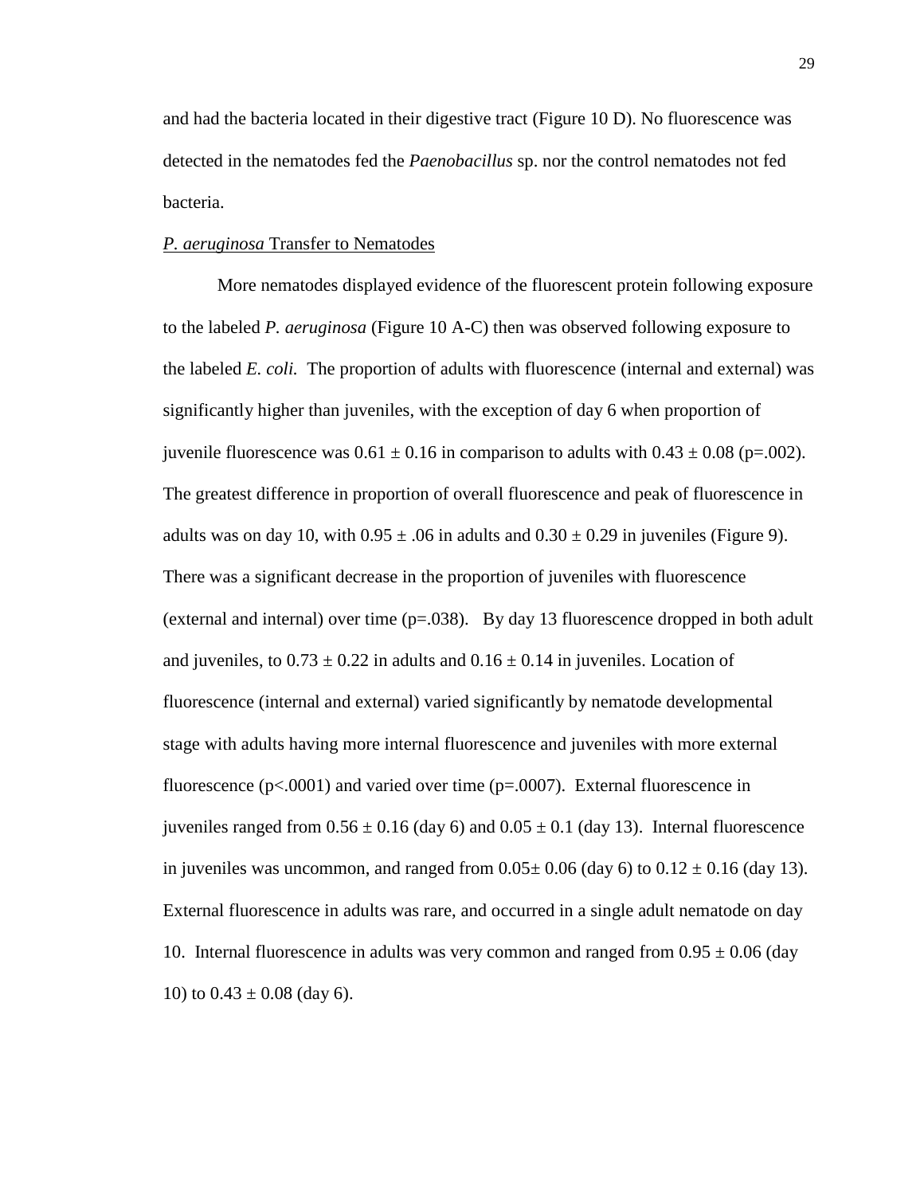and had the bacteria located in their digestive tract (Figure 10 D). No fluorescence was detected in the nematodes fed the *Paenobacillus* sp. nor the control nematodes not fed bacteria.

*P. aeruginosa* Transfer to Nematodes

More nematodes displayed evidence of the fluorescent protein following exposure to the labeled *P. aeruginosa* (Figure 10 A-C) then was observed following exposure to the labeled *E. coli.* The proportion of adults with fluorescence (internal and external) was significantly higher than juveniles, with the exception of day 6 when proportion of juvenile fluorescence was $0.61 \pm 0.16$ in comparison to adults with $0.43 \pm 0.08$ (p=.002). The greatest difference in proportion of overall fluorescence and peak of fluorescence in adults was on day 10, with $0.95 \pm .06$ in adults and $0.30 \pm 0.29$ in juveniles (Figure 9). There was a significant decrease in the proportion of juveniles with fluorescence (external and internal) over time (p=.038). By day 13 fluorescence dropped in both adult and juveniles, to $0.73 \pm 0.22$ in adults and $0.16 \pm 0.14$ in juveniles. Location of fluorescence (internal and external) varied significantly by nematode developmental stage with adults having more internal fluorescence and juveniles with more external fluorescence (p<.0001) and varied over time (p=.0007). External fluorescence in juveniles ranged from $0.56 \pm 0.16$ (day 6) and $0.05 \pm 0.1$ (day 13). Internal fluorescence in juveniles was uncommon, and ranged from $0.05 \pm 0.06$ (day 6) to $0.12 \pm 0.16$ (day 13). External fluorescence in adults was rare, and occurred in a single adult nematode on day 10. Internal fluorescence in adults was very common and ranged from $0.95 \pm 0.06$ (day 10) to $0.43 \pm 0.08$ (day 6).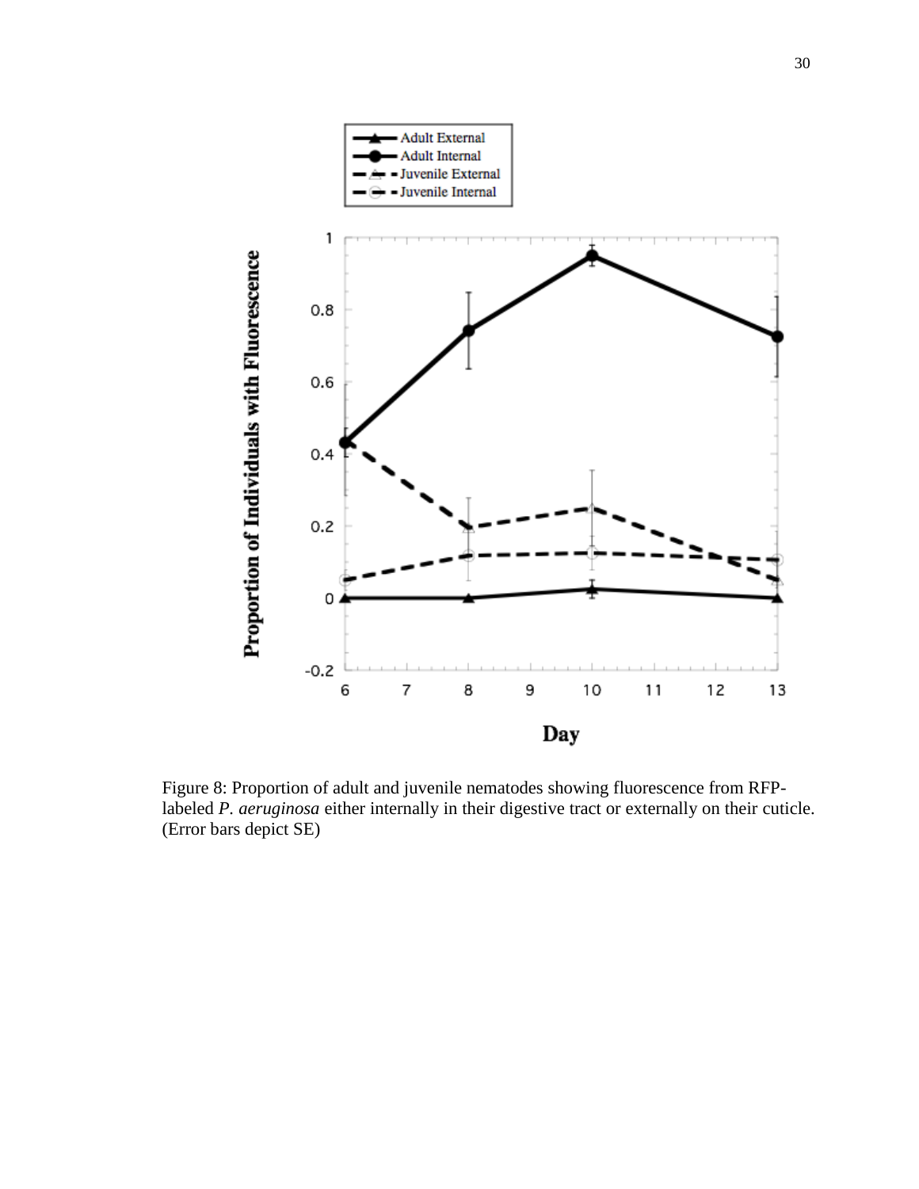Figure 8: Proportion of adult and juvenile nematodes showing fluorescence from RFP-labeled *P. aeruginosa* either internally in their digestive tract or externally on their cuticle. (Error bars depict SE)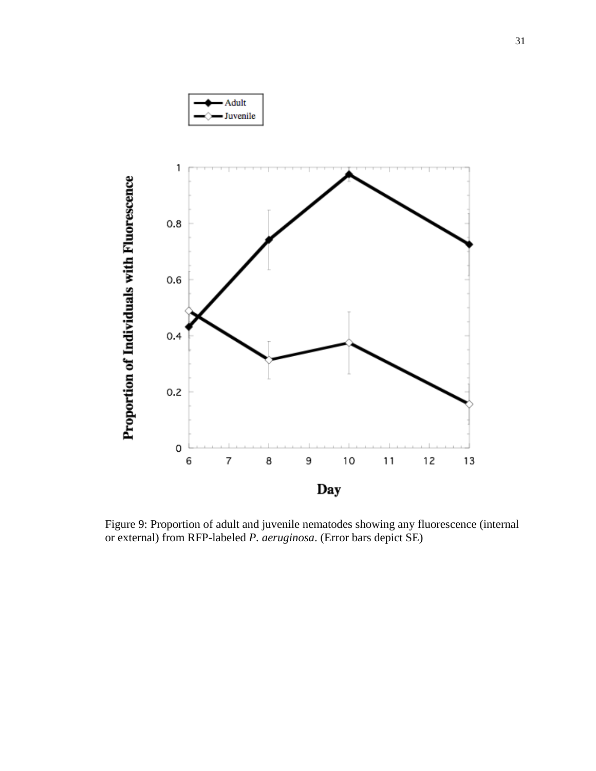Figure 9: Proportion of adult and juvenile nematodes showing any fluorescence (internal or external) from RFP-labeled *P. aeruginosa*. (Error bars depict SE)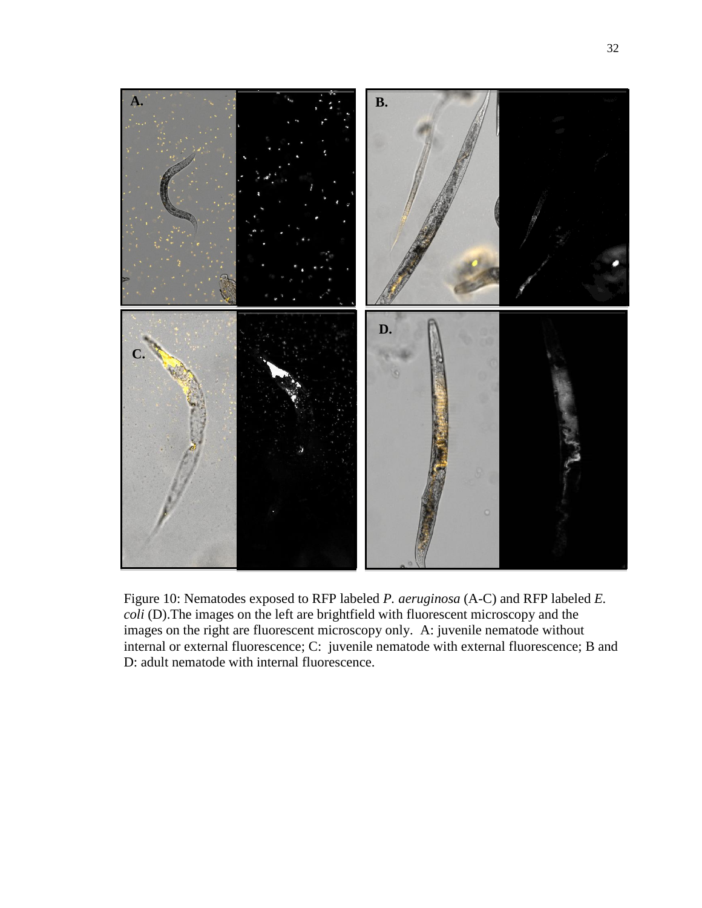Figure 10: Nematodes exposed to RFP labeled *P. aeruginosa* (A-C) and RFP labeled *E. coli* (D).The images on the left are brightfield with fluorescent microscopy and the images on the right are fluorescent microscopy only. A: juvenile nematode without internal or external fluorescence; C: juvenile nematode with external fluorescence; B and D: adult nematode with internal fluorescence.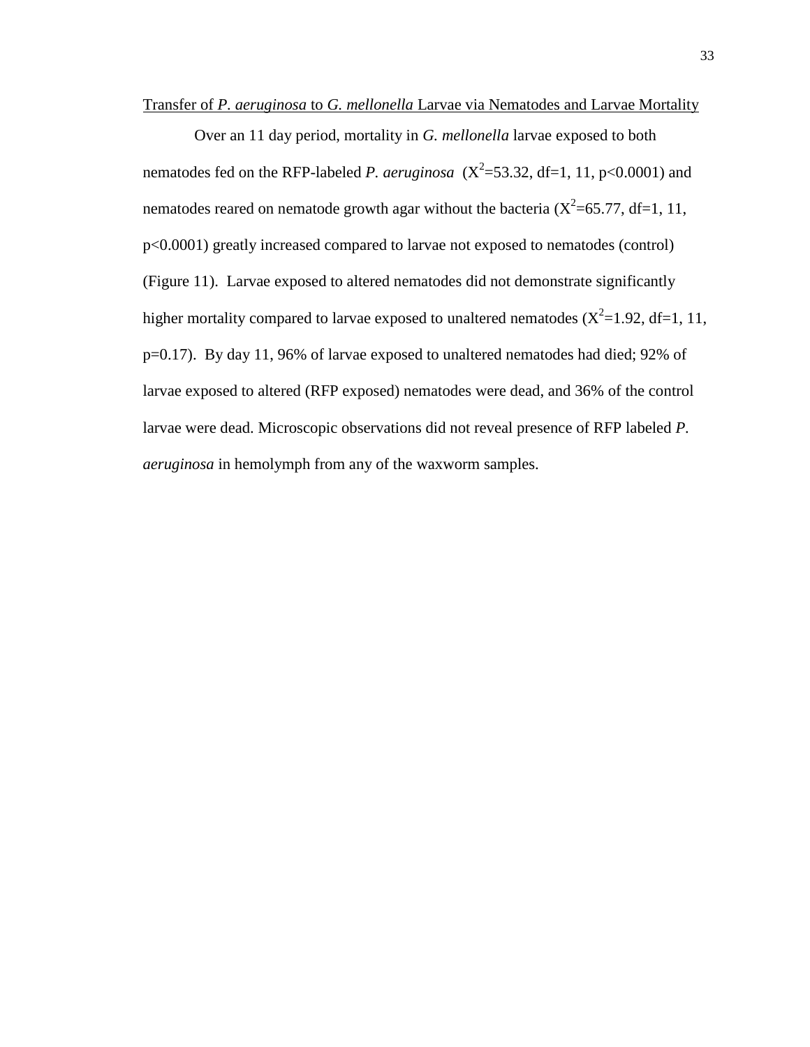Transfer of *P. aeruginosa* to *G. mellonella* Larvae via Nematodes and Larvae Mortality

Over an 11 day period, mortality in *G. mellonella* larvae exposed to both nematodes fed on the RFP-labeled *P. aeruginosa* ($X^2$=53.32, df=1, 11, $p<0.0001$) and nematodes reared on nematode growth agar without the bacteria ($X^2$=65.77, df=1, 11, $p<0.0001$) greatly increased compared to larvae not exposed to nematodes (control) (Figure 11). Larvae exposed to altered nematodes did not demonstrate significantly higher mortality compared to larvae exposed to unaltered nematodes ($X^2$=1.92, df=1, 11, $p=0.17$). By day 11, 96% of larvae exposed to unaltered nematodes had died; 92% of larvae exposed to altered (RFP exposed) nematodes were dead, and 36% of the control larvae were dead. Microscopic observations did not reveal presence of RFP labeled *P. aeruginosa* in hemolymph from any of the waxworm samples.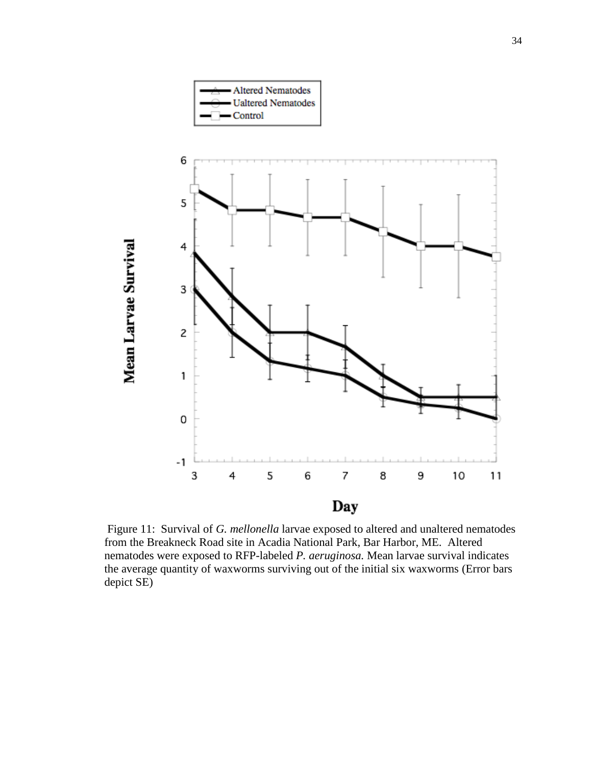Figure 11: Survival of *G. mellonella* larvae exposed to altered and unaltered nematodes from the Breakneck Road site in Acadia National Park, Bar Harbor, ME. Altered nematodes were exposed to RFP-labeled *P. aeruginosa.* Mean larvae survival indicates the average quantity of waxworms surviving out of the initial six waxworms (Error bars depict SE)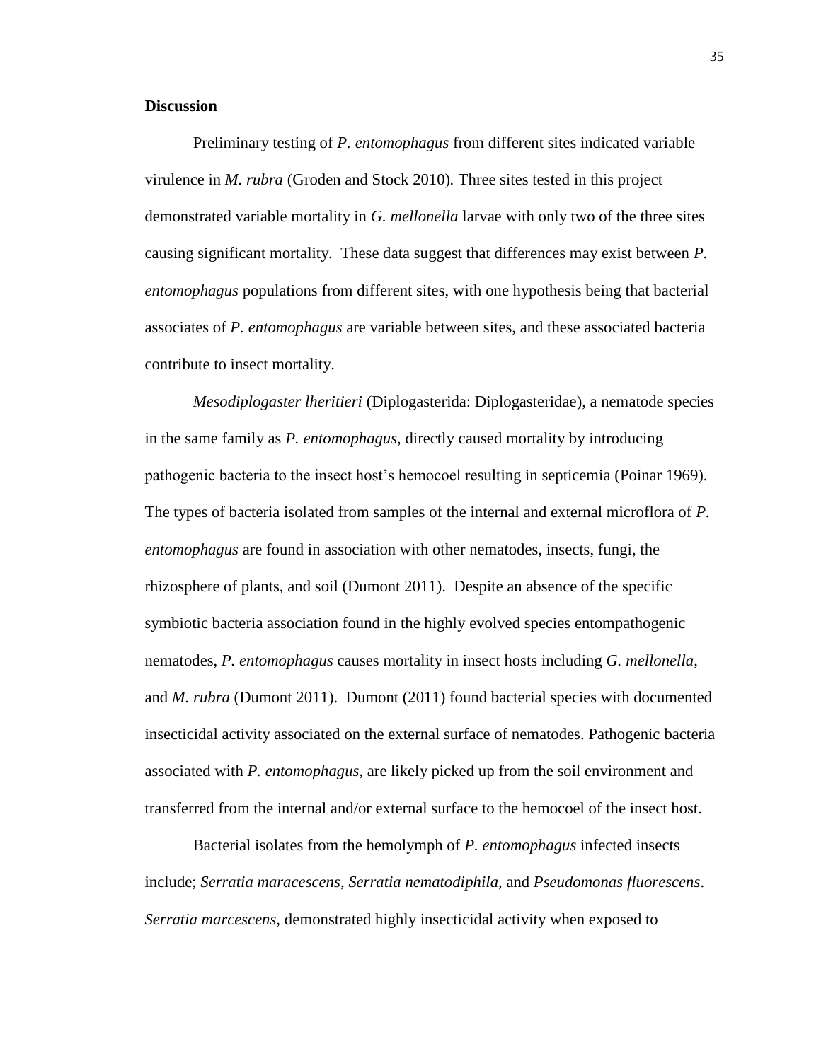## Discussion

Preliminary testing of *P. entomophagus* from different sites indicated variable virulence in *M. rubra* (Groden and Stock 2010)*.* Three sites tested in this project demonstrated variable mortality in *G. mellonella* larvae with only two of the three sites causing significant mortality. These data suggest that differences may exist between *P. entomophagus* populations from different sites, with one hypothesis being that bacterial associates of *P. entomophagus* are variable between sites, and these associated bacteria contribute to insect mortality.

*Mesodiplogaster lheritieri* (Diplogasterida: Diplogasteridae), a nematode species in the same family as *P. entomophagus*, directly caused mortality by introducing pathogenic bacteria to the insect host's hemocoel resulting in septicemia (Poinar 1969). The types of bacteria isolated from samples of the internal and external microflora of *P. entomophagus* are found in association with other nematodes, insects, fungi, the rhizosphere of plants, and soil (Dumont 2011). Despite an absence of the specific symbiotic bacteria association found in the highly evolved species entompathogenic nematodes, *P. entomophagus* causes mortality in insect hosts including *G. mellonella*, and *M. rubra* (Dumont 2011). Dumont (2011) found bacterial species with documented insecticidal activity associated on the external surface of nematodes. Pathogenic bacteria associated with *P. entomophagus*, are likely picked up from the soil environment and transferred from the internal and/or external surface to the hemocoel of the insect host.

Bacterial isolates from the hemolymph of *P. entomophagus* infected insects include; *Serratia maracescens*, *Serratia nematodiphila*, and *Pseudomonas fluorescens*. *Serratia marcescens*, demonstrated highly insecticidal activity when exposed to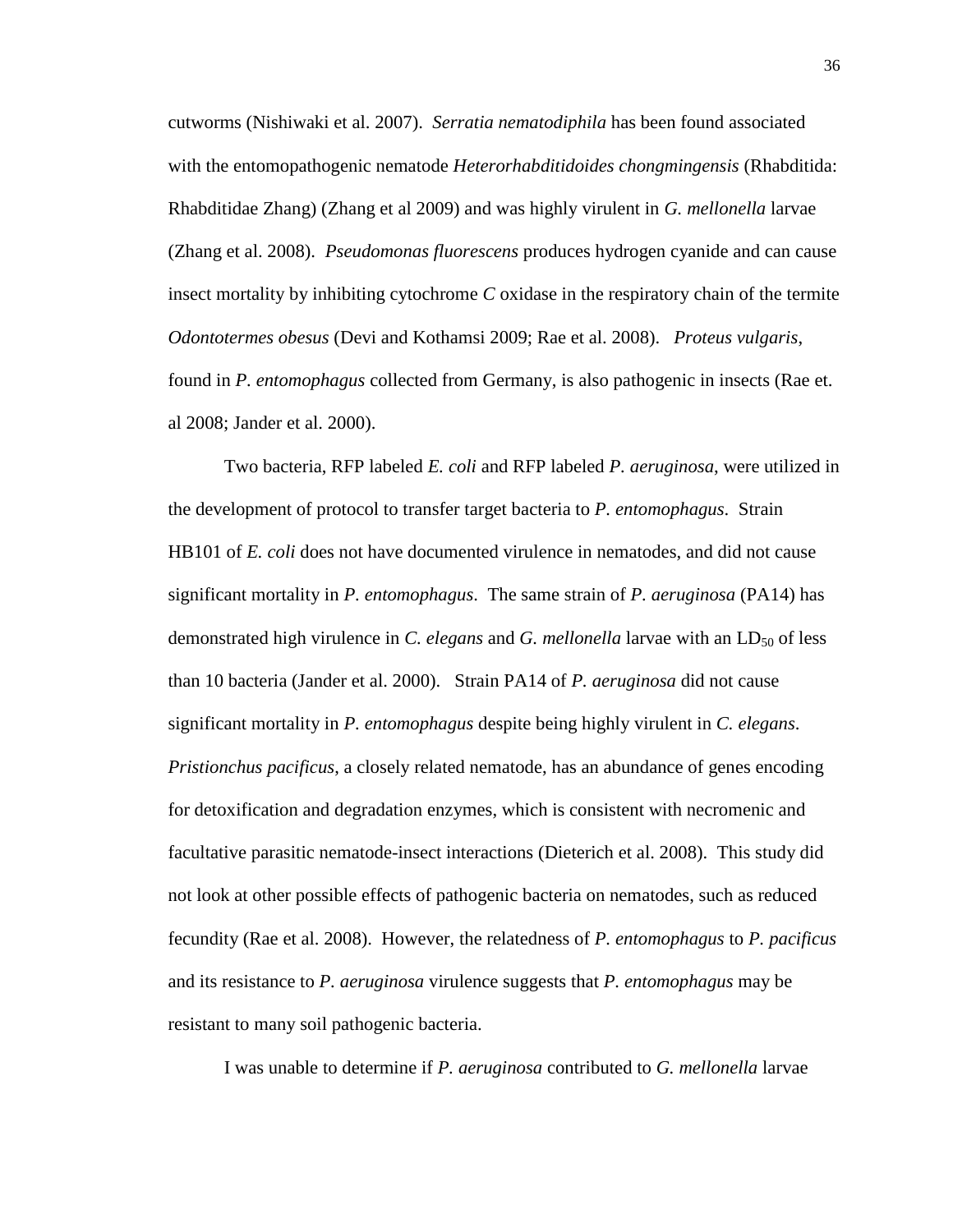cutworms (Nishiwaki et al. 2007). *Serratia nematodiphila* has been found associated with the entomopathogenic nematode *Heterorhabditidoides chongmingensis* (Rhabditida: Rhabditidae Zhang) (Zhang et al 2009) and was highly virulent in *G. mellonella* larvae (Zhang et al. 2008). *Pseudomonas fluorescens* produces hydrogen cyanide and can cause insect mortality by inhibiting cytochrome *C* oxidase in the respiratory chain of the termite *Odontotermes obesus* (Devi and Kothamsi 2009; Rae et al. 2008). *Proteus vulgaris*, found in *P. entomophagus* collected from Germany, is also pathogenic in insects (Rae et. al 2008; Jander et al. 2000).

Two bacteria, RFP labeled *E. coli* and RFP labeled *P. aeruginosa*, were utilized in the development of protocol to transfer target bacteria to *P. entomophagus*. Strain HB101 of *E. coli* does not have documented virulence in nematodes, and did not cause significant mortality in *P. entomophagus*. The same strain of *P. aeruginosa* (PA14) has demonstrated high virulence in *C. elegans* and *G. mellonella* larvae with an $LD_{50}$ of less than 10 bacteria (Jander et al. 2000). Strain PA14 of *P. aeruginosa* did not cause significant mortality in *P. entomophagus* despite being highly virulent in *C. elegans*. *Pristionchus pacificus*, a closely related nematode, has an abundance of genes encoding for detoxification and degradation enzymes, which is consistent with necromenic and facultative parasitic nematode-insect interactions (Dieterich et al. 2008). This study did not look at other possible effects of pathogenic bacteria on nematodes, such as reduced fecundity (Rae et al. 2008). However, the relatedness of *P. entomophagus* to *P. pacificus* and its resistance to *P. aeruginosa* virulence suggests that *P. entomophagus* may be resistant to many soil pathogenic bacteria.

I was unable to determine if *P. aeruginosa* contributed to *G. mellonella* larvae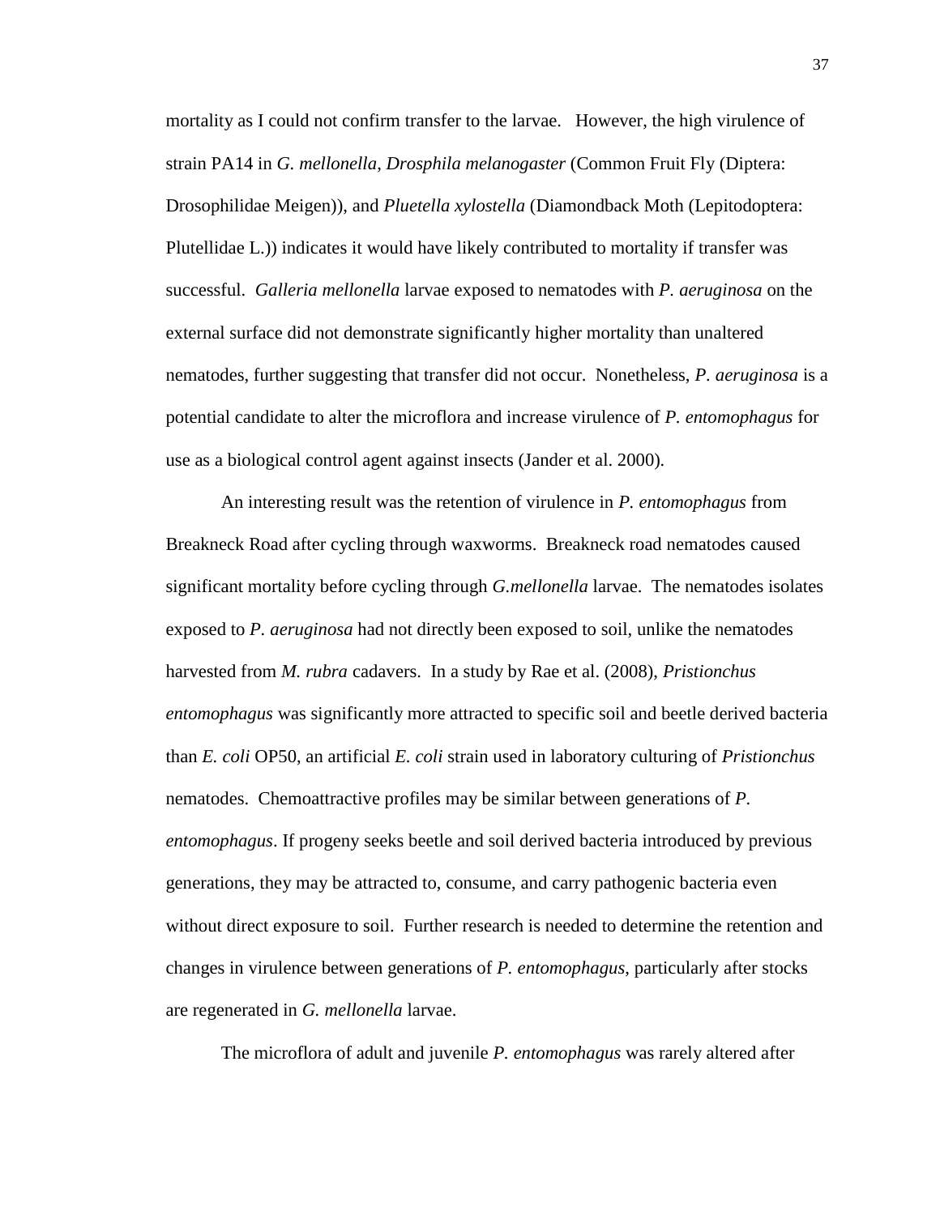mortality as I could not confirm transfer to the larvae. However, the high virulence of strain PA14 in *G. mellonella*, *Drosphila melanogaster* (Common Fruit Fly (Diptera: Drosophilidae Meigen)), and *Pluetella xylostella* (Diamondback Moth (Lepitodoptera: Plutellidae L.)) indicates it would have likely contributed to mortality if transfer was successful. *Galleria mellonella* larvae exposed to nematodes with *P. aeruginosa* on the external surface did not demonstrate significantly higher mortality than unaltered nematodes, further suggesting that transfer did not occur. Nonetheless, *P. aeruginosa* is a potential candidate to alter the microflora and increase virulence of *P. entomophagus* for use as a biological control agent against insects (Jander et al. 2000).

An interesting result was the retention of virulence in *P. entomophagus* from Breakneck Road after cycling through waxworms. Breakneck road nematodes caused significant mortality before cycling through *G.mellonella* larvae. The nematodes isolates exposed to *P. aeruginosa* had not directly been exposed to soil, unlike the nematodes harvested from *M. rubra* cadavers. In a study by Rae et al. (2008), *Pristionchus entomophagus* was significantly more attracted to specific soil and beetle derived bacteria than *E. coli* OP50, an artificial *E. coli* strain used in laboratory culturing of *Pristionchus* nematodes. Chemoattractive profiles may be similar between generations of *P. entomophagus*. If progeny seeks beetle and soil derived bacteria introduced by previous generations, they may be attracted to, consume, and carry pathogenic bacteria even without direct exposure to soil. Further research is needed to determine the retention and changes in virulence between generations of *P. entomophagus*, particularly after stocks are regenerated in *G. mellonella* larvae.

The microflora of adult and juvenile *P. entomophagus* was rarely altered after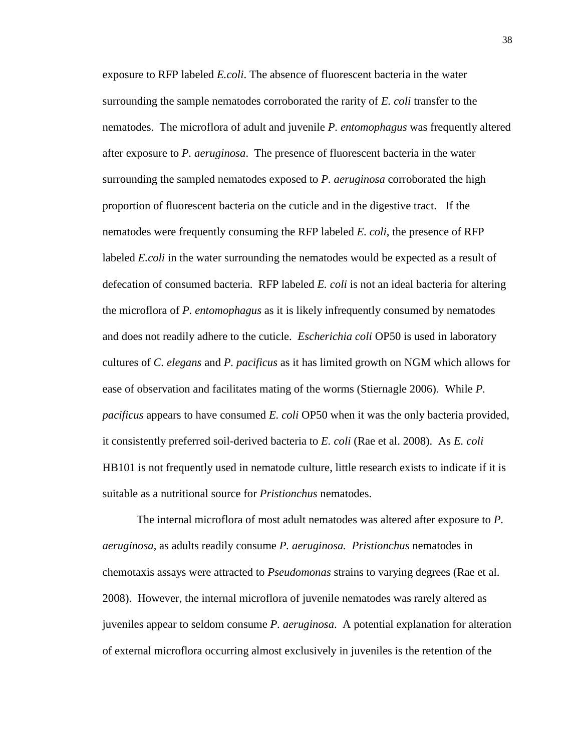exposure to RFP labeled *E.coli*. The absence of fluorescent bacteria in the water surrounding the sample nematodes corroborated the rarity of *E. coli* transfer to the nematodes. The microflora of adult and juvenile *P. entomophagus* was frequently altered after exposure to *P. aeruginosa*. The presence of fluorescent bacteria in the water surrounding the sampled nematodes exposed to *P. aeruginosa* corroborated the high proportion of fluorescent bacteria on the cuticle and in the digestive tract. If the nematodes were frequently consuming the RFP labeled *E. coli*, the presence of RFP labeled *E.coli* in the water surrounding the nematodes would be expected as a result of defecation of consumed bacteria. RFP labeled *E. coli* is not an ideal bacteria for altering the microflora of *P. entomophagus* as it is likely infrequently consumed by nematodes and does not readily adhere to the cuticle. *Escherichia coli* OP50 is used in laboratory cultures of *C. elegans* and *P. pacificus* as it has limited growth on NGM which allows for ease of observation and facilitates mating of the worms (Stiernagle 2006). While *P. pacificus* appears to have consumed *E. coli* OP50 when it was the only bacteria provided, it consistently preferred soil-derived bacteria to *E. coli* (Rae et al. 2008). As *E. coli* HB101 is not frequently used in nematode culture, little research exists to indicate if it is suitable as a nutritional source for *Pristionchus* nematodes.

The internal microflora of most adult nematodes was altered after exposure to *P. aeruginosa*, as adults readily consume *P. aeruginosa. Pristionchus* nematodes in chemotaxis assays were attracted to *Pseudomonas* strains to varying degrees (Rae et al. 2008). However, the internal microflora of juvenile nematodes was rarely altered as juveniles appear to seldom consume *P. aeruginosa*. A potential explanation for alteration of external microflora occurring almost exclusively in juveniles is the retention of the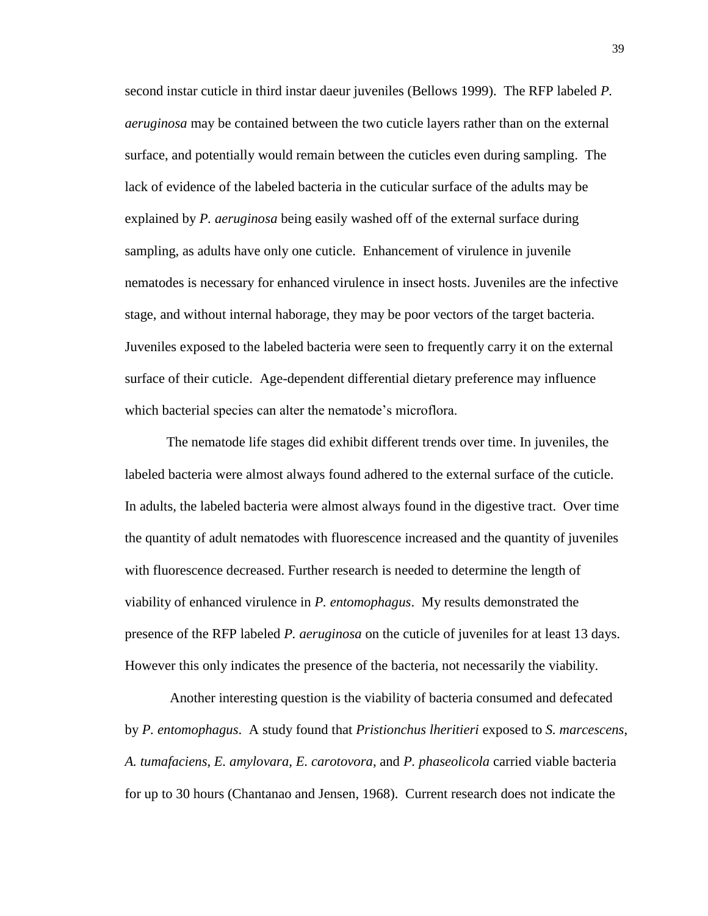second instar cuticle in third instar daeur juveniles (Bellows 1999). The RFP labeled *P. aeruginosa* may be contained between the two cuticle layers rather than on the external surface, and potentially would remain between the cuticles even during sampling. The lack of evidence of the labeled bacteria in the cuticular surface of the adults may be explained by *P. aeruginosa* being easily washed off of the external surface during sampling, as adults have only one cuticle. Enhancement of virulence in juvenile nematodes is necessary for enhanced virulence in insect hosts. Juveniles are the infective stage, and without internal haborage, they may be poor vectors of the target bacteria. Juveniles exposed to the labeled bacteria were seen to frequently carry it on the external surface of their cuticle. Age-dependent differential dietary preference may influence which bacterial species can alter the nematode's microflora.

The nematode life stages did exhibit different trends over time. In juveniles, the labeled bacteria were almost always found adhered to the external surface of the cuticle. In adults, the labeled bacteria were almost always found in the digestive tract. Over time the quantity of adult nematodes with fluorescence increased and the quantity of juveniles with fluorescence decreased. Further research is needed to determine the length of viability of enhanced virulence in *P. entomophagus*. My results demonstrated the presence of the RFP labeled *P. aeruginosa* on the cuticle of juveniles for at least 13 days. However this only indicates the presence of the bacteria, not necessarily the viability.

Another interesting question is the viability of bacteria consumed and defecated by *P. entomophagus*. A study found that *Pristionchus lheritieri* exposed to *S. marcescens*, *A. tumafaciens*, *E. amylovara*, *E. carotovora*, and *P. phaseolicola* carried viable bacteria for up to 30 hours (Chantanao and Jensen, 1968). Current research does not indicate the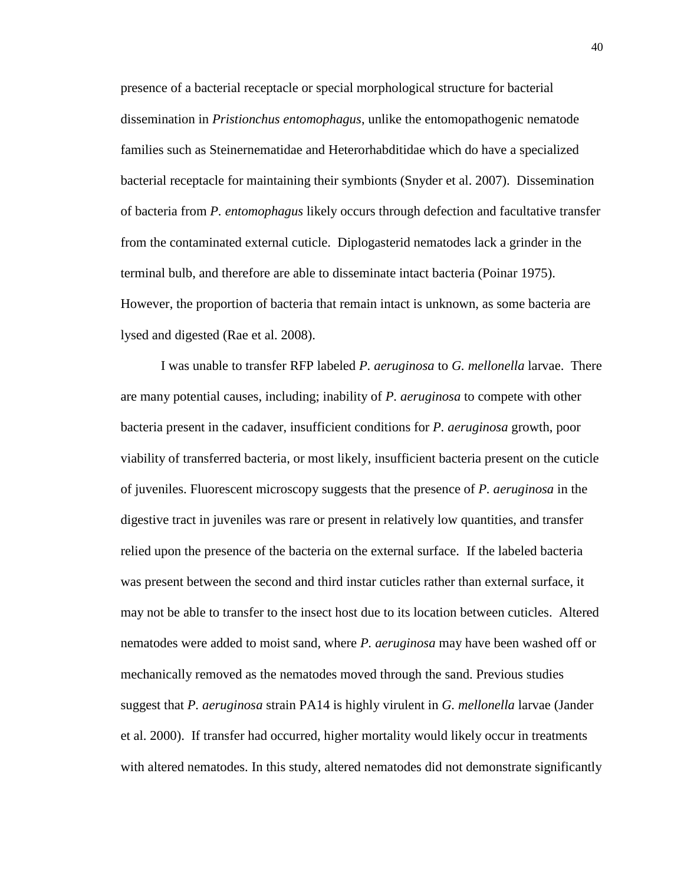presence of a bacterial receptacle or special morphological structure for bacterial dissemination in *Pristionchus entomophagus*, unlike the entomopathogenic nematode families such as Steinernematidae and Heterorhabditidae which do have a specialized bacterial receptacle for maintaining their symbionts (Snyder et al. 2007). Dissemination of bacteria from *P. entomophagus* likely occurs through defection and facultative transfer from the contaminated external cuticle. Diplogasterid nematodes lack a grinder in the terminal bulb, and therefore are able to disseminate intact bacteria (Poinar 1975). However, the proportion of bacteria that remain intact is unknown, as some bacteria are lysed and digested (Rae et al. 2008).

I was unable to transfer RFP labeled *P. aeruginosa* to *G. mellonella* larvae. There are many potential causes, including; inability of *P. aeruginosa* to compete with other bacteria present in the cadaver, insufficient conditions for *P. aeruginosa* growth, poor viability of transferred bacteria, or most likely, insufficient bacteria present on the cuticle of juveniles. Fluorescent microscopy suggests that the presence of *P. aeruginosa* in the digestive tract in juveniles was rare or present in relatively low quantities, and transfer relied upon the presence of the bacteria on the external surface. If the labeled bacteria was present between the second and third instar cuticles rather than external surface, it may not be able to transfer to the insect host due to its location between cuticles. Altered nematodes were added to moist sand, where *P. aeruginosa* may have been washed off or mechanically removed as the nematodes moved through the sand. Previous studies suggest that *P. aeruginosa* strain PA14 is highly virulent in *G. mellonella* larvae (Jander et al. 2000). If transfer had occurred, higher mortality would likely occur in treatments with altered nematodes. In this study, altered nematodes did not demonstrate significantly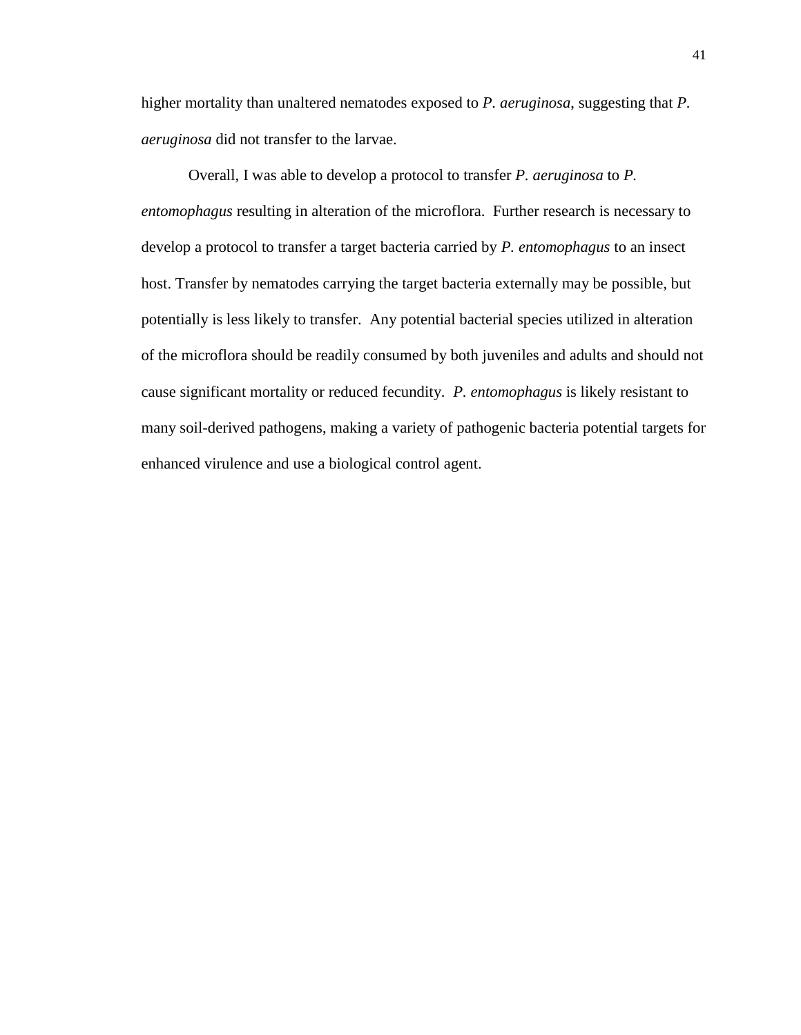higher mortality than unaltered nematodes exposed to *P. aeruginosa*, suggesting that *P. aeruginosa* did not transfer to the larvae.

Overall, I was able to develop a protocol to transfer *P. aeruginosa* to *P. entomophagus* resulting in alteration of the microflora. Further research is necessary to develop a protocol to transfer a target bacteria carried by *P. entomophagus* to an insect host. Transfer by nematodes carrying the target bacteria externally may be possible, but potentially is less likely to transfer. Any potential bacterial species utilized in alteration of the microflora should be readily consumed by both juveniles and adults and should not cause significant mortality or reduced fecundity. *P. entomophagus* is likely resistant to many soil-derived pathogens, making a variety of pathogenic bacteria potential targets for enhanced virulence and use a biological control agent.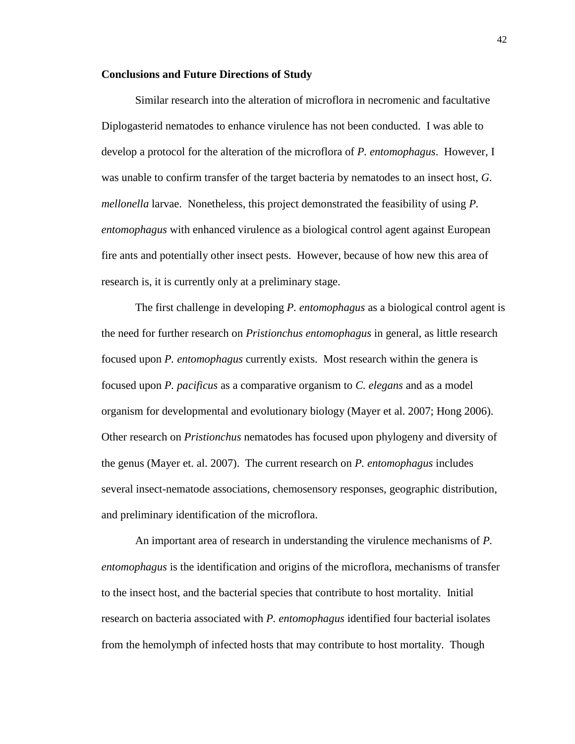### Conclusions and Future Directions of Study

Similar research into the alteration of microflora in necromenic and facultative Diplogasterid nematodes to enhance virulence has not been conducted. I was able to develop a protocol for the alteration of the microflora of *P. entomophagus*. However, I was unable to confirm transfer of the target bacteria by nematodes to an insect host, *G. mellonella* larvae. Nonetheless, this project demonstrated the feasibility of using *P. entomophagus* with enhanced virulence as a biological control agent against European fire ants and potentially other insect pests. However, because of how new this area of research is, it is currently only at a preliminary stage.

The first challenge in developing *P. entomophagus* as a biological control agent is the need for further research on *Pristionchus entomophagus* in general, as little research focused upon *P. entomophagus* currently exists. Most research within the genera is focused upon *P. pacificus* as a comparative organism to *C. elegans* and as a model organism for developmental and evolutionary biology (Mayer et al. 2007; Hong 2006). Other research on *Pristionchus* nematodes has focused upon phylogeny and diversity of the genus (Mayer et. al. 2007). The current research on *P. entomophagus* includes several insect-nematode associations, chemosensory responses, geographic distribution, and preliminary identification of the microflora.

An important area of research in understanding the virulence mechanisms of *P. entomophagus* is the identification and origins of the microflora, mechanisms of transfer to the insect host, and the bacterial species that contribute to host mortality. Initial research on bacteria associated with *P. entomophagus* identified four bacterial isolates from the hemolymph of infected hosts that may contribute to host mortality. Though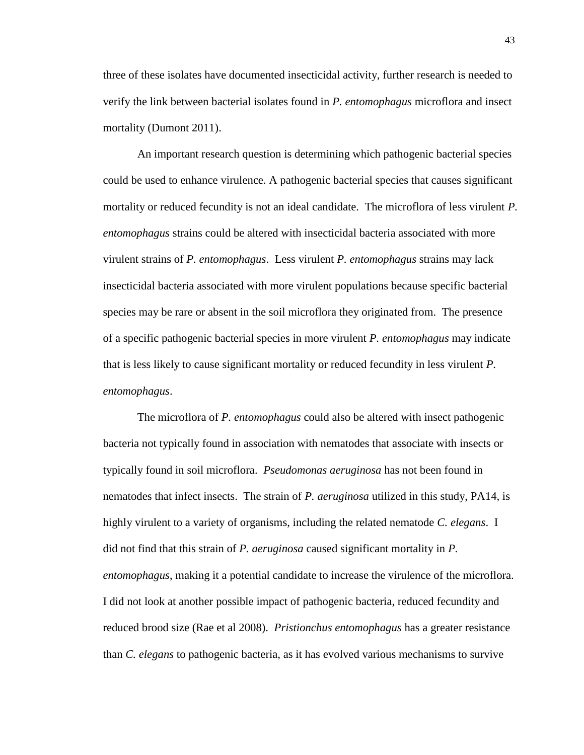three of these isolates have documented insecticidal activity, further research is needed to verify the link between bacterial isolates found in *P. entomophagus* microflora and insect mortality (Dumont 2011).

An important research question is determining which pathogenic bacterial species could be used to enhance virulence. A pathogenic bacterial species that causes significant mortality or reduced fecundity is not an ideal candidate. The microflora of less virulent *P. entomophagus* strains could be altered with insecticidal bacteria associated with more virulent strains of *P. entomophagus*. Less virulent *P. entomophagus* strains may lack insecticidal bacteria associated with more virulent populations because specific bacterial species may be rare or absent in the soil microflora they originated from. The presence of a specific pathogenic bacterial species in more virulent *P. entomophagus* may indicate that is less likely to cause significant mortality or reduced fecundity in less virulent *P. entomophagus*.

The microflora of *P. entomophagus* could also be altered with insect pathogenic bacteria not typically found in association with nematodes that associate with insects or typically found in soil microflora. *Pseudomonas aeruginosa* has not been found in nematodes that infect insects. The strain of *P. aeruginosa* utilized in this study, PA14, is highly virulent to a variety of organisms, including the related nematode *C. elegans*. I did not find that this strain of *P. aeruginosa* caused significant mortality in *P. entomophagus*, making it a potential candidate to increase the virulence of the microflora. I did not look at another possible impact of pathogenic bacteria, reduced fecundity and reduced brood size (Rae et al 2008). *Pristionchus entomophagus* has a greater resistance than *C. elegans* to pathogenic bacteria, as it has evolved various mechanisms to survive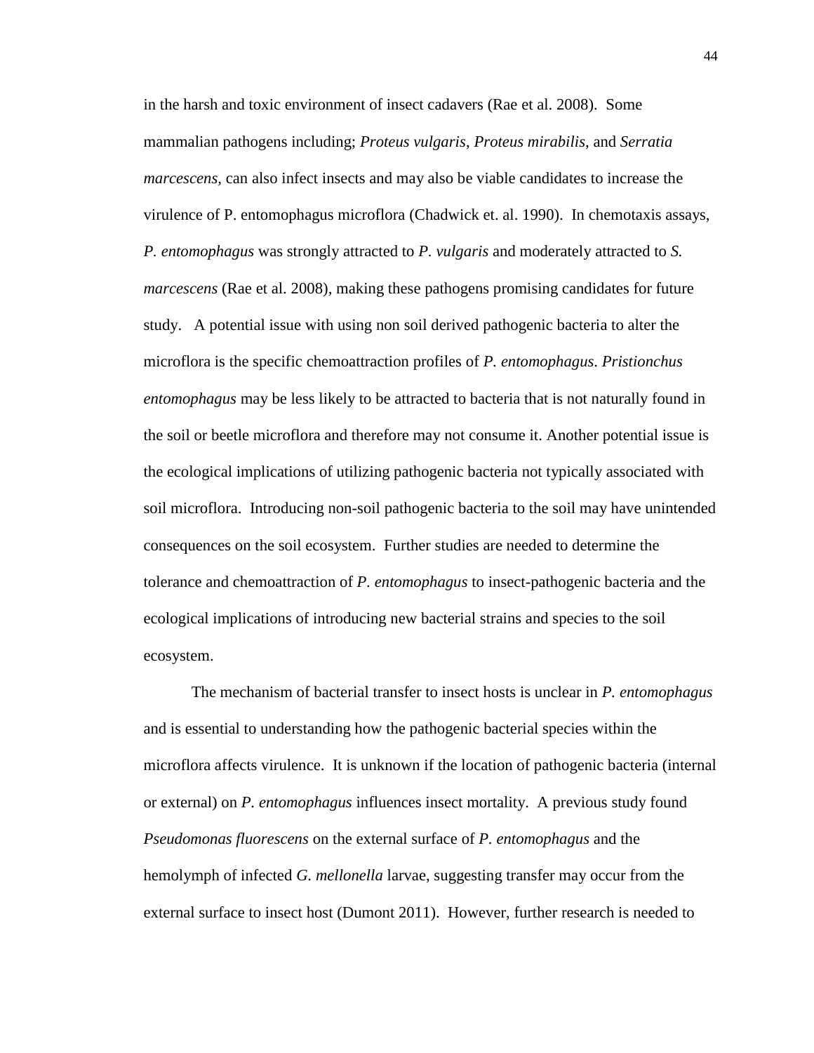in the harsh and toxic environment of insect cadavers (Rae et al. 2008). Some mammalian pathogens including; *Proteus vulgaris*, *Proteus mirabilis*, and *Serratia marcescens*, can also infect insects and may also be viable candidates to increase the virulence of P. entomophagus microflora (Chadwick et. al. 1990). In chemotaxis assays, *P. entomophagus* was strongly attracted to *P. vulgaris* and moderately attracted to *S. marcescens* (Rae et al. 2008), making these pathogens promising candidates for future study. A potential issue with using non soil derived pathogenic bacteria to alter the microflora is the specific chemoattraction profiles of *P. entomophagus*. *Pristionchus entomophagus* may be less likely to be attracted to bacteria that is not naturally found in the soil or beetle microflora and therefore may not consume it. Another potential issue is the ecological implications of utilizing pathogenic bacteria not typically associated with soil microflora. Introducing non-soil pathogenic bacteria to the soil may have unintended consequences on the soil ecosystem. Further studies are needed to determine the tolerance and chemoattraction of *P. entomophagus* to insect-pathogenic bacteria and the ecological implications of introducing new bacterial strains and species to the soil ecosystem.

The mechanism of bacterial transfer to insect hosts is unclear in *P. entomophagus* and is essential to understanding how the pathogenic bacterial species within the microflora affects virulence. It is unknown if the location of pathogenic bacteria (internal or external) on *P. entomophagus* influences insect mortality. A previous study found *Pseudomonas fluorescens* on the external surface of *P. entomophagus* and the hemolymph of infected *G. mellonella* larvae, suggesting transfer may occur from the external surface to insect host (Dumont 2011). However, further research is needed to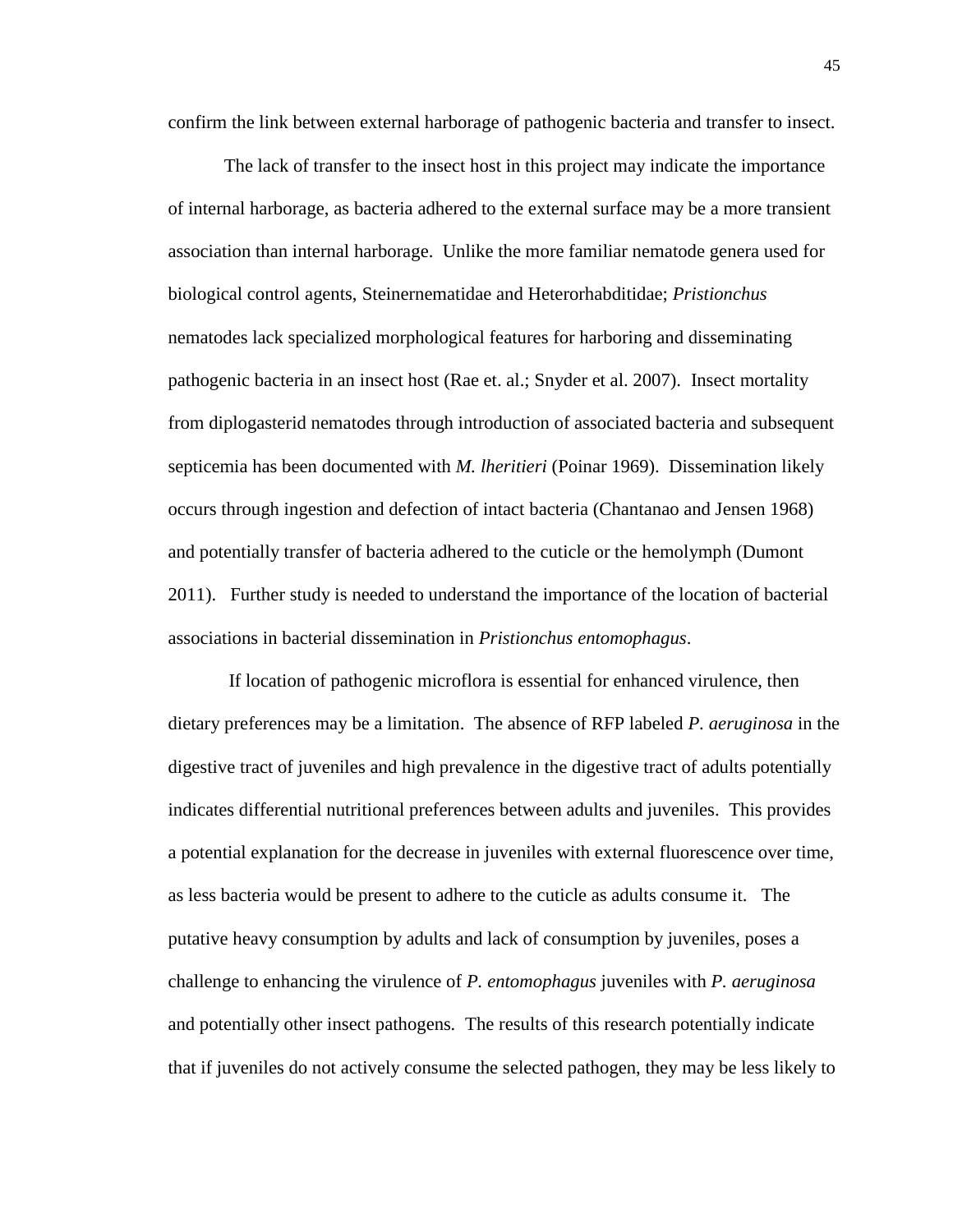confirm the link between external harborage of pathogenic bacteria and transfer to insect.

The lack of transfer to the insect host in this project may indicate the importance of internal harborage, as bacteria adhered to the external surface may be a more transient association than internal harborage. Unlike the more familiar nematode genera used for biological control agents, Steinernematidae and Heterorhabditidae; *Pristionchus* nematodes lack specialized morphological features for harboring and disseminating pathogenic bacteria in an insect host (Rae et. al.; Snyder et al. 2007). Insect mortality from diplogasterid nematodes through introduction of associated bacteria and subsequent septicemia has been documented with *M. lheritieri* (Poinar 1969). Dissemination likely occurs through ingestion and defection of intact bacteria (Chantanao and Jensen 1968) and potentially transfer of bacteria adhered to the cuticle or the hemolymph (Dumont 2011). Further study is needed to understand the importance of the location of bacterial associations in bacterial dissemination in *Pristionchus entomophagus*.

If location of pathogenic microflora is essential for enhanced virulence, then dietary preferences may be a limitation. The absence of RFP labeled *P. aeruginosa* in the digestive tract of juveniles and high prevalence in the digestive tract of adults potentially indicates differential nutritional preferences between adults and juveniles. This provides a potential explanation for the decrease in juveniles with external fluorescence over time, as less bacteria would be present to adhere to the cuticle as adults consume it. The putative heavy consumption by adults and lack of consumption by juveniles, poses a challenge to enhancing the virulence of *P. entomophagus* juveniles with *P. aeruginosa* and potentially other insect pathogens. The results of this research potentially indicate that if juveniles do not actively consume the selected pathogen, they may be less likely to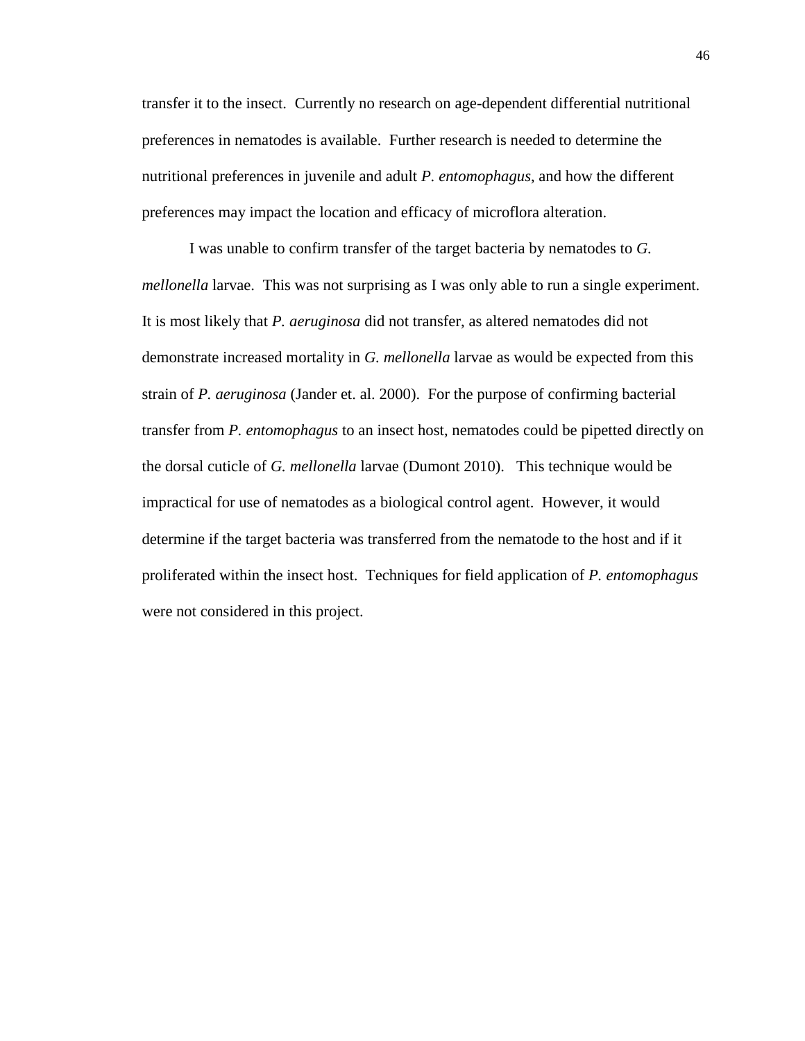transfer it to the insect. Currently no research on age-dependent differential nutritional preferences in nematodes is available. Further research is needed to determine the nutritional preferences in juvenile and adult *P. entomophagus*, and how the different preferences may impact the location and efficacy of microflora alteration.

I was unable to confirm transfer of the target bacteria by nematodes to *G. mellonella* larvae. This was not surprising as I was only able to run a single experiment. It is most likely that *P. aeruginosa* did not transfer, as altered nematodes did not demonstrate increased mortality in *G. mellonella* larvae as would be expected from this strain of *P. aeruginosa* (Jander et. al. 2000). For the purpose of confirming bacterial transfer from *P. entomophagus* to an insect host, nematodes could be pipetted directly on the dorsal cuticle of *G. mellonella* larvae (Dumont 2010). This technique would be impractical for use of nematodes as a biological control agent. However, it would determine if the target bacteria was transferred from the nematode to the host and if it proliferated within the insect host. Techniques for field application of *P. entomophagus* were not considered in this project.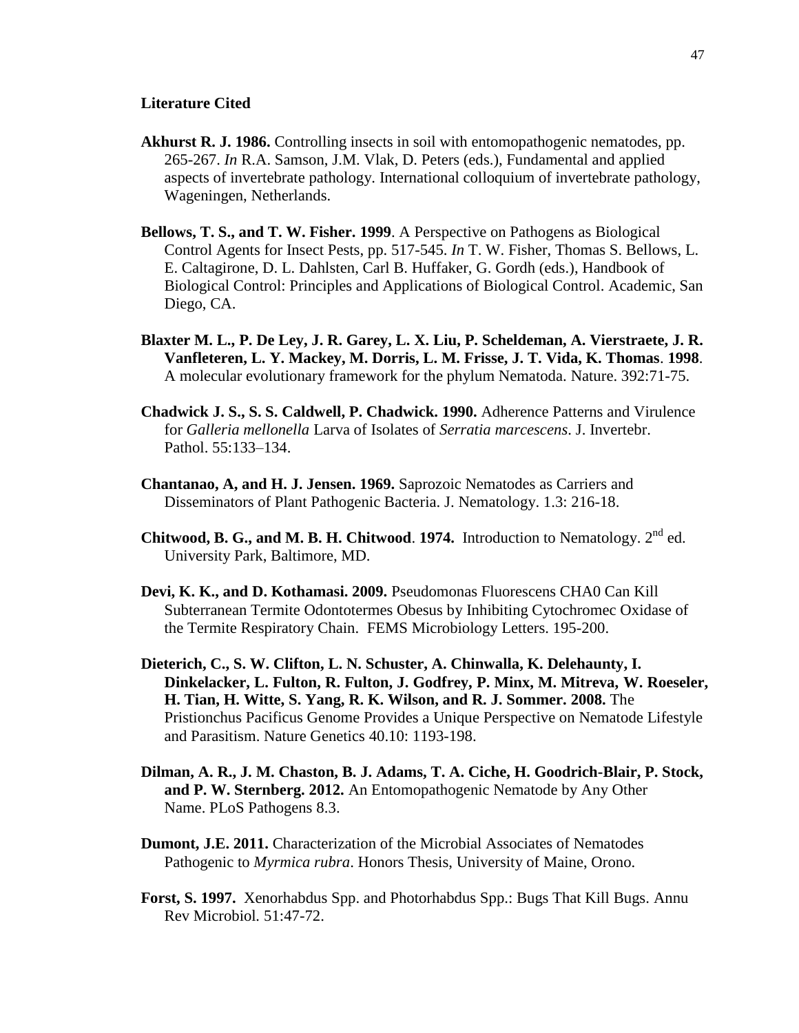**Literature Cited**

**Akhurst R. J. 1986.** Controlling insects in soil with entomopathogenic nematodes, pp. 265-267. *In* R.A. Samson, J.M. Vlak, D. Peters (eds.), Fundamental and applied aspects of invertebrate pathology. International colloquium of invertebrate pathology, Wageningen, Netherlands.

**Bellows, T. S., and T. W. Fisher. 1999**. A Perspective on Pathogens as Biological Control Agents for Insect Pests, pp. 517-545. *In* T. W. Fisher, Thomas S. Bellows, L. E. Caltagirone, D. L. Dahlsten, Carl B. Huffaker, G. Gordh (eds.), Handbook of Biological Control: Principles and Applications of Biological Control. Academic, San Diego, CA.

**Blaxter M. L., P. De Ley, J. R. Garey, L. X. Liu, P. Scheldeman, A. Vierstraete, J. R. Vanfleteren, L. Y. Mackey, M. Dorris, L. M. Frisse, J. T. Vida, K. Thomas**. **1998**. A molecular evolutionary framework for the phylum Nematoda. Nature. 392:71-75.

**Chadwick J. S., S. S. Caldwell, P. Chadwick. 1990.** Adherence Patterns and Virulence for *Galleria mellonella* Larva of Isolates of *Serratia marcescens*. J. Invertebr. Pathol. 55:133–134.

**Chantanao, A, and H. J. Jensen. 1969.** Saprozoic Nematodes as Carriers and Disseminators of Plant Pathogenic Bacteria. J. Nematology. 1.3: 216-18.

**Chitwood, B. G., and M. B. H. Chitwood**. **1974.** Introduction to Nematology. 2nd ed. University Park, Baltimore, MD.

**Devi, K. K., and D. Kothamasi. 2009.** Pseudomonas Fluorescens CHA0 Can Kill Subterranean Termite Odontotermes Obesus by Inhibiting Cytochromec Oxidase of the Termite Respiratory Chain. FEMS Microbiology Letters. 195-200.

**Dieterich, C., S. W. Clifton, L. N. Schuster, A. Chinwalla, K. Delehaunty, I. Dinkelacker, L. Fulton, R. Fulton, J. Godfrey, P. Minx, M. Mitreva, W. Roeseler, H. Tian, H. Witte, S. Yang, R. K. Wilson, and R. J. Sommer. 2008.** The Pristionchus Pacificus Genome Provides a Unique Perspective on Nematode Lifestyle and Parasitism. Nature Genetics 40.10: 1193-198.

**Dilman, A. R., J. M. Chaston, B. J. Adams, T. A. Ciche, H. Goodrich-Blair, P. Stock, and P. W. Sternberg. 2012.** An Entomopathogenic Nematode by Any Other Name. PLoS Pathogens 8.3.

**Dumont, J.E. 2011.** Characterization of the Microbial Associates of Nematodes Pathogenic to *Myrmica rubra*. Honors Thesis, University of Maine, Orono.

**Forst, S. 1997.** Xenorhabdus Spp. and Photorhabdus Spp.: Bugs That Kill Bugs. Annu Rev Microbiol. 51:47-72.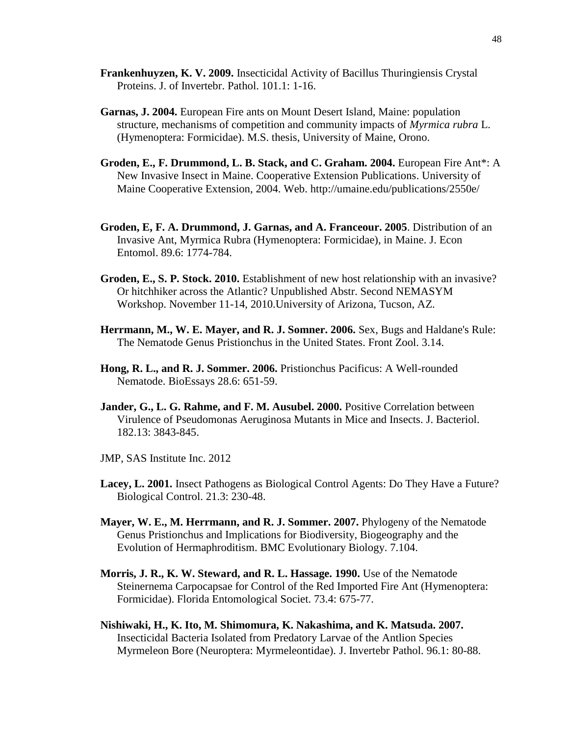**Frankenhuyzen, K. V. 2009.** Insecticidal Activity of Bacillus Thuringiensis Crystal Proteins. J. of Invertebr. Pathol. 101.1: 1-16.

**Garnas, J. 2004.** European Fire ants on Mount Desert Island, Maine: population structure, mechanisms of competition and community impacts of *Myrmica rubra* L. (Hymenoptera: Formicidae). M.S. thesis, University of Maine, Orono.

**Groden, E., F. Drummond, L. B. Stack, and C. Graham. 2004.** European Fire Ant*: A New Invasive Insect in Maine. Cooperative Extension Publications. University of Maine Cooperative Extension, 2004. Web. http://umaine.edu/publications/2550e/

**Groden, E, F. A. Drummond, J. Garnas, and A. Franceour. 2005**. Distribution of an Invasive Ant, Myrmica Rubra (Hymenoptera: Formicidae), in Maine. J. Econ Entomol. 89.6: 1774-784.

**Groden, E., S. P. Stock. 2010.** Establishment of new host relationship with an invasive? Or hitchhiker across the Atlantic? Unpublished Abstr. Second NEMASYM Workshop. November 11-14, 2010.University of Arizona, Tucson, AZ.

**Herrmann, M., W. E. Mayer, and R. J. Somner. 2006.** Sex, Bugs and Haldane's Rule: The Nematode Genus Pristionchus in the United States. Front Zool. 3.14.

**Hong, R. L., and R. J. Sommer. 2006.** Pristionchus Pacificus: A Well-rounded Nematode. BioEssays 28.6: 651-59.

**Jander, G., L. G. Rahme, and F. M. Ausubel. 2000.** Positive Correlation between Virulence of Pseudomonas Aeruginosa Mutants in Mice and Insects. J. Bacteriol. 182.13: 3843-845.

JMP, SAS Institute Inc. 2012

**Lacey, L. 2001.** Insect Pathogens as Biological Control Agents: Do They Have a Future? Biological Control. 21.3: 230-48.

**Mayer, W. E., M. Herrmann, and R. J. Sommer. 2007.** Phylogeny of the Nematode Genus Pristionchus and Implications for Biodiversity, Biogeography and the Evolution of Hermaphroditism. BMC Evolutionary Biology. 7.104.

**Morris, J. R., K. W. Steward, and R. L. Hassage. 1990.** Use of the Nematode Steinernema Carpocapsae for Control of the Red Imported Fire Ant (Hymenoptera: Formicidae). Florida Entomological Societ. 73.4: 675-77.

**Nishiwaki, H., K. Ito, M. Shimomura, K. Nakashima, and K. Matsuda. 2007.** Insecticidal Bacteria Isolated from Predatory Larvae of the Antlion Species Myrmeleon Bore (Neuroptera: Myrmeleontidae). J. Invertebr Pathol. 96.1: 80-88.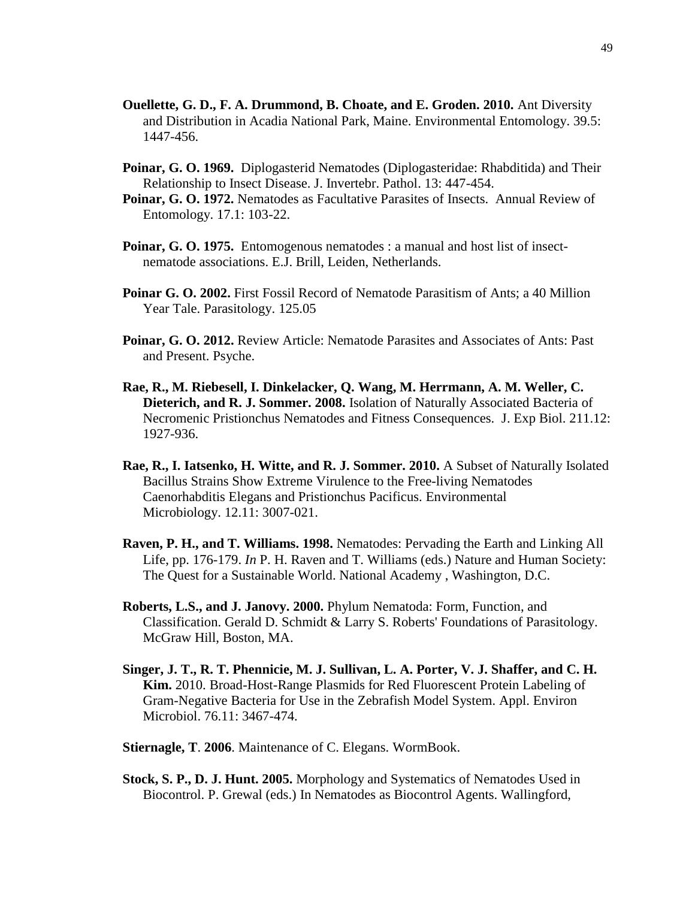**Ouellette, G. D., F. A. Drummond, B. Choate, and E. Groden. 2010.** Ant Diversity and Distribution in Acadia National Park, Maine. Environmental Entomology. 39.5: 1447-456.

**Poinar, G. O. 1969.** Diplogasterid Nematodes (Diplogasteridae: Rhabditida) and Their Relationship to Insect Disease. J. Invertebr. Pathol. 13: 447-454.

**Poinar, G. O. 1972.** Nematodes as Facultative Parasites of Insects. Annual Review of Entomology. 17.1: 103-22.

**Poinar, G. O. 1975.** Entomogenous nematodes : a manual and host list of insect-nematode associations. E.J. Brill, Leiden, Netherlands.

**Poinar G. O. 2002.** First Fossil Record of Nematode Parasitism of Ants; a 40 Million Year Tale. Parasitology. 125.05

**Poinar, G. O. 2012.** Review Article: Nematode Parasites and Associates of Ants: Past and Present. Psyche.

**Rae, R., M. Riebesell, I. Dinkelacker, Q. Wang, M. Herrmann, A. M. Weller, C. Dieterich, and R. J. Sommer. 2008.** Isolation of Naturally Associated Bacteria of Necromenic Pristionchus Nematodes and Fitness Consequences. J. Exp Biol. 211.12: 1927-936.

**Rae, R., I. Iatsenko, H. Witte, and R. J. Sommer. 2010.** A Subset of Naturally Isolated Bacillus Strains Show Extreme Virulence to the Free-living Nematodes Caenorhabditis Elegans and Pristionchus Pacificus. Environmental Microbiology. 12.11: 3007-021.

**Raven, P. H., and T. Williams. 1998.** Nematodes: Pervading the Earth and Linking All Life, pp. 176-179. *In* P. H. Raven and T. Williams (eds.) Nature and Human Society: The Quest for a Sustainable World. National Academy , Washington, D.C.

**Roberts, L.S., and J. Janovy. 2000.** Phylum Nematoda: Form, Function, and Classification. Gerald D. Schmidt & Larry S. Roberts' Foundations of Parasitology. McGraw Hill, Boston, MA.

**Singer, J. T., R. T. Phennicie, M. J. Sullivan, L. A. Porter, V. J. Shaffer, and C. H. Kim.** 2010. Broad-Host-Range Plasmids for Red Fluorescent Protein Labeling of Gram-Negative Bacteria for Use in the Zebrafish Model System. Appl. Environ Microbiol. 76.11: 3467-474.

**Stiernagle, T**. **2006**. Maintenance of C. Elegans. WormBook.

**Stock, S. P., D. J. Hunt. 2005.** Morphology and Systematics of Nematodes Used in Biocontrol. P. Grewal (eds.) In Nematodes as Biocontrol Agents. Wallingford,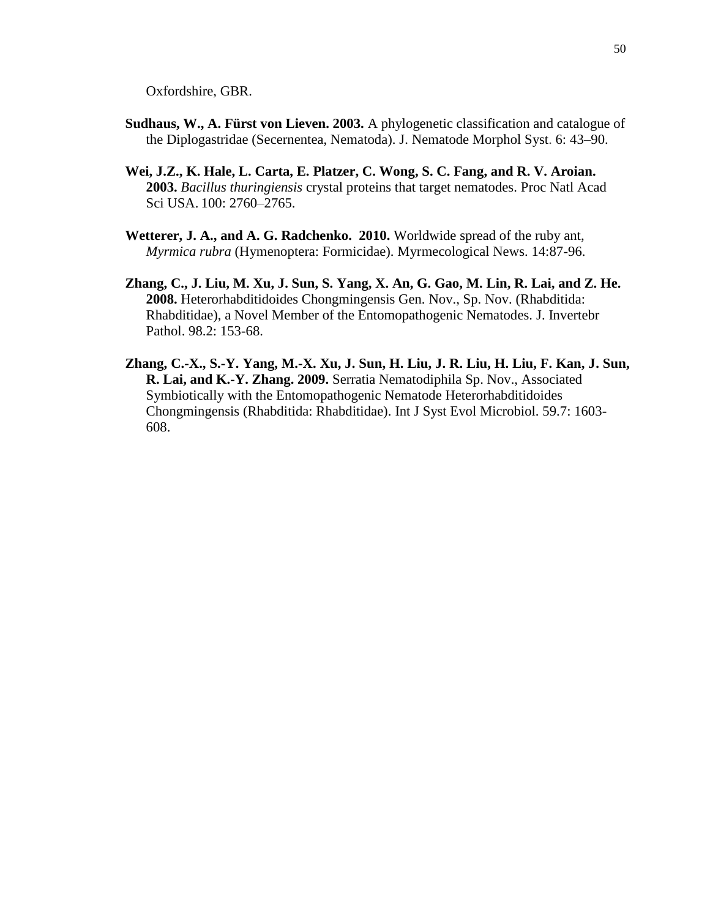Oxfordshire, GBR.

**Sudhaus, W., A. Fürst von Lieven. 2003.** A phylogenetic classification and catalogue of the Diplogastridae (Secernentea, Nematoda). J. Nematode Morphol Syst. 6: 43–90.

**Wei, J.Z., K. Hale, L. Carta, E. Platzer, C. Wong, S. C. Fang, and R. V. Aroian. 2003.** *Bacillus thuringiensis* crystal proteins that target nematodes. Proc Natl Acad Sci USA. 100: 2760–2765.

**Wetterer, J. A., and A. G. Radchenko. 2010.** Worldwide spread of the ruby ant, *Myrmica rubra* (Hymenoptera: Formicidae). Myrmecological News. 14:87-96.

**Zhang, C., J. Liu, M. Xu, J. Sun, S. Yang, X. An, G. Gao, M. Lin, R. Lai, and Z. He. 2008.** Heterorhabditidoides Chongmingensis Gen. Nov., Sp. Nov. (Rhabditida: Rhabditidae), a Novel Member of the Entomopathogenic Nematodes. J. Invertebr Pathol. 98.2: 153-68.

**Zhang, C.-X., S.-Y. Yang, M.-X. Xu, J. Sun, H. Liu, J. R. Liu, H. Liu, F. Kan, J. Sun, R. Lai, and K.-Y. Zhang. 2009.** Serratia Nematodiphila Sp. Nov., Associated Symbiotically with the Entomopathogenic Nematode Heterorhabditidoides Chongmingensis (Rhabditida: Rhabditidae). Int J Syst Evol Microbiol. 59.7: 1603-608.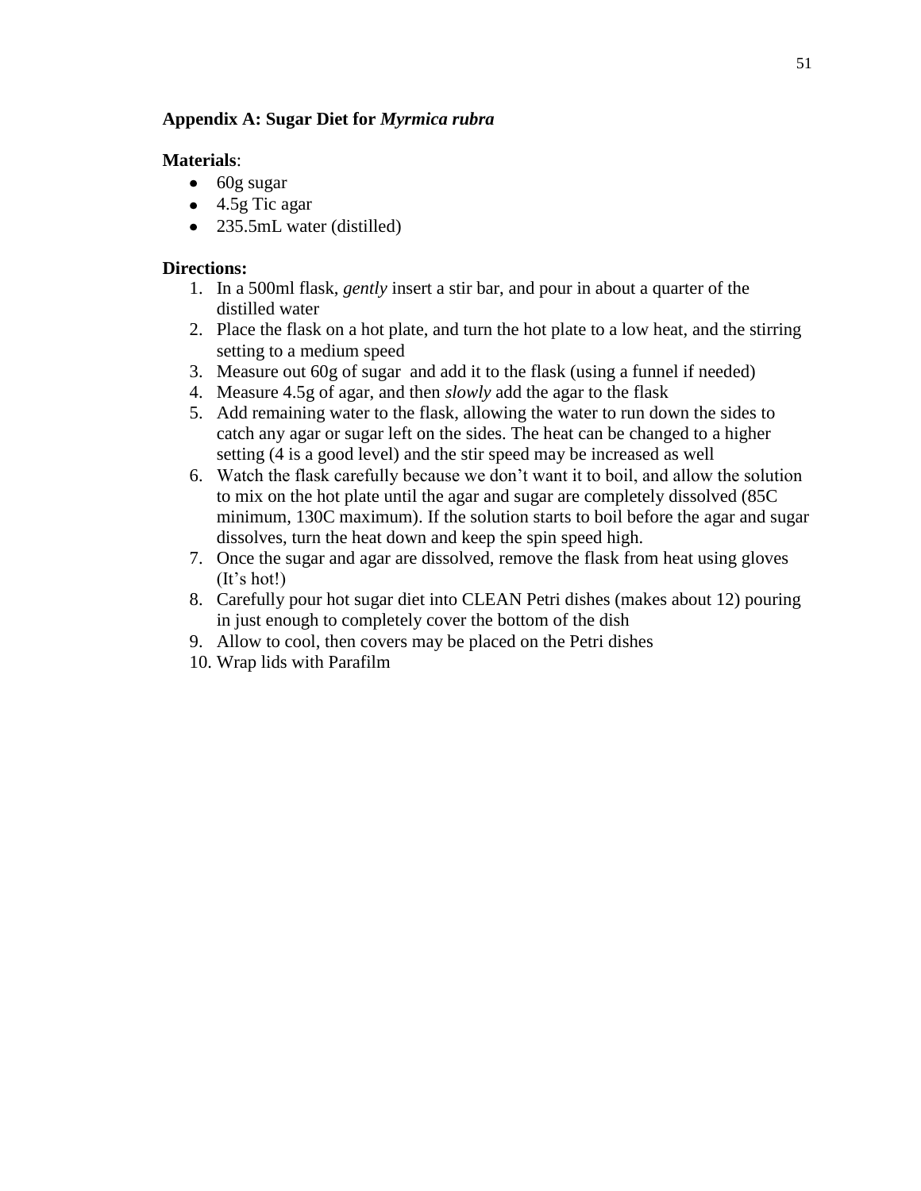**Appendix A: Sugar Diet for *Myrmica rubra***

**Materials**:

- 60g sugar
- 4.5g Tic agar
- 235.5mL water (distilled)

**Directions:**

1. In a 500ml flask, *gently* insert a stir bar, and pour in about a quarter of the distilled water
2. Place the flask on a hot plate, and turn the hot plate to a low heat, and the stirring setting to a medium speed
3. Measure out 60g of sugar and add it to the flask (using a funnel if needed)
4. Measure 4.5g of agar, and then *slowly* add the agar to the flask
5. Add remaining water to the flask, allowing the water to run down the sides to catch any agar or sugar left on the sides. The heat can be changed to a higher setting (4 is a good level) and the stir speed may be increased as well
6. Watch the flask carefully because we don't want it to boil, and allow the solution to mix on the hot plate until the agar and sugar are completely dissolved (85C minimum, 130C maximum). If the solution starts to boil before the agar and sugar dissolves, turn the heat down and keep the spin speed high.
7. Once the sugar and agar are dissolved, remove the flask from heat using gloves (It's hot!)
8. Carefully pour hot sugar diet into CLEAN Petri dishes (makes about 12) pouring in just enough to completely cover the bottom of the dish
9. Allow to cool, then covers may be placed on the Petri dishes
10. Wrap lids with Parafilm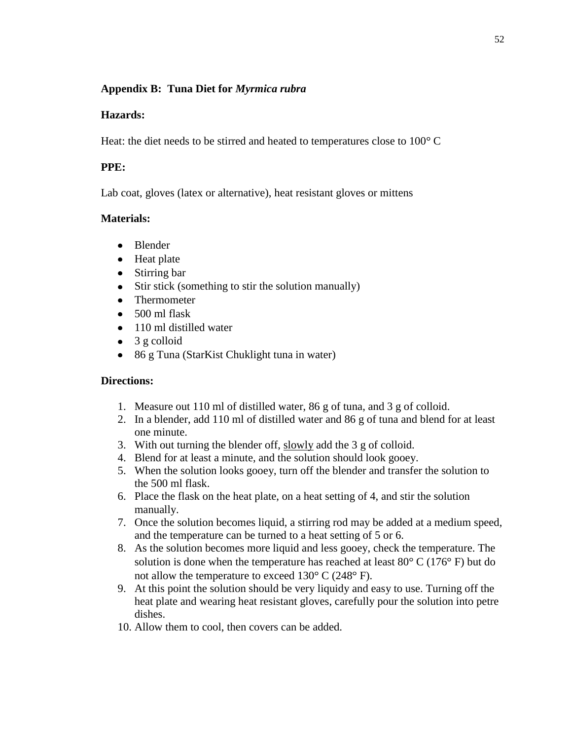## Appendix B: Tuna Diet for *Myrmica rubra*

**Hazards:**

Heat: the diet needs to be stirred and heated to temperatures close to 100° C

**PPE:**

Lab coat, gloves (latex or alternative), heat resistant gloves or mittens

**Materials:**

- Blender
- Heat plate
- Stirring bar
- Stir stick (something to stir the solution manually)
- Thermometer
- 500 ml flask
- 110 ml distilled water
- 3 g colloid
- 86 g Tuna (StarKist Chuklight tuna in water)

**Directions:**

1. Measure out 110 ml of distilled water, 86 g of tuna, and 3 g of colloid.
2. In a blender, add 110 ml of distilled water and 86 g of tuna and blend for at least one minute.
3. With out turning the blender off, slowly add the 3 g of colloid.
4. Blend for at least a minute, and the solution should look gooey.
5. When the solution looks gooey, turn off the blender and transfer the solution to the 500 ml flask.
6. Place the flask on the heat plate, on a heat setting of 4, and stir the solution manually.
7. Once the solution becomes liquid, a stirring rod may be added at a medium speed, and the temperature can be turned to a heat setting of 5 or 6.
8. As the solution becomes more liquid and less gooey, check the temperature. The solution is done when the temperature has reached at least 80° C (176° F) but do not allow the temperature to exceed 130° C (248° F).
9. At this point the solution should be very liquidy and easy to use. Turning off the heat plate and wearing heat resistant gloves, carefully pour the solution into petre dishes.
10. Allow them to cool, then covers can be added.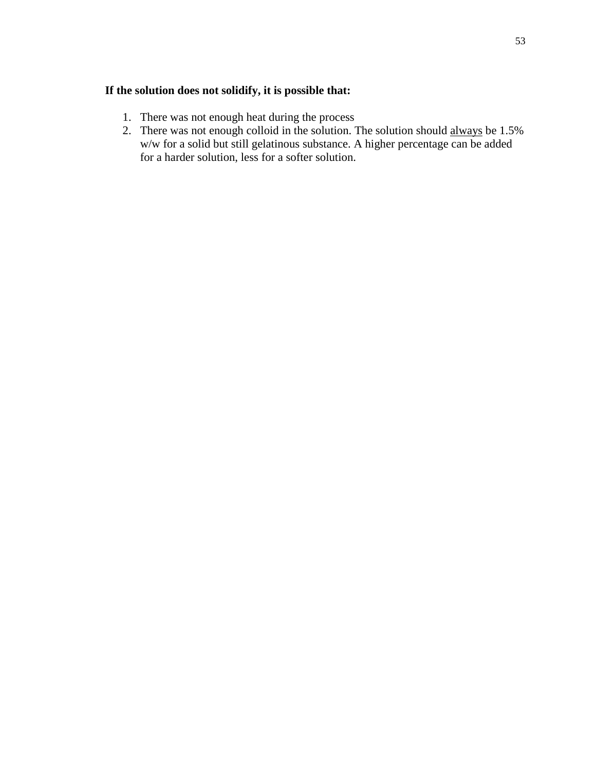**If the solution does not solidify, it is possible that:**

1. There was not enough heat during the process
2. There was not enough colloid in the solution. The solution should <u>always</u> be 1.5% w/w for a solid but still gelatinous substance. A higher percentage can be added for a harder solution, less for a softer solution.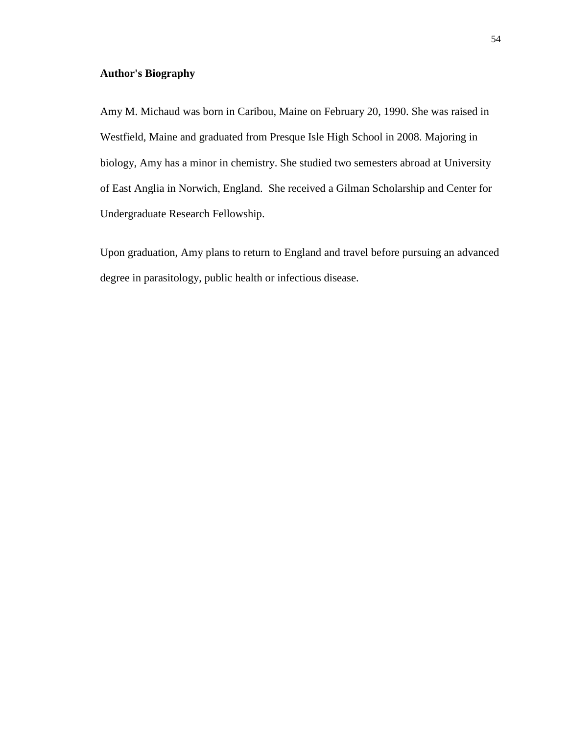## Author's Biography

Amy M. Michaud was born in Caribou, Maine on February 20, 1990. She was raised in Westfield, Maine and graduated from Presque Isle High School in 2008. Majoring in biology, Amy has a minor in chemistry. She studied two semesters abroad at University of East Anglia in Norwich, England. She received a Gilman Scholarship and Center for Undergraduate Research Fellowship.

Upon graduation, Amy plans to return to England and travel before pursuing an advanced degree in parasitology, public health or infectious disease.